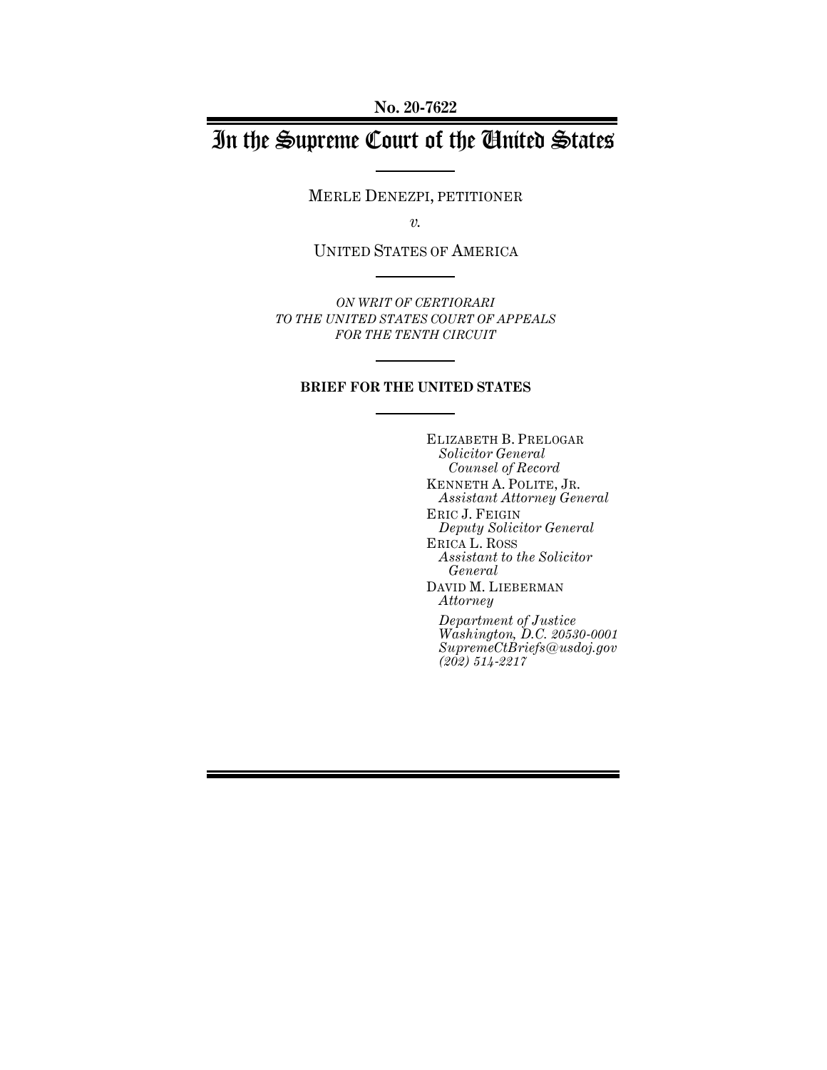**No. 20-7622**

# In the Supreme Court of the United States

MERLE DENEZPI, PETITIONER

*v.*

UNITED STATES OF AMERICA

*ON WRIT OF CERTIORARI*
*TO THE UNITED STATES COURT OF APPEALS*
*FOR THE TENTH CIRCUIT*

**BRIEF FOR THE UNITED STATES**

ELIZABETH B. PRELOGAR
*Solicitor General*
*Counsel of Record*
KENNETH A. POLITE, JR.
*Assistant Attorney General*
ERIC J. FEIGIN
*Deputy Solicitor General*
ERICA L. ROSS
*Assistant to the Solicitor General*
DAVID M. LIEBERMAN
*Attorney*

*Department of Justice*
*Washington, D.C. 20530-0001*
*SupremeCtBriefs@usdoj.gov*
*(202) 514-2217*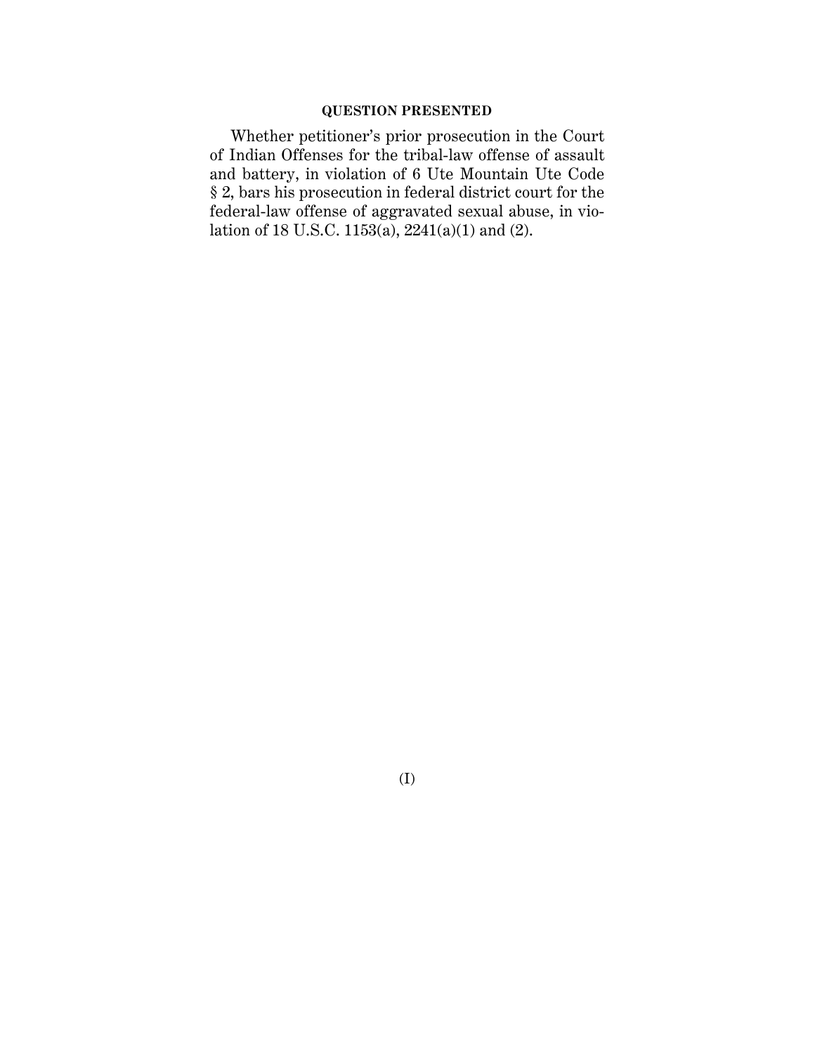## QUESTION PRESENTED

Whether petitioner's prior prosecution in the Court of Indian Offenses for the tribal-law offense of assault and battery, in violation of 6 Ute Mountain Ute Code § 2, bars his prosecution in federal district court for the federal-law offense of aggravated sexual abuse, in violation of 18 U.S.C. 1153(a), 2241(a)(1) and (2).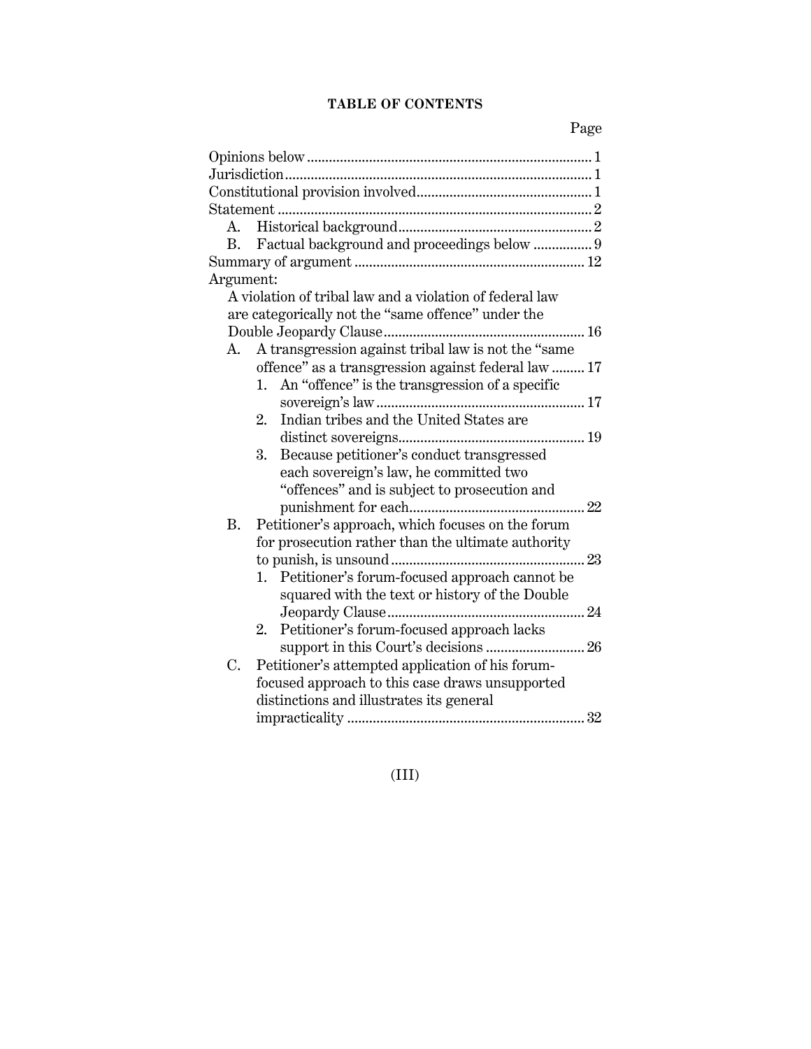# TABLE OF CONTENTS

Page

Opinions below ........................................................................ 1

Jurisdiction .............................................................................. 1

Constitutional provision involved .......................................... 1

Statement ................................................................................ 2

- A. Historical background ..................................................... 2
- B. Factual background and proceedings below ................ 9

Summary of argument ........................................................... 12

Argument:

A violation of tribal law and a violation of federal law are categorically not the "same offence" under the Double Jeopardy Clause ................................................... 16

- A. A transgression against tribal law is not the "same offence" as a transgression against federal law ......... 17
  1. An "offence" is the transgression of a specific sovereign's law ..................................................... 17
  2. Indian tribes and the United States are distinct sovereigns ................................................ 19
  3. Because petitioner's conduct transgressed each sovereign's law, he committed two "offences" and is subject to prosecution and punishment for each .............................................. 22
- B. Petitioner's approach, which focuses on the forum for prosecution rather than the ultimate authority to punish, is unsound .................................................. 23
  1. Petitioner's forum-focused approach cannot be squared with the text or history of the Double Jeopardy Clause .................................................. 24
  2. Petitioner's forum-focused approach lacks support in this Court's decisions ........................ 26
- C. Petitioner's attempted application of his forum-focused approach to this case draws unsupported distinctions and illustrates its general impracticality ............................................................. 32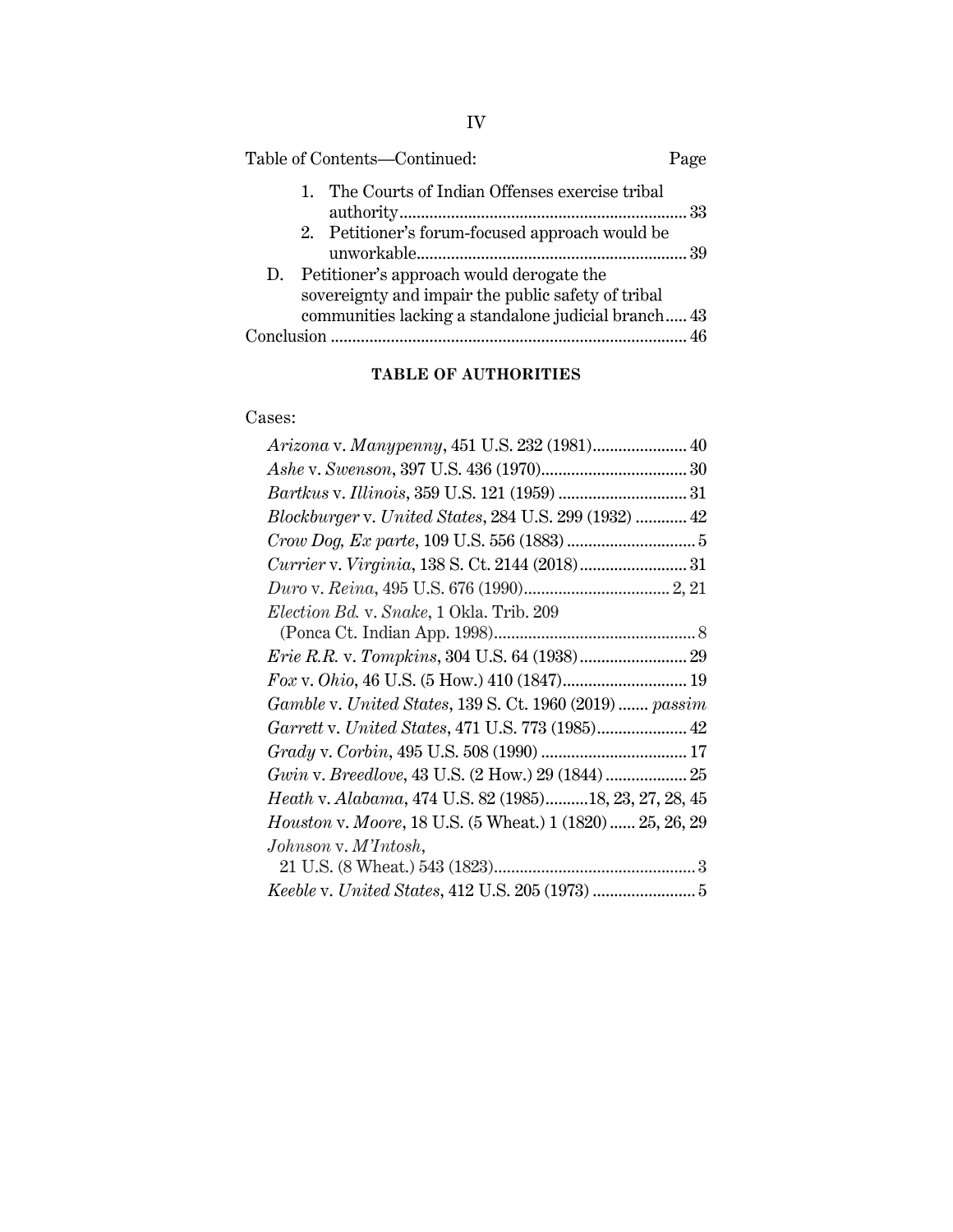Table of Contents—Continued: Page

1. The Courts of Indian Offenses exercise tribal authority ... 33
2. Petitioner's forum-focused approach would be unworkable ... 39

D. Petitioner's approach would derogate the sovereignty and impair the public safety of tribal communities lacking a standalone judicial branch ... 43

Conclusion ... 46

**TABLE OF AUTHORITIES**

Cases:

*Arizona* v. *Manypenny*, 451 U.S. 232 (1981) ... 40
*Ashe* v. *Swenson*, 397 U.S. 436 (1970) ... 30
*Bartkus* v. *Illinois*, 359 U.S. 121 (1959) ... 31
*Blockburger* v. *United States*, 284 U.S. 299 (1932) ... 42
*Crow Dog, Ex parte*, 109 U.S. 556 (1883) ... 5
*Currier* v. *Virginia*, 138 S. Ct. 2144 (2018) ... 31
*Duro* v. *Reina*, 495 U.S. 676 (1990) ... 2, 21
*Election Bd.* v. *Snake*, 1 Okla. Trib. 209 (Ponca Ct. Indian App. 1998) ... 8
*Erie R.R.* v. *Tompkins*, 304 U.S. 64 (1938) ... 29
*Fox* v. *Ohio*, 46 U.S. (5 How.) 410 (1847) ... 19
*Gamble* v. *United States*, 139 S. Ct. 1960 (2019) ... *passim*
*Garrett* v. *United States*, 471 U.S. 773 (1985) ... 42
*Grady* v. *Corbin*, 495 U.S. 508 (1990) ... 17
*Gwin* v. *Breedlove*, 43 U.S. (2 How.) 29 (1844) ... 25
*Heath* v. *Alabama*, 474 U.S. 82 (1985) ... 18, 23, 27, 28, 45
*Houston* v. *Moore*, 18 U.S. (5 Wheat.) 1 (1820) ... 25, 26, 29
*Johnson* v. *M'Intosh*, 21 U.S. (8 Wheat.) 543 (1823) ... 3
*Keeble* v. *United States*, 412 U.S. 205 (1973) ... 5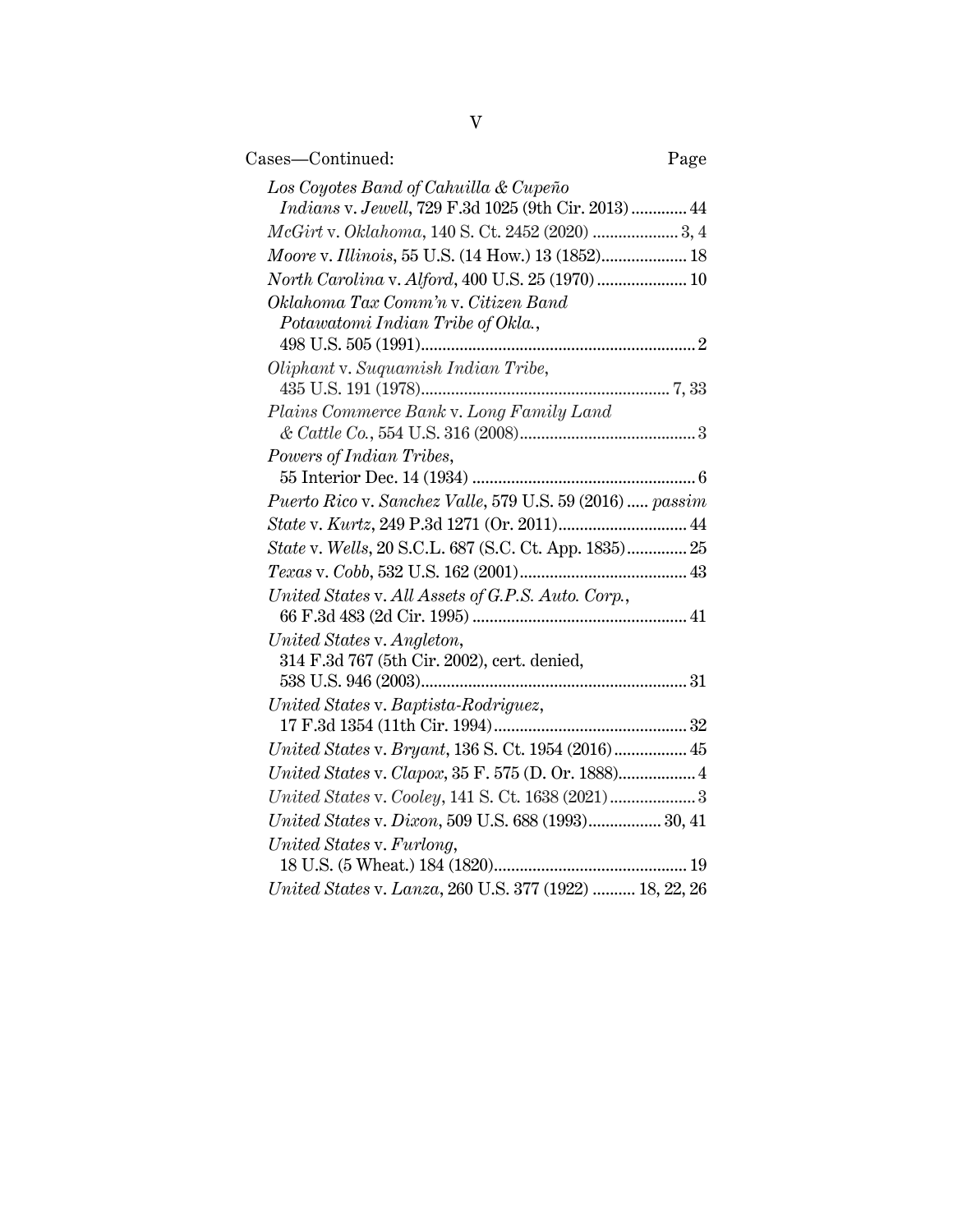Cases—Continued: Page

*Los Coyotes Band of Cahuilla & Cupeño Indians* v. *Jewell*, 729 F.3d 1025 (9th Cir. 2013) ............ 44

*McGirt* v. *Oklahoma*, 140 S. Ct. 2452 (2020) .................... 3, 4

*Moore* v. *Illinois*, 55 U.S. (14 How.) 13 (1852).................... 18

*North Carolina* v. *Alford*, 400 U.S. 25 (1970) ..................... 10

*Oklahoma Tax Comm'n* v. *Citizen Band Potawatomi Indian Tribe of Okla.*, 498 U.S. 505 (1991)................................................................ 2

*Oliphant* v. *Suquamish Indian Tribe*, 435 U.S. 191 (1978).......................................................... 7, 33

*Plains Commerce Bank* v. *Long Family Land & Cattle Co.*, 554 U.S. 316 (2008).......................................... 3

*Powers of Indian Tribes*, 55 Interior Dec. 14 (1934) ................................................... 6

*Puerto Rico* v. *Sanchez Valle*, 579 U.S. 59 (2016) ..... *passim*

*State* v. *Kurtz*, 249 P.3d 1271 (Or. 2011).............................. 44

*State* v. *Wells*, 20 S.C.L. 687 (S.C. Ct. App. 1835).............. 25

*Texas* v. *Cobb*, 532 U.S. 162 (2001)....................................... 43

*United States* v. *All Assets of G.P.S. Auto. Corp.*, 66 F.3d 483 (2d Cir. 1995) .................................................. 41

*United States* v. *Angleton*, 314 F.3d 767 (5th Cir. 2002), cert. denied, 538 U.S. 946 (2003)............................................................. 31

*United States* v. *Baptista-Rodriguez*, 17 F.3d 1354 (11th Cir. 1994)............................................. 32

*United States* v. *Bryant*, 136 S. Ct. 1954 (2016)................. 45

*United States* v. *Clapox*, 35 F. 575 (D. Or. 1888).................. 4

*United States* v. *Cooley*, 141 S. Ct. 1638 (2021).................... 3

*United States* v. *Dixon*, 509 U.S. 688 (1993)................. 30, 41

*United States* v. *Furlong*, 18 U.S. (5 Wheat.) 184 (1820)............................................. 19

*United States* v. *Lanza*, 260 U.S. 377 (1922) .......... 18, 22, 26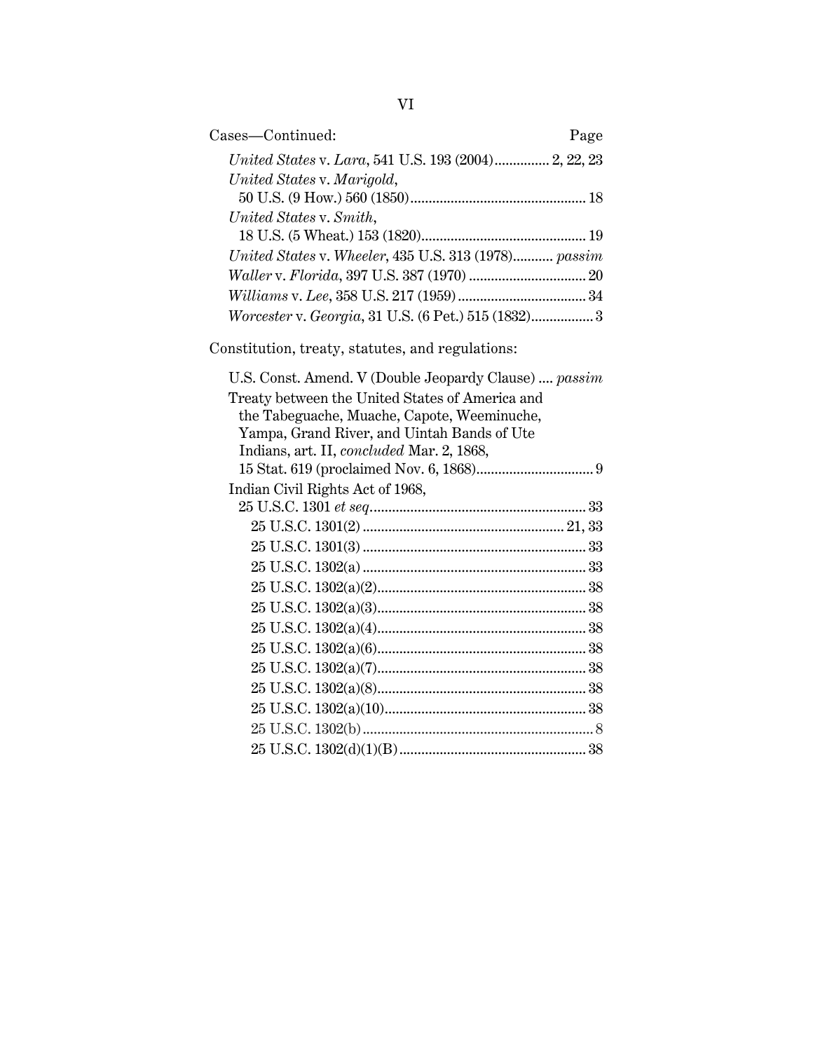Cases—Continued: Page

*United States* v. *Lara*, 541 U.S. 193 (2004).............. 2, 22, 23

*United States* v. *Marigold*, 50 U.S. (9 How.) 560 (1850)............................................... 18

*United States* v. *Smith*, 18 U.S. (5 Wheat.) 153 (1820)............................................ 19

*United States* v. *Wheeler*, 435 U.S. 313 (1978)........... *passim*

*Waller* v. *Florida*, 397 U.S. 387 (1970) ................................ 20

*Williams* v. *Lee*, 358 U.S. 217 (1959) .................................. 34

*Worcester* v. *Georgia*, 31 U.S. (6 Pet.) 515 (1832)................. 3

Constitution, treaty, statutes, and regulations:

U.S. Const. Amend. V (Double Jeopardy Clause) .... *passim*

Treaty between the United States of America and the Tabeguache, Muache, Capote, Weeminuche, Yampa, Grand River, and Uintah Bands of Ute Indians, art. II, *concluded* Mar. 2, 1868, 15 Stat. 619 (proclaimed Nov. 6, 1868)................................ 9

Indian Civil Rights Act of 1968, 25 U.S.C. 1301 *et seq*........................................................... 33

- 25 U.S.C. 1301(2) ....................................................... 21, 33
- 25 U.S.C. 1301(3) ............................................................ 33
- 25 U.S.C. 1302(a) ............................................................ 33
- 25 U.S.C. 1302(a)(2)......................................................... 38
- 25 U.S.C. 1302(a)(3)......................................................... 38
- 25 U.S.C. 1302(a)(4)......................................................... 38
- 25 U.S.C. 1302(a)(6)......................................................... 38
- 25 U.S.C. 1302(a)(7)......................................................... 38
- 25 U.S.C. 1302(a)(8)......................................................... 38
- 25 U.S.C. 1302(a)(10)....................................................... 38
- 25 U.S.C. 1302(b) .............................................................. 8
- 25 U.S.C. 1302(d)(1)(B) .................................................. 38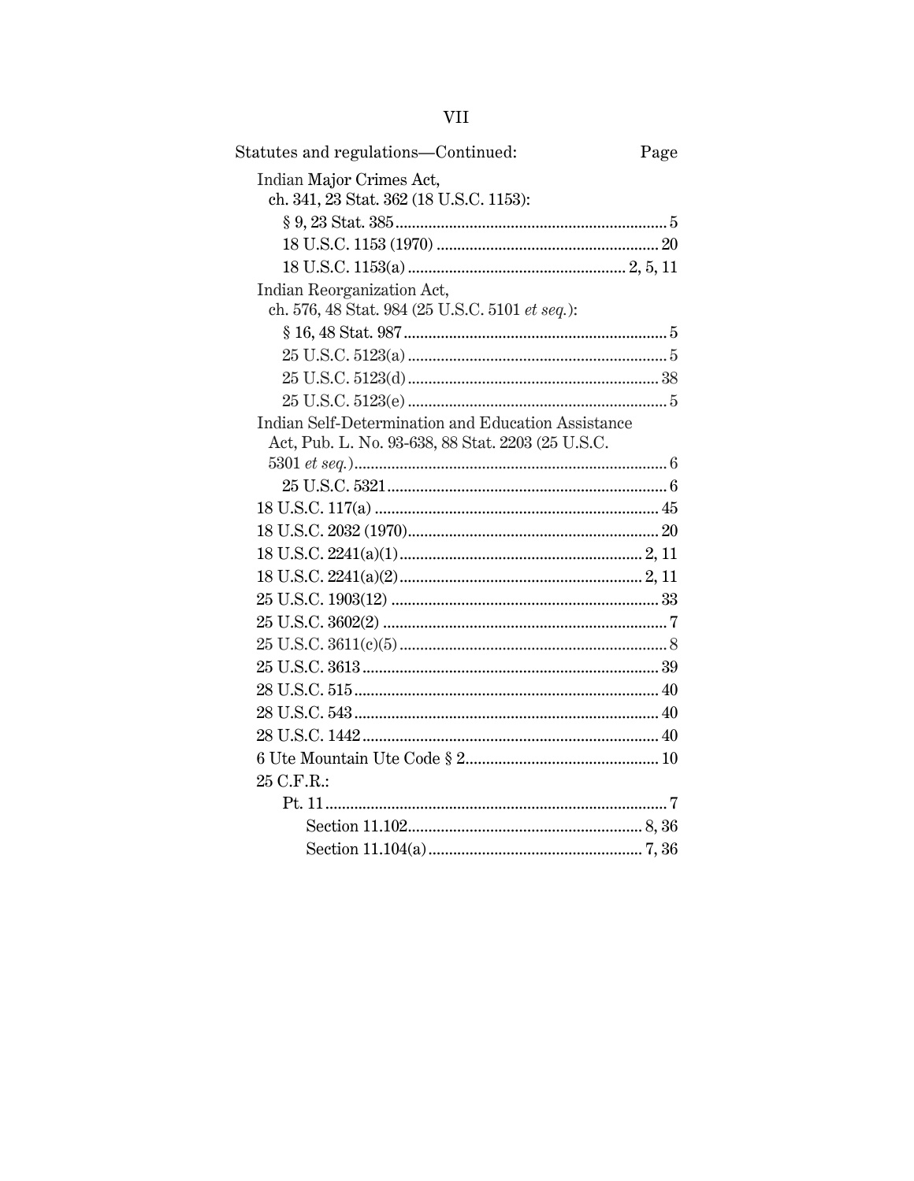Statutes and regulations—Continued: Page

Indian Major Crimes Act,
ch. 341, 23 Stat. 362 (18 U.S.C. 1153):

- § 9, 23 Stat. 385 .... 5
- 18 U.S.C. 1153 (1970) .... 20
- 18 U.S.C. 1153(a) .... 2, 5, 11

Indian Reorganization Act,
ch. 576, 48 Stat. 984 (25 U.S.C. 5101 *et seq.*):

- § 16, 48 Stat. 987 .... 5
- 25 U.S.C. 5123(a) .... 5
- 25 U.S.C. 5123(d) .... 38
- 25 U.S.C. 5123(e) .... 5

Indian Self-Determination and Education Assistance Act, Pub. L. No. 93-638, 88 Stat. 2203 (25 U.S.C. 5301 *et seq.*) .... 6

- 25 U.S.C. 5321 .... 6

18 U.S.C. 117(a) .... 45

18 U.S.C. 2032 (1970) .... 20

18 U.S.C. 2241(a)(1) .... 2, 11

18 U.S.C. 2241(a)(2) .... 2, 11

25 U.S.C. 1903(12) .... 33

25 U.S.C. 3602(2) .... 7

25 U.S.C. 3611(c)(5) .... 8

25 U.S.C. 3613 .... 39

28 U.S.C. 515 .... 40

28 U.S.C. 543 .... 40

28 U.S.C. 1442 .... 40

6 Ute Mountain Ute Code § 2 .... 10

25 C.F.R.:

- Pt. 11 .... 7
  - Section 11.102 .... 8, 36
  - Section 11.104(a) .... 7, 36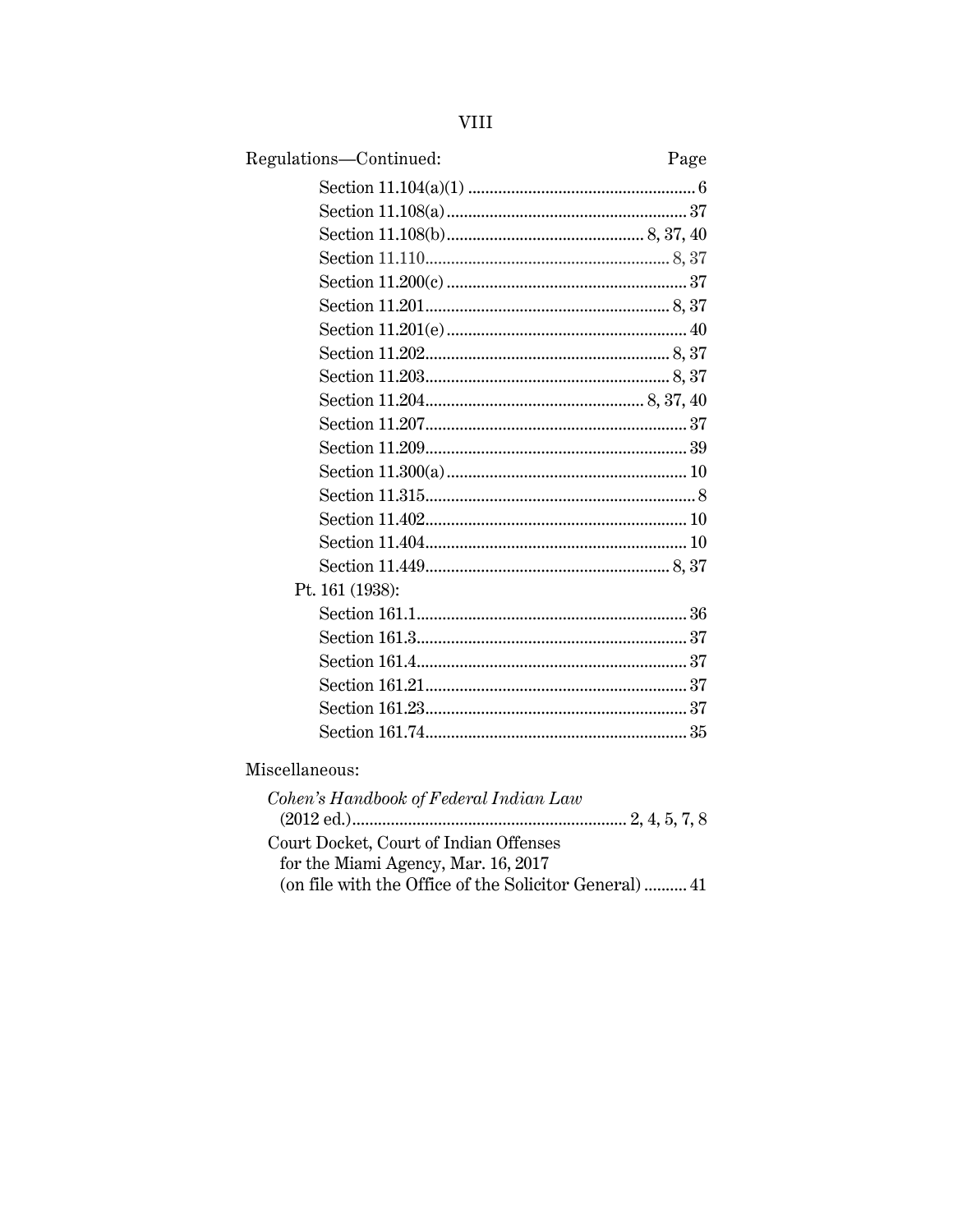Regulations—Continued: Page

Section 11.104(a)(1) .................................................... 6
Section 11.108(a) ........................................................ 37
Section 11.108(b) ............................................. 8, 37, 40
Section 11.110 ......................................................... 8, 37
Section 11.200(c) ........................................................ 37
Section 11.201 ........................................................ 8, 37
Section 11.201(e) ........................................................ 40
Section 11.202 ........................................................ 8, 37
Section 11.203 ........................................................ 8, 37
Section 11.204 .................................................. 8, 37, 40
Section 11.207 ............................................................ 37
Section 11.209 ............................................................ 39
Section 11.300(a) ........................................................ 10
Section 11.315 .............................................................. 8
Section 11.402 ............................................................ 10
Section 11.404 ............................................................ 10
Section 11.449 ........................................................ 8, 37

Pt. 161 (1938):

Section 161.1 .............................................................. 36
Section 161.3 .............................................................. 37
Section 161.4 .............................................................. 37
Section 161.21 ............................................................ 37
Section 161.23 ............................................................ 37
Section 161.74 ............................................................ 35

Miscellaneous:

*Cohen's Handbook of Federal Indian Law* (2012 ed.) ............................................................... 2, 4, 5, 7, 8

Court Docket, Court of Indian Offenses for the Miami Agency, Mar. 16, 2017 (on file with the Office of the Solicitor General) .......... 41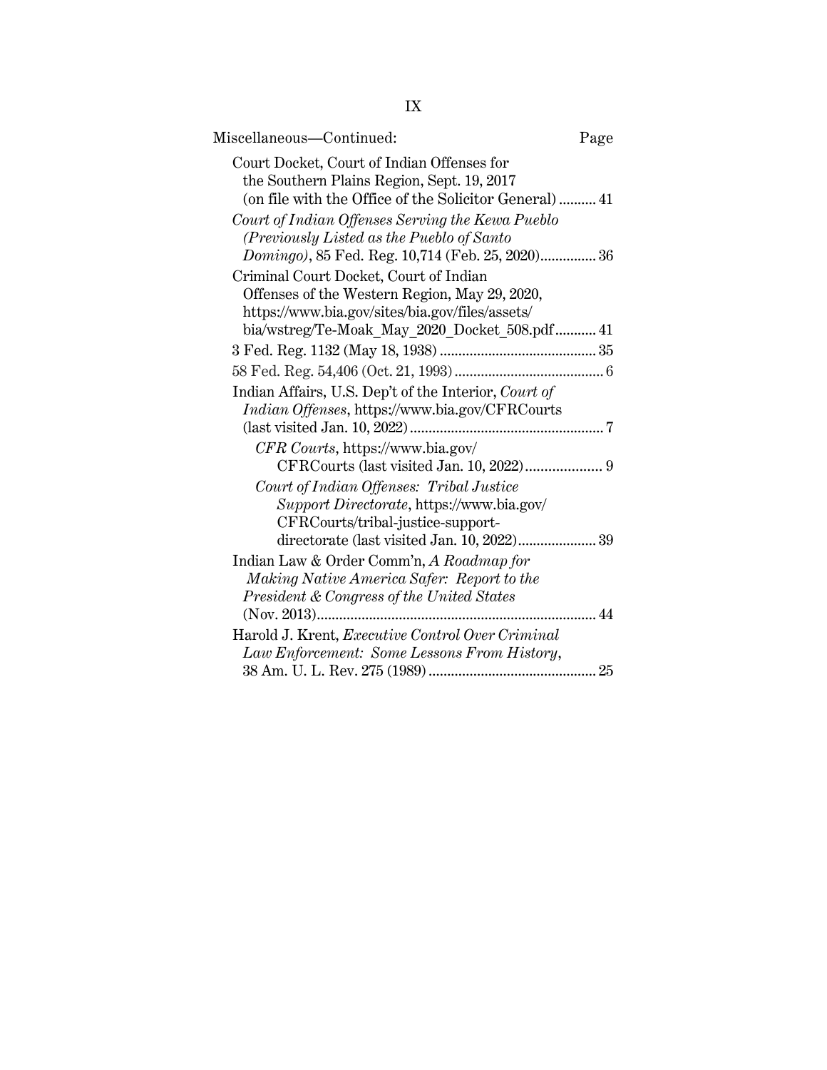Miscellaneous—Continued: Page

Court Docket, Court of Indian Offenses for the Southern Plains Region, Sept. 19, 2017 (on file with the Office of the Solicitor General) .......... 41

*Court of Indian Offenses Serving the Kewa Pueblo (Previously Listed as the Pueblo of Santo Domingo)*, 85 Fed. Reg. 10,714 (Feb. 25, 2020)............... 36

Criminal Court Docket, Court of Indian Offenses of the Western Region, May 29, 2020, https://www.bia.gov/sites/bia.gov/files/assets/bia/wstreg/Te-Moak_May_2020_Docket_508.pdf........... 41

3 Fed. Reg. 1132 (May 18, 1938) .......................................... 35

58 Fed. Reg. 54,406 (Oct. 21, 1993) ........................................ 6

Indian Affairs, U.S. Dep't of the Interior, *Court of Indian Offenses*, https://www.bia.gov/CFRCourts (last visited Jan. 10, 2022).................................................... 7

- *CFR Courts*, https://www.bia.gov/CFRCourts (last visited Jan. 10, 2022).................... 9
- *Court of Indian Offenses: Tribal Justice Support Directorate*, https://www.bia.gov/CFRCourts/tribal-justice-support-directorate (last visited Jan. 10, 2022)..................... 39

Indian Law & Order Comm'n, *A Roadmap for Making Native America Safer: Report to the President & Congress of the United States* (Nov. 2013)........................................................................... 44

Harold J. Krent, *Executive Control Over Criminal Law Enforcement: Some Lessons From History*, 38 Am. U. L. Rev. 275 (1989) ............................................. 25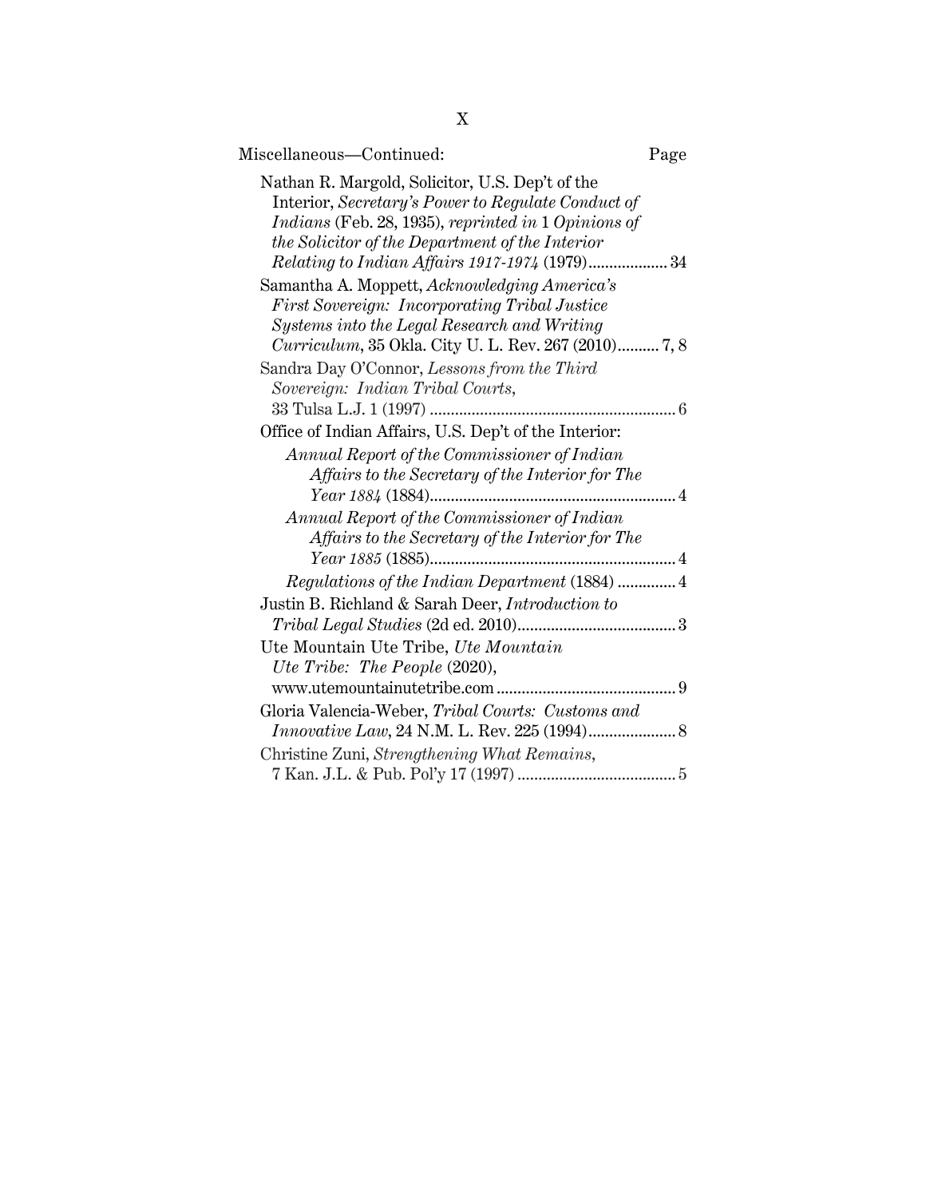Miscellaneous—Continued: Page

Nathan R. Margold, Solicitor, U.S. Dep't of the Interior, *Secretary's Power to Regulate Conduct of Indians* (Feb. 28, 1935), *reprinted in* 1 *Opinions of the Solicitor of the Department of the Interior Relating to Indian Affairs 1917-1974* (1979) .................. 34

Samantha A. Moppett, *Acknowledging America's First Sovereign: Incorporating Tribal Justice Systems into the Legal Research and Writing Curriculum*, 35 Okla. City U. L. Rev. 267 (2010) .......... 7, 8

Sandra Day O'Connor, *Lessons from the Third Sovereign: Indian Tribal Courts*, 33 Tulsa L.J. 1 (1997) .......... 6

Office of Indian Affairs, U.S. Dep't of the Interior:

- *Annual Report of the Commissioner of Indian Affairs to the Secretary of the Interior for The Year 1884* (1884) .......... 4
- *Annual Report of the Commissioner of Indian Affairs to the Secretary of the Interior for The Year 1885* (1885) .......... 4
- *Regulations of the Indian Department* (1884) .......... 4

Justin B. Richland & Sarah Deer, *Introduction to Tribal Legal Studies* (2d ed. 2010) .......... 3

Ute Mountain Ute Tribe, *Ute Mountain Ute Tribe: The People* (2020), www.utemountainutetribe.com .......... 9

Gloria Valencia-Weber, *Tribal Courts: Customs and Innovative Law*, 24 N.M. L. Rev. 225 (1994) .......... 8

Christine Zuni, *Strengthening What Remains*, 7 Kan. J.L. & Pub. Pol'y 17 (1997) .......... 5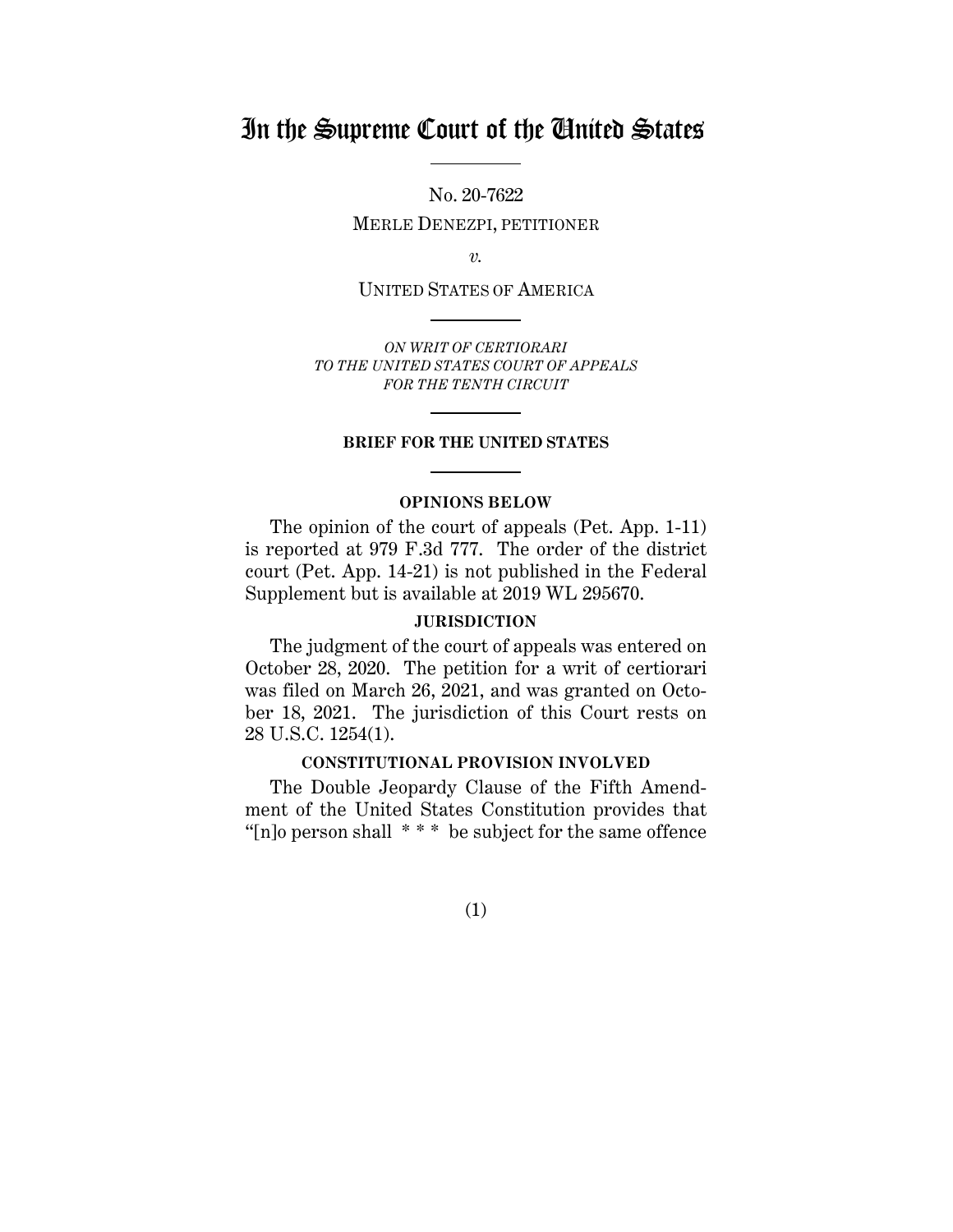# In the Supreme Court of the United States

No. 20-7622

MERLE DENEZPI, PETITIONER

*v.*

UNITED STATES OF AMERICA

*ON WRIT OF CERTIORARI TO THE UNITED STATES COURT OF APPEALS FOR THE TENTH CIRCUIT*

**BRIEF FOR THE UNITED STATES**

**OPINIONS BELOW**

The opinion of the court of appeals (Pet. App. 1-11) is reported at 979 F.3d 777. The order of the district court (Pet. App. 14-21) is not published in the Federal Supplement but is available at 2019 WL 295670.

**JURISDICTION**

The judgment of the court of appeals was entered on October 28, 2020. The petition for a writ of certiorari was filed on March 26, 2021, and was granted on October 18, 2021. The jurisdiction of this Court rests on 28 U.S.C. 1254(1).

**CONSTITUTIONAL PROVISION INVOLVED**

The Double Jeopardy Clause of the Fifth Amendment of the United States Constitution provides that "[n]o person shall * * * be subject for the same offence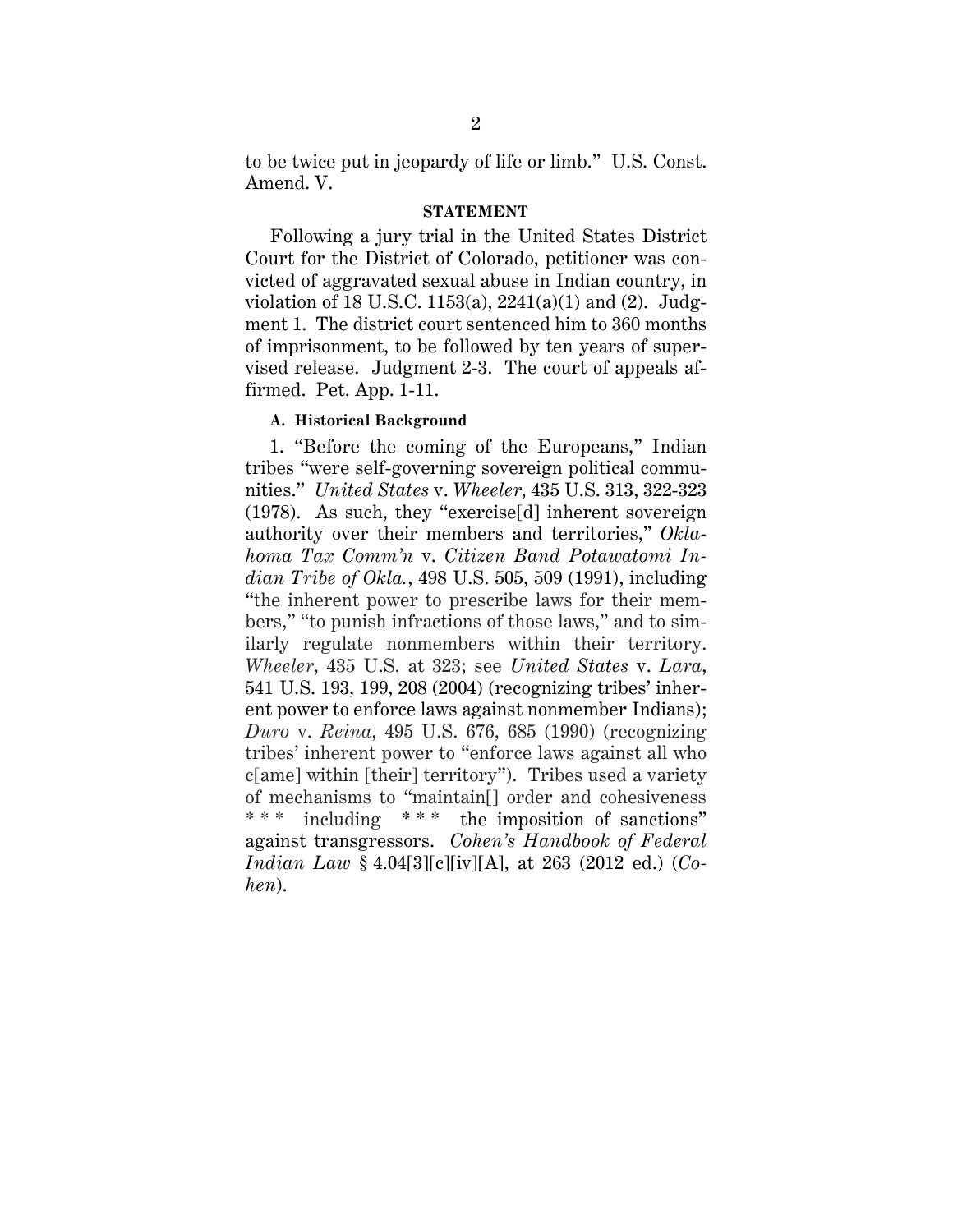to be twice put in jeopardy of life or limb." U.S. Const. Amend. V.

## STATEMENT

Following a jury trial in the United States District Court for the District of Colorado, petitioner was convicted of aggravated sexual abuse in Indian country, in violation of 18 U.S.C. 1153(a), 2241(a)(1) and (2). Judgment 1. The district court sentenced him to 360 months of imprisonment, to be followed by ten years of supervised release. Judgment 2-3. The court of appeals affirmed. Pet. App. 1-11.

### A. Historical Background

1. "Before the coming of the Europeans," Indian tribes "were self-governing sovereign political communities." *United States* v. *Wheeler*, 435 U.S. 313, 322-323 (1978). As such, they "exercise[d] inherent sovereign authority over their members and territories," *Oklahoma Tax Comm'n* v. *Citizen Band Potawatomi Indian Tribe of Okla.*, 498 U.S. 505, 509 (1991), including "the inherent power to prescribe laws for their members," "to punish infractions of those laws," and to similarly regulate nonmembers within their territory. *Wheeler*, 435 U.S. at 323; see *United States* v. *Lara*, 541 U.S. 193, 199, 208 (2004) (recognizing tribes' inherent power to enforce laws against nonmember Indians); *Duro* v. *Reina*, 495 U.S. 676, 685 (1990) (recognizing tribes' inherent power to "enforce laws against all who c[ame] within [their] territory"). Tribes used a variety of mechanisms to "maintain[] order and cohesiveness * * * including * * * the imposition of sanctions" against transgressors. *Cohen's Handbook of Federal Indian Law* § 4.04[3][c][iv][A], at 263 (2012 ed.) (*Cohen*).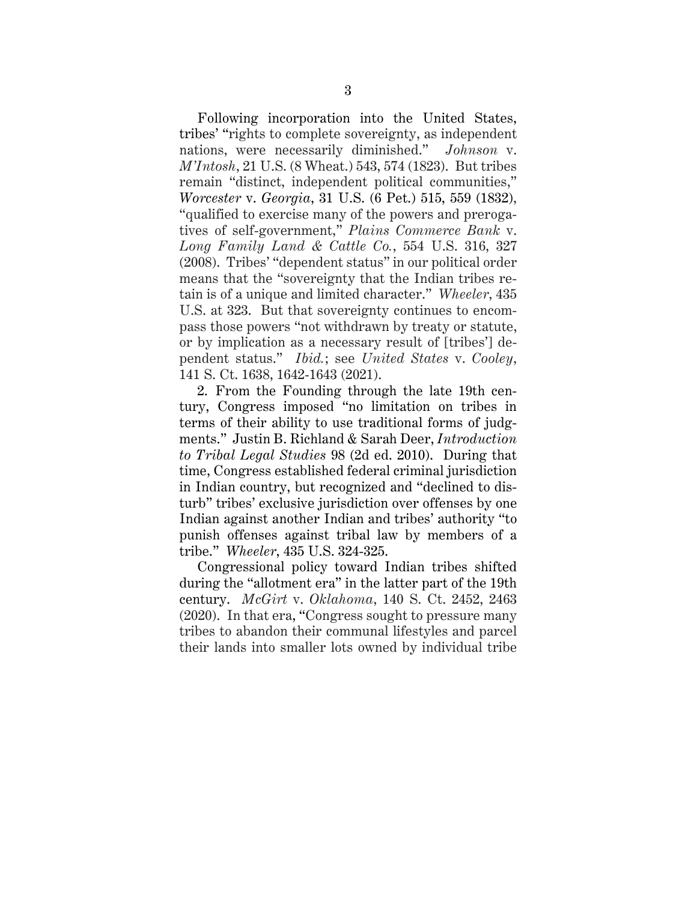Following incorporation into the United States, tribes' "rights to complete sovereignty, as independent nations, were necessarily diminished." *Johnson* v. *M'Intosh*, 21 U.S. (8 Wheat.) 543, 574 (1823). But tribes remain "distinct, independent political communities," *Worcester* v. *Georgia*, 31 U.S. (6 Pet.) 515, 559 (1832), "qualified to exercise many of the powers and prerogatives of self-government," *Plains Commerce Bank* v. *Long Family Land & Cattle Co.*, 554 U.S. 316, 327 (2008). Tribes' "dependent status" in our political order means that the "sovereignty that the Indian tribes retain is of a unique and limited character." *Wheeler*, 435 U.S. at 323. But that sovereignty continues to encompass those powers "not withdrawn by treaty or statute, or by implication as a necessary result of [tribes'] dependent status." *Ibid.*; see *United States* v. *Cooley*, 141 S. Ct. 1638, 1642-1643 (2021).

2. From the Founding through the late 19th century, Congress imposed "no limitation on tribes in terms of their ability to use traditional forms of judgments." Justin B. Richland & Sarah Deer, *Introduction to Tribal Legal Studies* 98 (2d ed. 2010). During that time, Congress established federal criminal jurisdiction in Indian country, but recognized and "declined to disturb" tribes' exclusive jurisdiction over offenses by one Indian against another Indian and tribes' authority "to punish offenses against tribal law by members of a tribe." *Wheeler*, 435 U.S. 324-325.

Congressional policy toward Indian tribes shifted during the "allotment era" in the latter part of the 19th century. *McGirt* v. *Oklahoma*, 140 S. Ct. 2452, 2463 (2020). In that era, "Congress sought to pressure many tribes to abandon their communal lifestyles and parcel their lands into smaller lots owned by individual tribe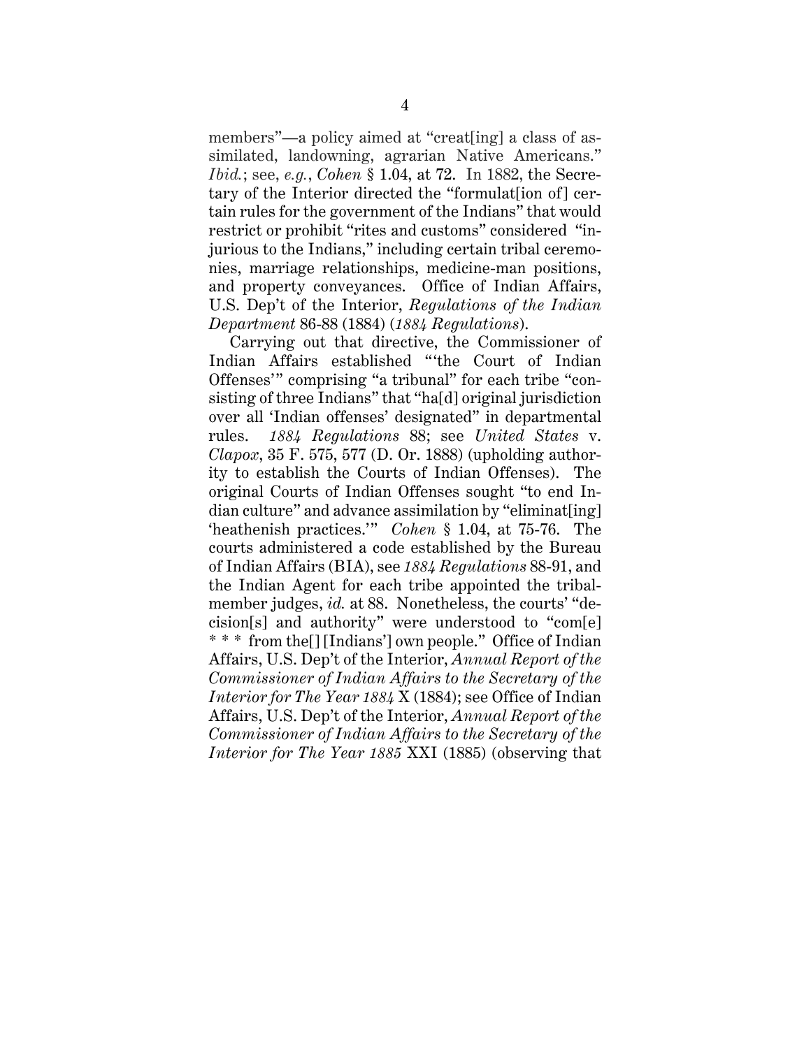members"—a policy aimed at "creat[ing] a class of assimilated, landowning, agrarian Native Americans." *Ibid.*; see, *e.g.*, *Cohen* § 1.04, at 72. In 1882, the Secretary of the Interior directed the "formulat[ion of] certain rules for the government of the Indians" that would restrict or prohibit "rites and customs" considered "injurious to the Indians," including certain tribal ceremonies, marriage relationships, medicine-man positions, and property conveyances. Office of Indian Affairs, U.S. Dep't of the Interior, *Regulations of the Indian Department* 86-88 (1884) (*1884 Regulations*).

Carrying out that directive, the Commissioner of Indian Affairs established "'the Court of Indian Offenses'" comprising "a tribunal" for each tribe "consisting of three Indians" that "ha[d] original jurisdiction over all 'Indian offenses' designated" in departmental rules. *1884 Regulations* 88; see *United States* v. *Clapox*, 35 F. 575, 577 (D. Or. 1888) (upholding authority to establish the Courts of Indian Offenses). The original Courts of Indian Offenses sought "to end Indian culture" and advance assimilation by "eliminat[ing] 'heathenish practices.'" *Cohen* § 1.04, at 75-76. The courts administered a code established by the Bureau of Indian Affairs (BIA), see *1884 Regulations* 88-91, and the Indian Agent for each tribe appointed the tribal-member judges, *id.* at 88. Nonetheless, the courts' "decision[s] and authority" were understood to "com[e] * * * from the[] [Indians'] own people." Office of Indian Affairs, U.S. Dep't of the Interior, *Annual Report of the Commissioner of Indian Affairs to the Secretary of the Interior for The Year 1884* X (1884); see Office of Indian Affairs, U.S. Dep't of the Interior, *Annual Report of the Commissioner of Indian Affairs to the Secretary of the Interior for The Year 1885* XXI (1885) (observing that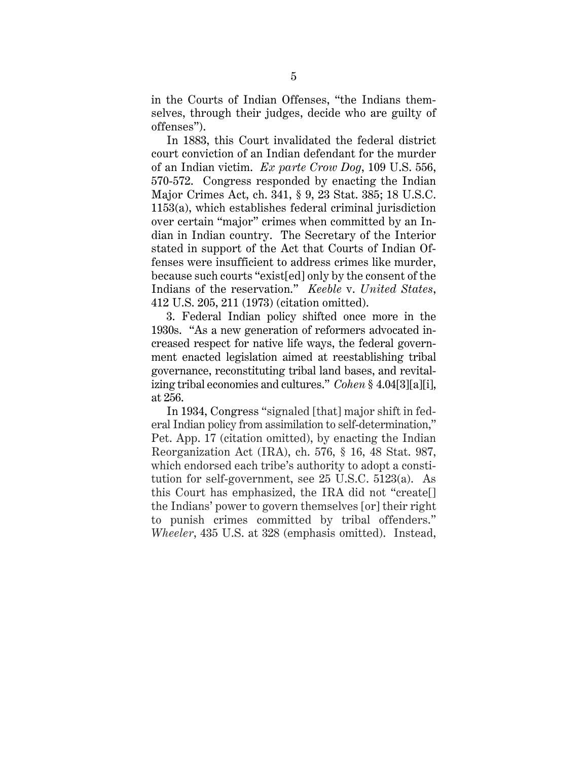in the Courts of Indian Offenses, "the Indians themselves, through their judges, decide who are guilty of offenses").

In 1883, this Court invalidated the federal district court conviction of an Indian defendant for the murder of an Indian victim. *Ex parte Crow Dog*, 109 U.S. 556, 570-572. Congress responded by enacting the Indian Major Crimes Act, ch. 341, § 9, 23 Stat. 385; 18 U.S.C. 1153(a), which establishes federal criminal jurisdiction over certain "major" crimes when committed by an Indian in Indian country. The Secretary of the Interior stated in support of the Act that Courts of Indian Offenses were insufficient to address crimes like murder, because such courts "exist[ed] only by the consent of the Indians of the reservation." *Keeble* v. *United States*, 412 U.S. 205, 211 (1973) (citation omitted).

3. Federal Indian policy shifted once more in the 1930s. "As a new generation of reformers advocated increased respect for native life ways, the federal government enacted legislation aimed at reestablishing tribal governance, reconstituting tribal land bases, and revitalizing tribal economies and cultures." *Cohen* § 4.04[3][a][i], at 256.

In 1934, Congress "signaled [that] major shift in federal Indian policy from assimilation to self-determination," Pet. App. 17 (citation omitted), by enacting the Indian Reorganization Act (IRA), ch. 576, § 16, 48 Stat. 987, which endorsed each tribe's authority to adopt a constitution for self-government, see 25 U.S.C. 5123(a). As this Court has emphasized, the IRA did not "create[] the Indians' power to govern themselves [or] their right to punish crimes committed by tribal offenders." *Wheeler*, 435 U.S. at 328 (emphasis omitted). Instead,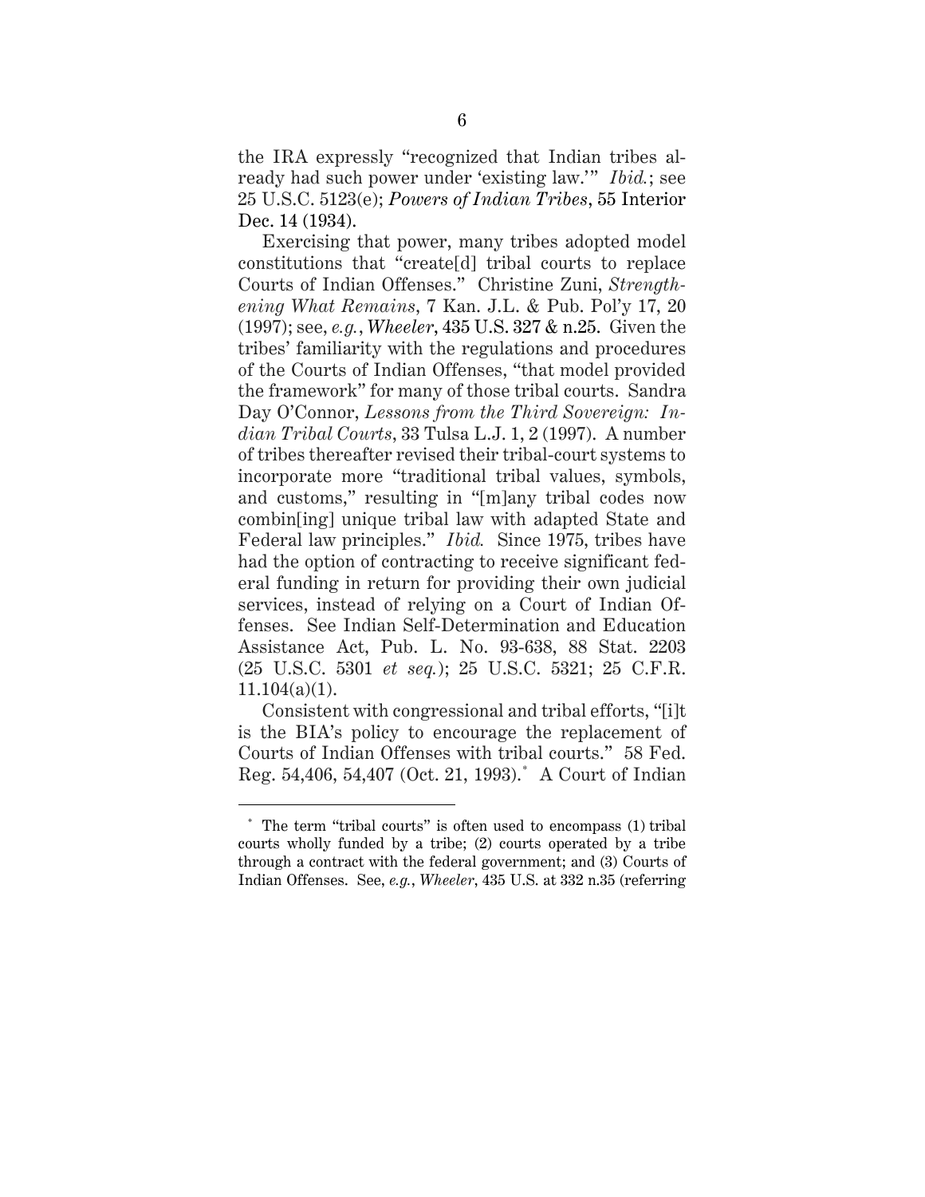the IRA expressly "recognized that Indian tribes already had such power under 'existing law.'" *Ibid.*; see 25 U.S.C. 5123(e); *Powers of Indian Tribes*, 55 Interior Dec. 14 (1934).

Exercising that power, many tribes adopted model constitutions that "create[d] tribal courts to replace Courts of Indian Offenses." Christine Zuni, *Strengthening What Remains*, 7 Kan. J.L. & Pub. Pol'y 17, 20 (1997); see, *e.g.*, *Wheeler*, 435 U.S. 327 & n.25. Given the tribes' familiarity with the regulations and procedures of the Courts of Indian Offenses, "that model provided the framework" for many of those tribal courts. Sandra Day O'Connor, *Lessons from the Third Sovereign: Indian Tribal Courts*, 33 Tulsa L.J. 1, 2 (1997). A number of tribes thereafter revised their tribal-court systems to incorporate more "traditional tribal values, symbols, and customs," resulting in "[m]any tribal codes now combin[ing] unique tribal law with adapted State and Federal law principles." *Ibid.* Since 1975, tribes have had the option of contracting to receive significant federal funding in return for providing their own judicial services, instead of relying on a Court of Indian Offenses. See Indian Self-Determination and Education Assistance Act, Pub. L. No. 93-638, 88 Stat. 2203 (25 U.S.C. 5301 *et seq.*); 25 U.S.C. 5321; 25 C.F.R. 11.104(a)(1).

Consistent with congressional and tribal efforts, "[i]t is the BIA's policy to encourage the replacement of Courts of Indian Offenses with tribal courts." 58 Fed. Reg. 54,406, 54,407 (Oct. 21, 1993).* A Court of Indian

---

* The term "tribal courts" is often used to encompass (1) tribal courts wholly funded by a tribe; (2) courts operated by a tribe through a contract with the federal government; and (3) Courts of Indian Offenses. See, *e.g.*, *Wheeler*, 435 U.S. at 332 n.35 (referring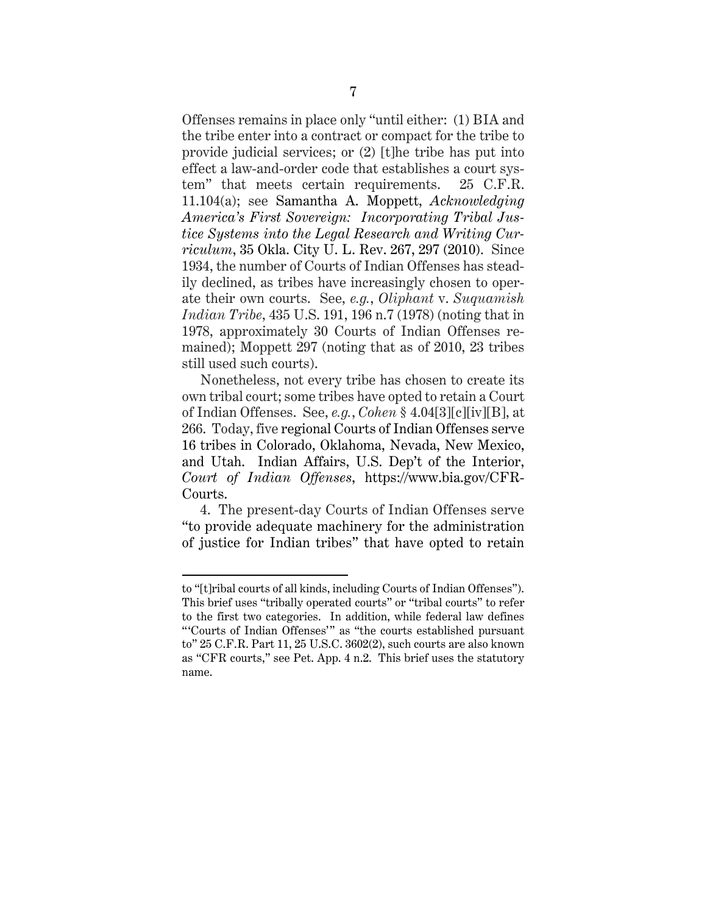Offenses remains in place only "until either: (1) BIA and the tribe enter into a contract or compact for the tribe to provide judicial services; or (2) [t]he tribe has put into effect a law-and-order code that establishes a court system" that meets certain requirements. 25 C.F.R. 11.104(a); see Samantha A. Moppett, *Acknowledging America's First Sovereign: Incorporating Tribal Justice Systems into the Legal Research and Writing Curriculum*, 35 Okla. City U. L. Rev. 267, 297 (2010). Since 1934, the number of Courts of Indian Offenses has steadily declined, as tribes have increasingly chosen to operate their own courts. See, *e.g.*, *Oliphant* v. *Suquamish Indian Tribe*, 435 U.S. 191, 196 n.7 (1978) (noting that in 1978, approximately 30 Courts of Indian Offenses remained); Moppett 297 (noting that as of 2010, 23 tribes still used such courts).

Nonetheless, not every tribe has chosen to create its own tribal court; some tribes have opted to retain a Court of Indian Offenses. See, *e.g.*, *Cohen* § 4.04[3][c][iv][B], at 266. Today, five regional Courts of Indian Offenses serve 16 tribes in Colorado, Oklahoma, Nevada, New Mexico, and Utah. Indian Affairs, U.S. Dep't of the Interior, *Court of Indian Offenses*, https://www.bia.gov/CFR-Courts.

4. The present-day Courts of Indian Offenses serve "to provide adequate machinery for the administration of justice for Indian tribes" that have opted to retain

---

to "[t]ribal courts of all kinds, including Courts of Indian Offenses"). This brief uses "tribally operated courts" or "tribal courts" to refer to the first two categories. In addition, while federal law defines "'Courts of Indian Offenses'" as "the courts established pursuant to" 25 C.F.R. Part 11, 25 U.S.C. 3602(2), such courts are also known as "CFR courts," see Pet. App. 4 n.2. This brief uses the statutory name.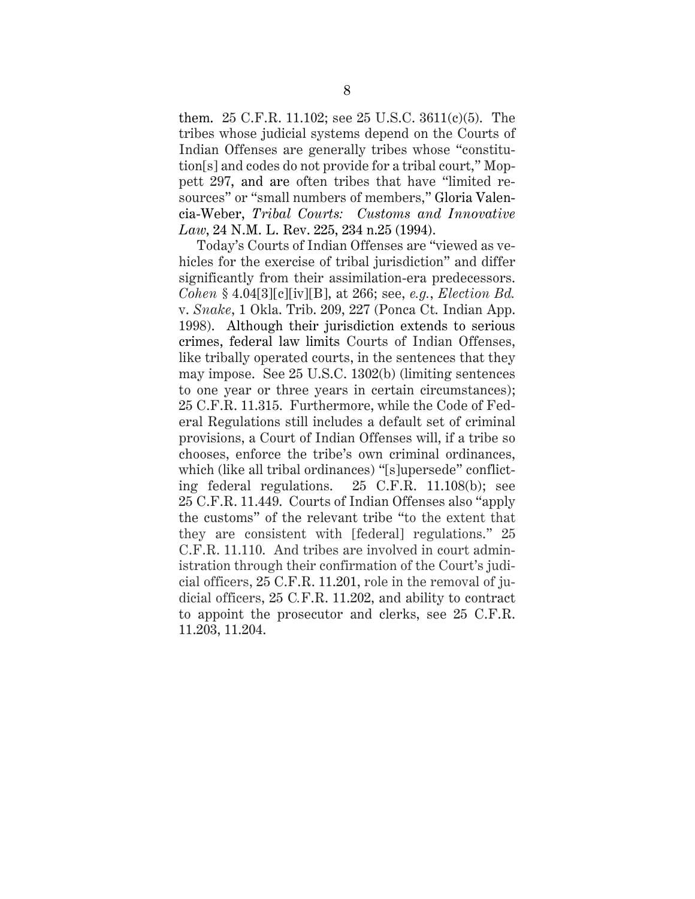them. 25 C.F.R. 11.102; see 25 U.S.C. 3611(c)(5). The tribes whose judicial systems depend on the Courts of Indian Offenses are generally tribes whose "constitution[s] and codes do not provide for a tribal court," Moppett 297, and are often tribes that have "limited resources" or "small numbers of members," Gloria Valencia-Weber, *Tribal Courts: Customs and Innovative Law*, 24 N.M. L. Rev. 225, 234 n.25 (1994).

Today's Courts of Indian Offenses are "viewed as vehicles for the exercise of tribal jurisdiction" and differ significantly from their assimilation-era predecessors. *Cohen* § 4.04[3][c][iv][B], at 266; see, *e.g.*, *Election Bd.* v. *Snake*, 1 Okla. Trib. 209, 227 (Ponca Ct. Indian App. 1998). Although their jurisdiction extends to serious crimes, federal law limits Courts of Indian Offenses, like tribally operated courts, in the sentences that they may impose. See 25 U.S.C. 1302(b) (limiting sentences to one year or three years in certain circumstances); 25 C.F.R. 11.315. Furthermore, while the Code of Federal Regulations still includes a default set of criminal provisions, a Court of Indian Offenses will, if a tribe so chooses, enforce the tribe's own criminal ordinances, which (like all tribal ordinances) "[s]upersede" conflicting federal regulations. 25 C.F.R. 11.108(b); see 25 C.F.R. 11.449. Courts of Indian Offenses also "apply the customs" of the relevant tribe "to the extent that they are consistent with [federal] regulations." 25 C.F.R. 11.110. And tribes are involved in court administration through their confirmation of the Court's judicial officers, 25 C.F.R. 11.201, role in the removal of judicial officers, 25 C.F.R. 11.202, and ability to contract to appoint the prosecutor and clerks, see 25 C.F.R. 11.203, 11.204.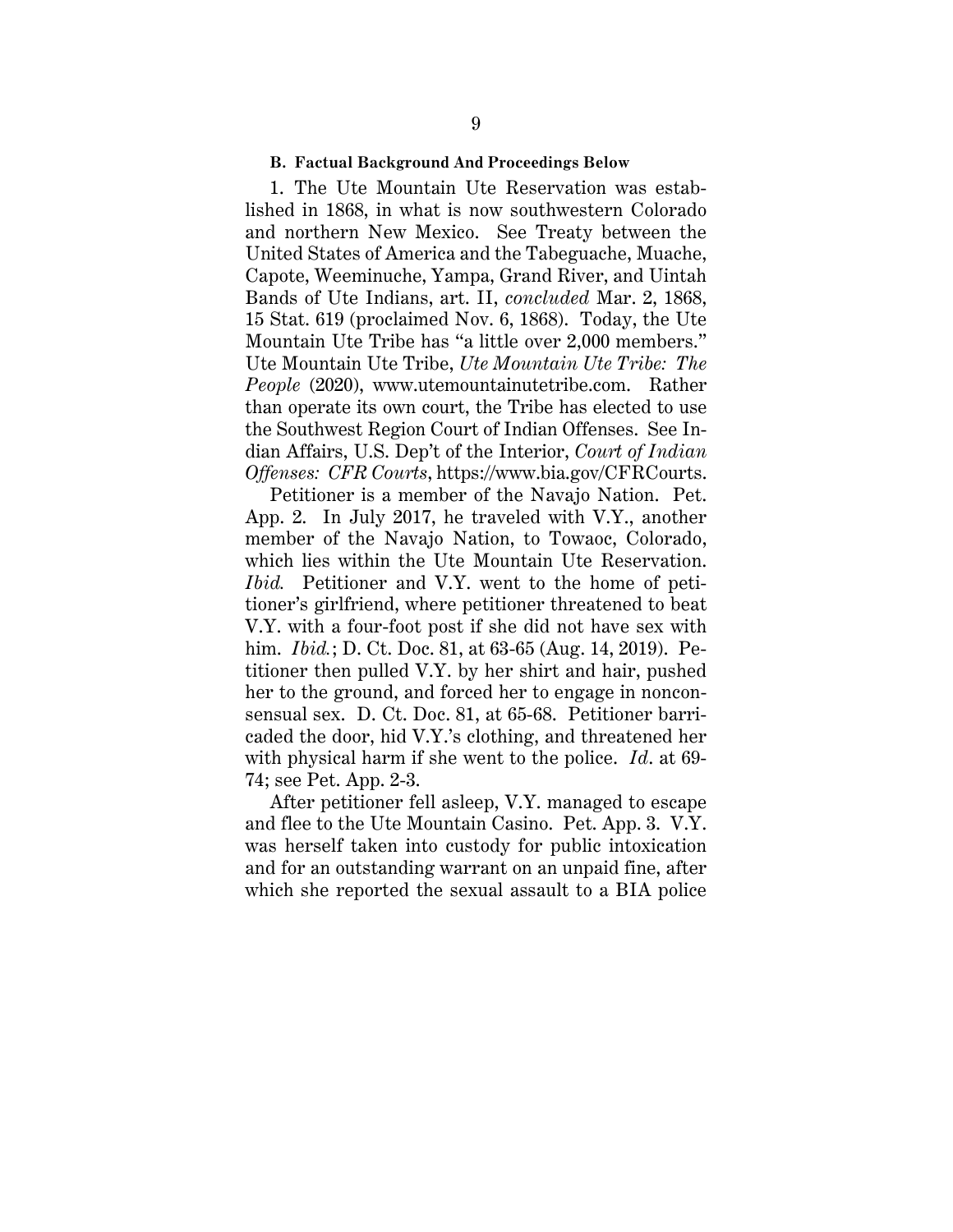### B. Factual Background And Proceedings Below

1. The Ute Mountain Ute Reservation was established in 1868, in what is now southwestern Colorado and northern New Mexico. See Treaty between the United States of America and the Tabeguache, Muache, Capote, Weeminuche, Yampa, Grand River, and Uintah Bands of Ute Indians, art. II, *concluded* Mar. 2, 1868, 15 Stat. 619 (proclaimed Nov. 6, 1868). Today, the Ute Mountain Ute Tribe has "a little over 2,000 members." Ute Mountain Ute Tribe, *Ute Mountain Ute Tribe: The People* (2020), www.utemountainutetribe.com. Rather than operate its own court, the Tribe has elected to use the Southwest Region Court of Indian Offenses. See Indian Affairs, U.S. Dep't of the Interior, *Court of Indian Offenses: CFR Courts*, https://www.bia.gov/CFRCourts.

Petitioner is a member of the Navajo Nation. Pet. App. 2. In July 2017, he traveled with V.Y., another member of the Navajo Nation, to Towaoc, Colorado, which lies within the Ute Mountain Ute Reservation. *Ibid.* Petitioner and V.Y. went to the home of petitioner's girlfriend, where petitioner threatened to beat V.Y. with a four-foot post if she did not have sex with him. *Ibid.*; D. Ct. Doc. 81, at 63-65 (Aug. 14, 2019). Petitioner then pulled V.Y. by her shirt and hair, pushed her to the ground, and forced her to engage in nonconsensual sex. D. Ct. Doc. 81, at 65-68. Petitioner barricaded the door, hid V.Y.'s clothing, and threatened her with physical harm if she went to the police. *Id.* at 69-74; see Pet. App. 2-3.

After petitioner fell asleep, V.Y. managed to escape and flee to the Ute Mountain Casino. Pet. App. 3. V.Y. was herself taken into custody for public intoxication and for an outstanding warrant on an unpaid fine, after which she reported the sexual assault to a BIA police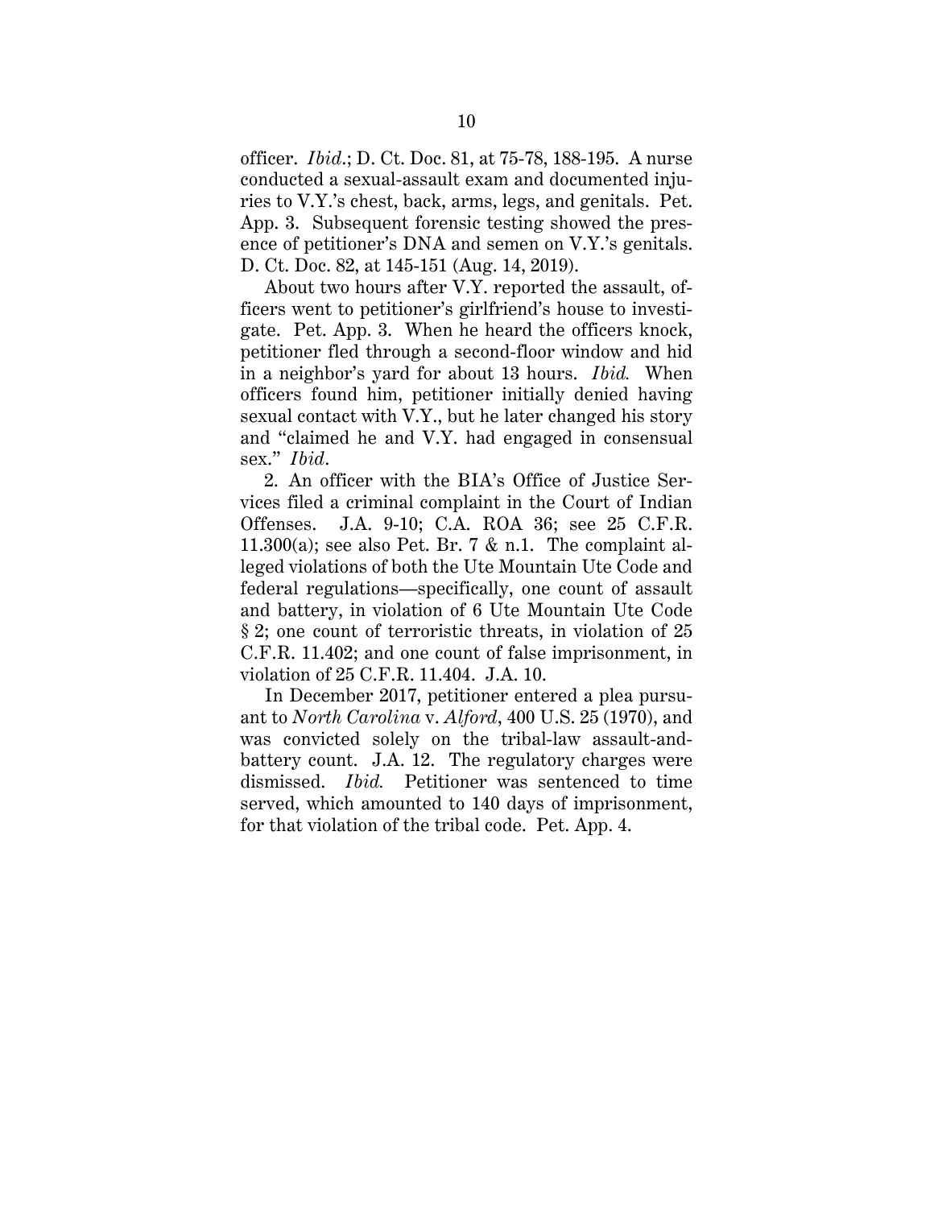officer. *Ibid.*; D. Ct. Doc. 81, at 75-78, 188-195. A nurse conducted a sexual-assault exam and documented injuries to V.Y.'s chest, back, arms, legs, and genitals. Pet. App. 3. Subsequent forensic testing showed the presence of petitioner's DNA and semen on V.Y.'s genitals. D. Ct. Doc. 82, at 145-151 (Aug. 14, 2019).

About two hours after V.Y. reported the assault, officers went to petitioner's girlfriend's house to investigate. Pet. App. 3. When he heard the officers knock, petitioner fled through a second-floor window and hid in a neighbor's yard for about 13 hours. *Ibid.* When officers found him, petitioner initially denied having sexual contact with V.Y., but he later changed his story and "claimed he and V.Y. had engaged in consensual sex." *Ibid*.

2. An officer with the BIA's Office of Justice Services filed a criminal complaint in the Court of Indian Offenses. J.A. 9-10; C.A. ROA 36; see 25 C.F.R. 11.300(a); see also Pet. Br. 7 & n.1. The complaint alleged violations of both the Ute Mountain Ute Code and federal regulations—specifically, one count of assault and battery, in violation of 6 Ute Mountain Ute Code § 2; one count of terroristic threats, in violation of 25 C.F.R. 11.402; and one count of false imprisonment, in violation of 25 C.F.R. 11.404. J.A. 10.

In December 2017, petitioner entered a plea pursuant to *North Carolina* v. *Alford*, 400 U.S. 25 (1970), and was convicted solely on the tribal-law assault-and-battery count. J.A. 12. The regulatory charges were dismissed. *Ibid.* Petitioner was sentenced to time served, which amounted to 140 days of imprisonment, for that violation of the tribal code. Pet. App. 4.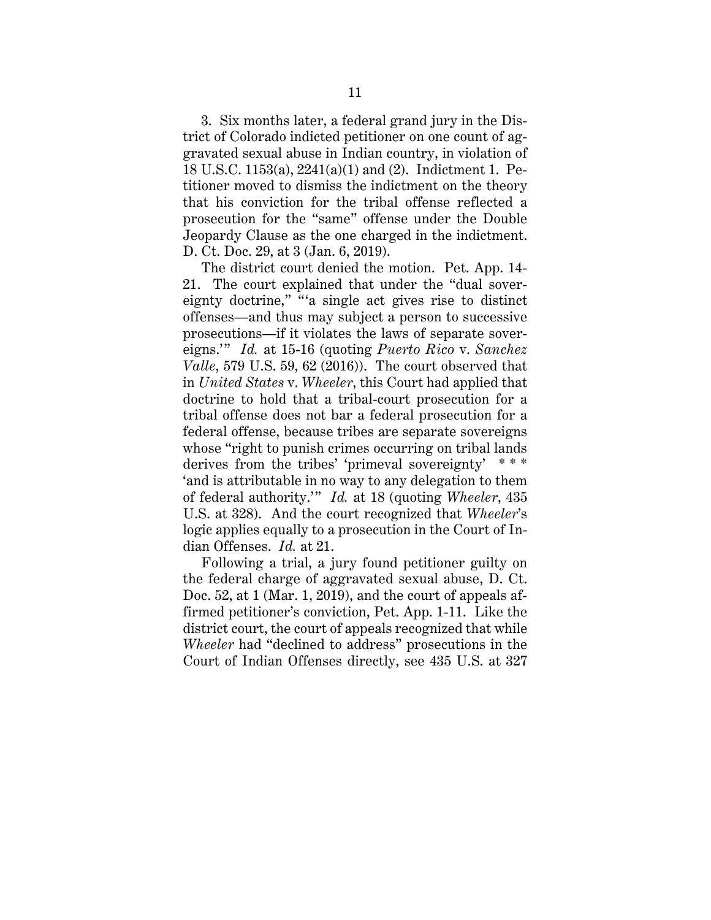3. Six months later, a federal grand jury in the District of Colorado indicted petitioner on one count of aggravated sexual abuse in Indian country, in violation of 18 U.S.C. 1153(a), 2241(a)(1) and (2). Indictment 1. Petitioner moved to dismiss the indictment on the theory that his conviction for the tribal offense reflected a prosecution for the "same" offense under the Double Jeopardy Clause as the one charged in the indictment. D. Ct. Doc. 29, at 3 (Jan. 6, 2019).

The district court denied the motion. Pet. App. 14-21. The court explained that under the "dual sovereignty doctrine," "'a single act gives rise to distinct offenses—and thus may subject a person to successive prosecutions—if it violates the laws of separate sovereigns.'" *Id.* at 15-16 (quoting *Puerto Rico* v. *Sanchez Valle*, 579 U.S. 59, 62 (2016)). The court observed that in *United States* v. *Wheeler*, this Court had applied that doctrine to hold that a tribal-court prosecution for a tribal offense does not bar a federal prosecution for a federal offense, because tribes are separate sovereigns whose "right to punish crimes occurring on tribal lands derives from the tribes' 'primeval sovereignty' * * * 'and is attributable in no way to any delegation to them of federal authority.'" *Id.* at 18 (quoting *Wheeler*, 435 U.S. at 328). And the court recognized that *Wheeler*'s logic applies equally to a prosecution in the Court of Indian Offenses. *Id.* at 21.

Following a trial, a jury found petitioner guilty on the federal charge of aggravated sexual abuse, D. Ct. Doc. 52, at 1 (Mar. 1, 2019), and the court of appeals affirmed petitioner's conviction, Pet. App. 1-11. Like the district court, the court of appeals recognized that while *Wheeler* had "declined to address" prosecutions in the Court of Indian Offenses directly, see 435 U.S. at 327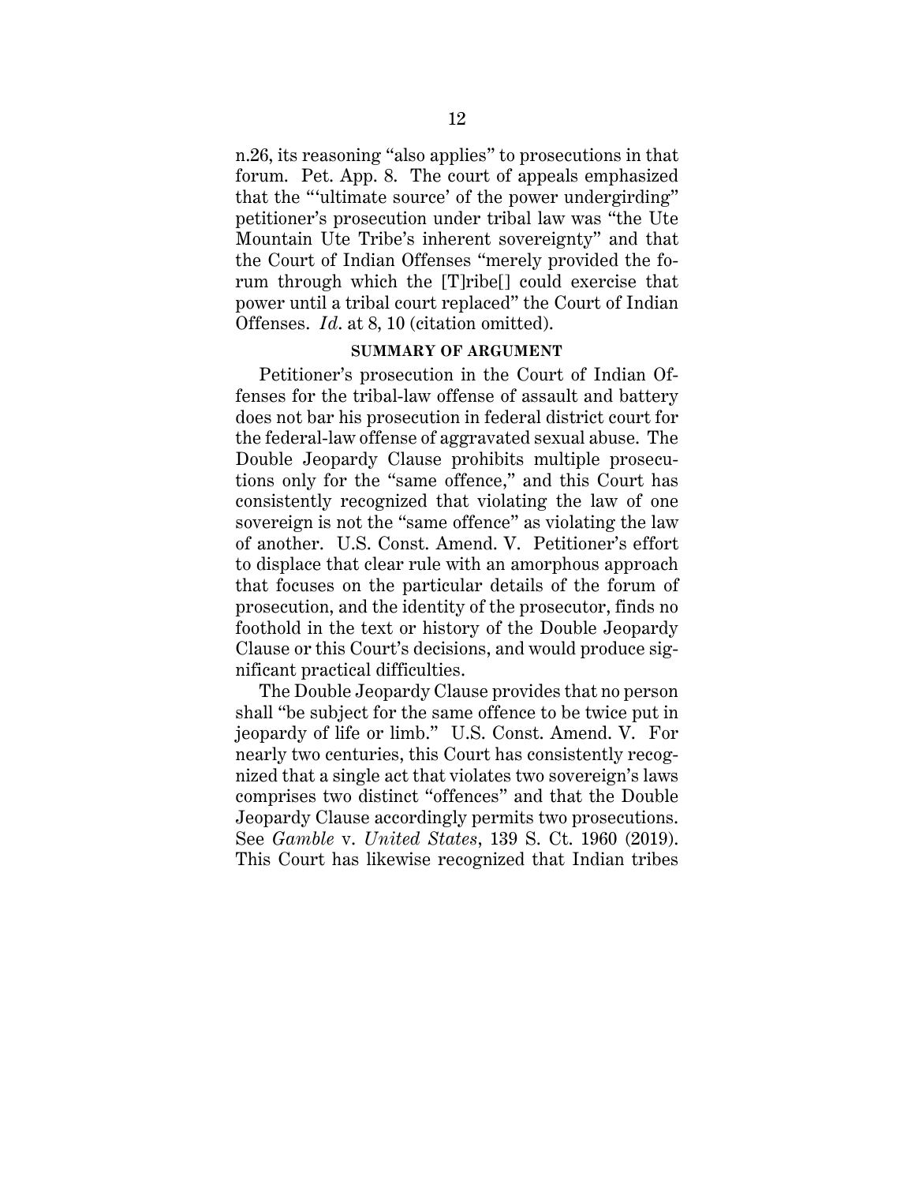n.26, its reasoning "also applies" to prosecutions in that forum. Pet. App. 8. The court of appeals emphasized that the "'ultimate source' of the power undergirding" petitioner's prosecution under tribal law was "the Ute Mountain Ute Tribe's inherent sovereignty" and that the Court of Indian Offenses "merely provided the forum through which the [T]ribe[] could exercise that power until a tribal court replaced" the Court of Indian Offenses. *Id.* at 8, 10 (citation omitted).

## SUMMARY OF ARGUMENT

Petitioner's prosecution in the Court of Indian Offenses for the tribal-law offense of assault and battery does not bar his prosecution in federal district court for the federal-law offense of aggravated sexual abuse. The Double Jeopardy Clause prohibits multiple prosecutions only for the "same offence," and this Court has consistently recognized that violating the law of one sovereign is not the "same offence" as violating the law of another. U.S. Const. Amend. V. Petitioner's effort to displace that clear rule with an amorphous approach that focuses on the particular details of the forum of prosecution, and the identity of the prosecutor, finds no foothold in the text or history of the Double Jeopardy Clause or this Court's decisions, and would produce significant practical difficulties.

The Double Jeopardy Clause provides that no person shall "be subject for the same offence to be twice put in jeopardy of life or limb." U.S. Const. Amend. V. For nearly two centuries, this Court has consistently recognized that a single act that violates two sovereign's laws comprises two distinct "offences" and that the Double Jeopardy Clause accordingly permits two prosecutions. See *Gamble* v. *United States*, 139 S. Ct. 1960 (2019). This Court has likewise recognized that Indian tribes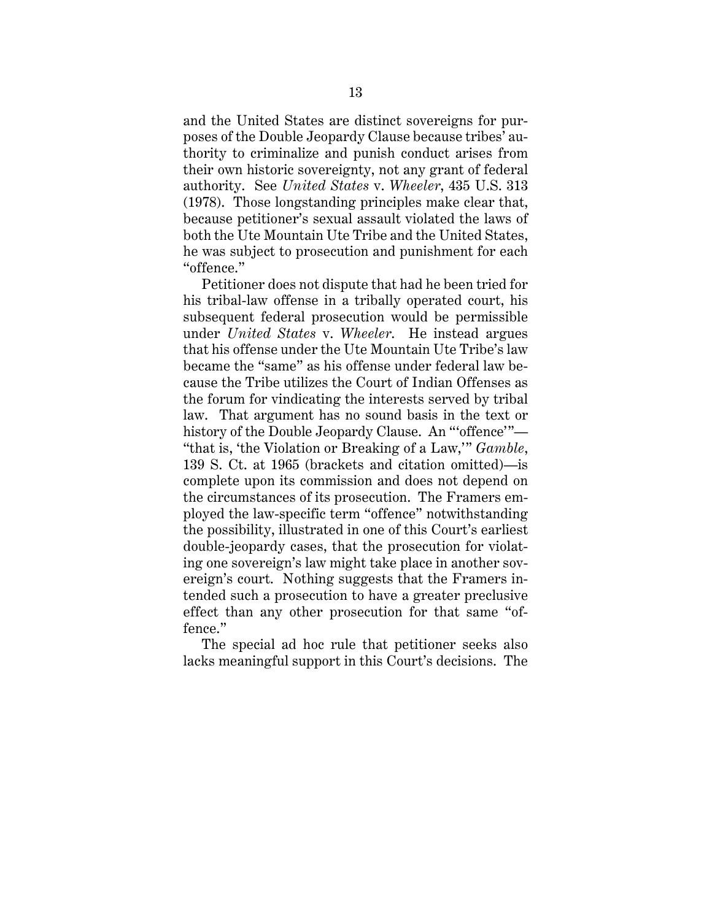and the United States are distinct sovereigns for purposes of the Double Jeopardy Clause because tribes' authority to criminalize and punish conduct arises from their own historic sovereignty, not any grant of federal authority. See *United States* v. *Wheeler*, 435 U.S. 313 (1978). Those longstanding principles make clear that, because petitioner's sexual assault violated the laws of both the Ute Mountain Ute Tribe and the United States, he was subject to prosecution and punishment for each "offence."

Petitioner does not dispute that had he been tried for his tribal-law offense in a tribally operated court, his subsequent federal prosecution would be permissible under *United States* v. *Wheeler*. He instead argues that his offense under the Ute Mountain Ute Tribe's law became the "same" as his offense under federal law because the Tribe utilizes the Court of Indian Offenses as the forum for vindicating the interests served by tribal law. That argument has no sound basis in the text or history of the Double Jeopardy Clause. An "'offence'"—"that is, 'the Violation or Breaking of a Law,'" *Gamble*, 139 S. Ct. at 1965 (brackets and citation omitted)—is complete upon its commission and does not depend on the circumstances of its prosecution. The Framers employed the law-specific term "offence" notwithstanding the possibility, illustrated in one of this Court's earliest double-jeopardy cases, that the prosecution for violating one sovereign's law might take place in another sovereign's court. Nothing suggests that the Framers intended such a prosecution to have a greater preclusive effect than any other prosecution for that same "offence."

The special ad hoc rule that petitioner seeks also lacks meaningful support in this Court's decisions. The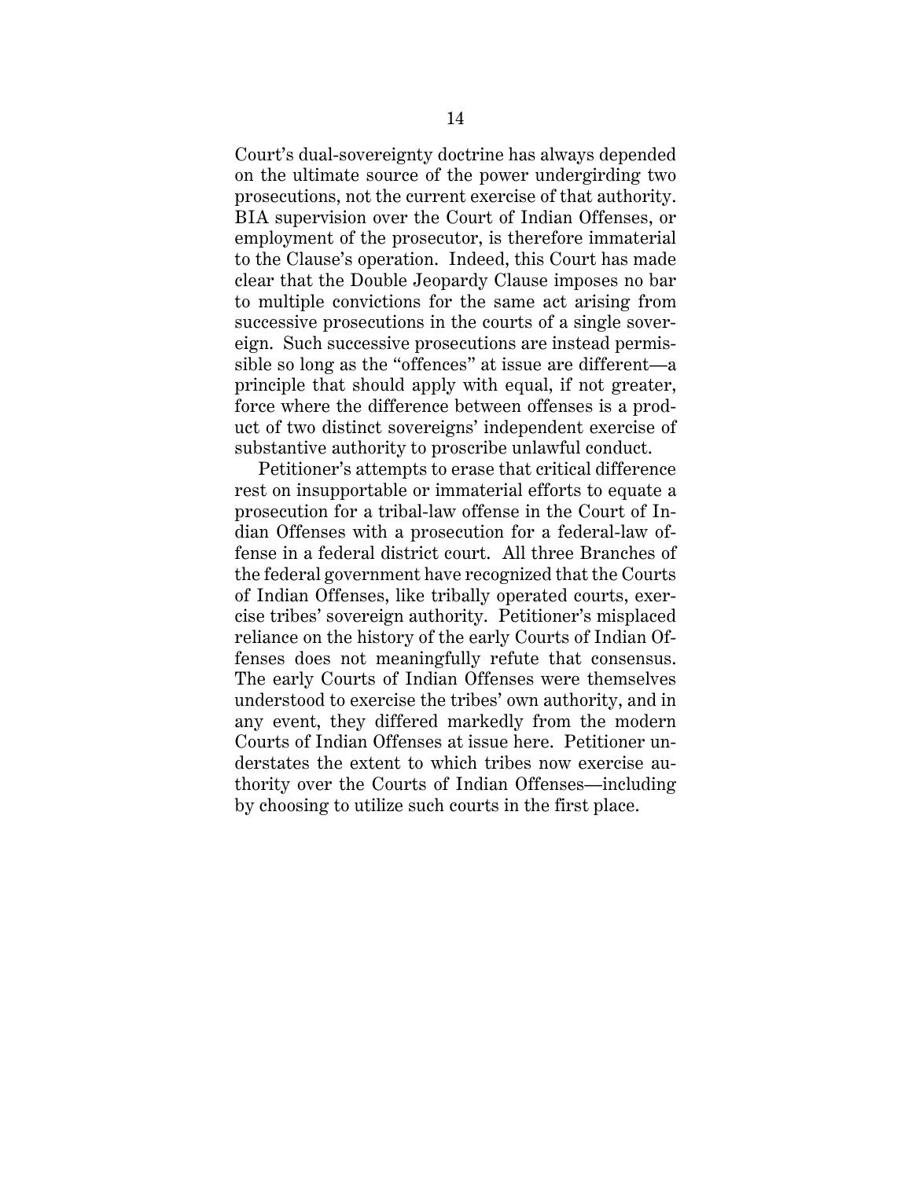Court's dual-sovereignty doctrine has always depended on the ultimate source of the power undergirding two prosecutions, not the current exercise of that authority. BIA supervision over the Court of Indian Offenses, or employment of the prosecutor, is therefore immaterial to the Clause's operation. Indeed, this Court has made clear that the Double Jeopardy Clause imposes no bar to multiple convictions for the same act arising from successive prosecutions in the courts of a single sovereign. Such successive prosecutions are instead permissible so long as the "offences" at issue are different—a principle that should apply with equal, if not greater, force where the difference between offenses is a product of two distinct sovereigns' independent exercise of substantive authority to proscribe unlawful conduct.

Petitioner's attempts to erase that critical difference rest on insupportable or immaterial efforts to equate a prosecution for a tribal-law offense in the Court of Indian Offenses with a prosecution for a federal-law offense in a federal district court. All three Branches of the federal government have recognized that the Courts of Indian Offenses, like tribally operated courts, exercise tribes' sovereign authority. Petitioner's misplaced reliance on the history of the early Courts of Indian Offenses does not meaningfully refute that consensus. The early Courts of Indian Offenses were themselves understood to exercise the tribes' own authority, and in any event, they differed markedly from the modern Courts of Indian Offenses at issue here. Petitioner understates the extent to which tribes now exercise authority over the Courts of Indian Offenses—including by choosing to utilize such courts in the first place.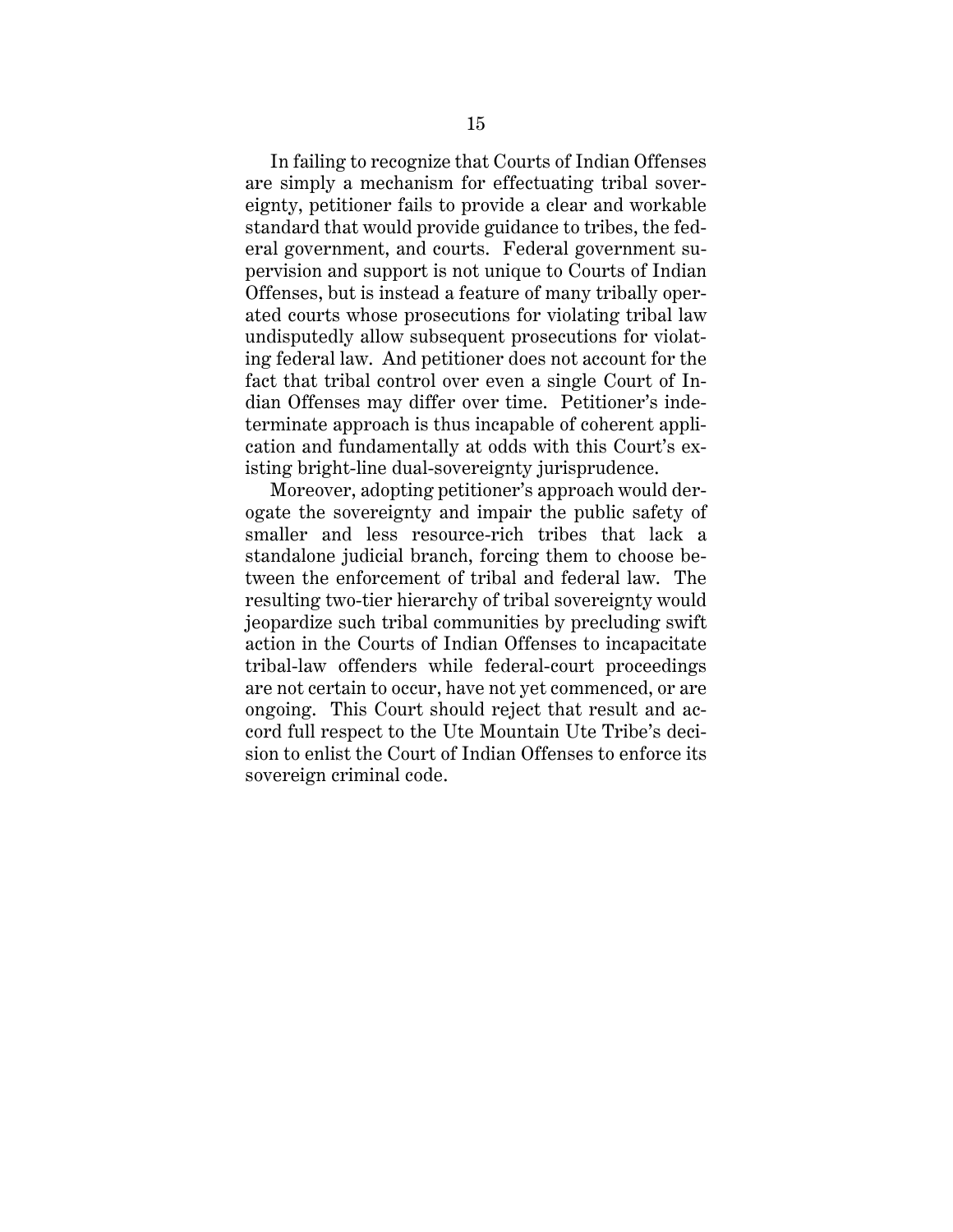In failing to recognize that Courts of Indian Offenses are simply a mechanism for effectuating tribal sovereignty, petitioner fails to provide a clear and workable standard that would provide guidance to tribes, the federal government, and courts. Federal government supervision and support is not unique to Courts of Indian Offenses, but is instead a feature of many tribally operated courts whose prosecutions for violating tribal law undisputedly allow subsequent prosecutions for violating federal law. And petitioner does not account for the fact that tribal control over even a single Court of Indian Offenses may differ over time. Petitioner's indeterminate approach is thus incapable of coherent application and fundamentally at odds with this Court's existing bright-line dual-sovereignty jurisprudence.

Moreover, adopting petitioner's approach would derogate the sovereignty and impair the public safety of smaller and less resource-rich tribes that lack a standalone judicial branch, forcing them to choose between the enforcement of tribal and federal law. The resulting two-tier hierarchy of tribal sovereignty would jeopardize such tribal communities by precluding swift action in the Courts of Indian Offenses to incapacitate tribal-law offenders while federal-court proceedings are not certain to occur, have not yet commenced, or are ongoing. This Court should reject that result and accord full respect to the Ute Mountain Ute Tribe's decision to enlist the Court of Indian Offenses to enforce its sovereign criminal code.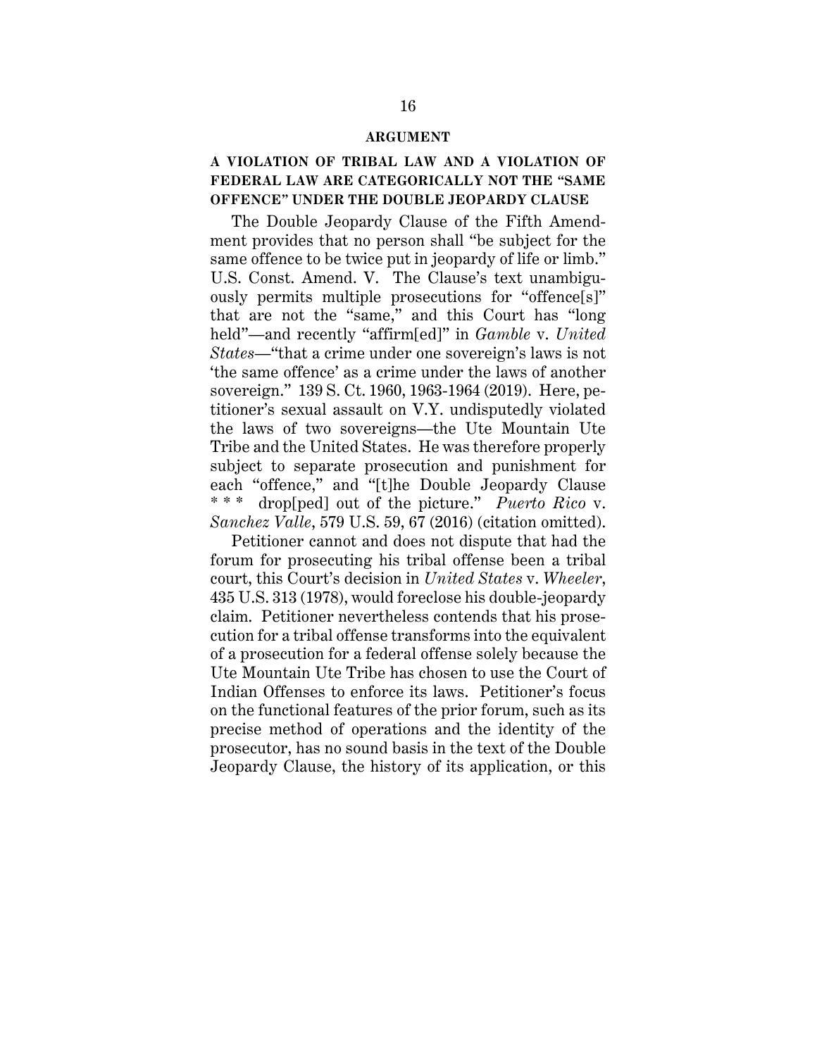## ARGUMENT

### A VIOLATION OF TRIBAL LAW AND A VIOLATION OF FEDERAL LAW ARE CATEGORICALLY NOT THE "SAME OFFENCE" UNDER THE DOUBLE JEOPARDY CLAUSE

The Double Jeopardy Clause of the Fifth Amendment provides that no person shall "be subject for the same offence to be twice put in jeopardy of life or limb." U.S. Const. Amend. V. The Clause's text unambiguously permits multiple prosecutions for "offence[s]" that are not the "same," and this Court has "long held"—and recently "affirm[ed]" in *Gamble* v. *United States*—"that a crime under one sovereign's laws is not 'the same offence' as a crime under the laws of another sovereign." 139 S. Ct. 1960, 1963-1964 (2019). Here, petitioner's sexual assault on V.Y. undisputedly violated the laws of two sovereigns—the Ute Mountain Ute Tribe and the United States. He was therefore properly subject to separate prosecution and punishment for each "offence," and "[t]he Double Jeopardy Clause * * * drop[ped] out of the picture." *Puerto Rico* v. *Sanchez Valle*, 579 U.S. 59, 67 (2016) (citation omitted).

Petitioner cannot and does not dispute that had the forum for prosecuting his tribal offense been a tribal court, this Court's decision in *United States* v. *Wheeler*, 435 U.S. 313 (1978), would foreclose his double-jeopardy claim. Petitioner nevertheless contends that his prosecution for a tribal offense transforms into the equivalent of a prosecution for a federal offense solely because the Ute Mountain Ute Tribe has chosen to use the Court of Indian Offenses to enforce its laws. Petitioner's focus on the functional features of the prior forum, such as its precise method of operations and the identity of the prosecutor, has no sound basis in the text of the Double Jeopardy Clause, the history of its application, or this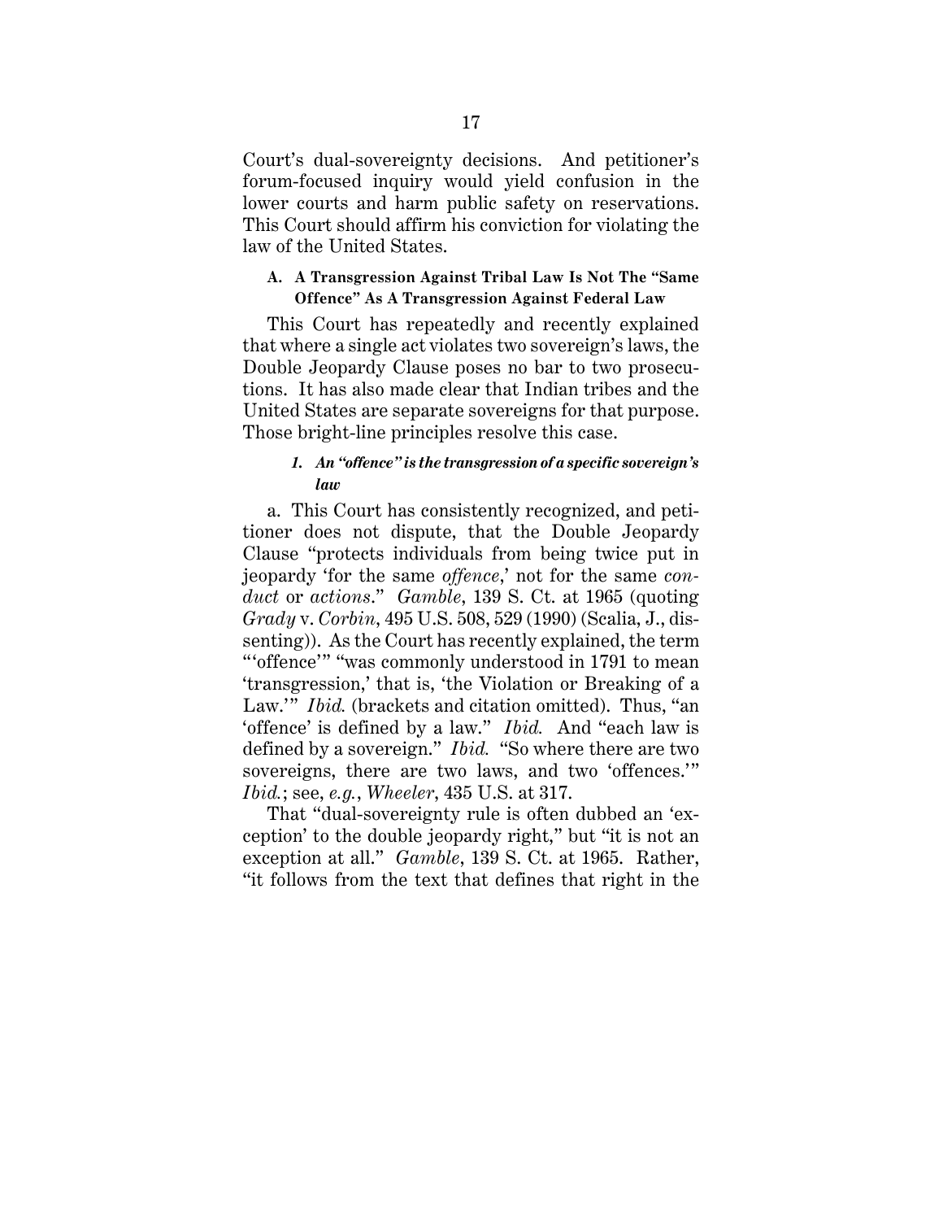Court's dual-sovereignty decisions. And petitioner's forum-focused inquiry would yield confusion in the lower courts and harm public safety on reservations. This Court should affirm his conviction for violating the law of the United States.

### A. A Transgression Against Tribal Law Is Not The "Same Offence" As A Transgression Against Federal Law

This Court has repeatedly and recently explained that where a single act violates two sovereign's laws, the Double Jeopardy Clause poses no bar to two prosecutions. It has also made clear that Indian tribes and the United States are separate sovereigns for that purpose. Those bright-line principles resolve this case.

#### *1. An "offence" is the transgression of a specific sovereign's law*

a. This Court has consistently recognized, and petitioner does not dispute, that the Double Jeopardy Clause "protects individuals from being twice put in jeopardy 'for the same *offence*,' not for the same *conduct* or *actions*." *Gamble*, 139 S. Ct. at 1965 (quoting *Grady* v. *Corbin*, 495 U.S. 508, 529 (1990) (Scalia, J., dissenting)). As the Court has recently explained, the term "'offence'" "was commonly understood in 1791 to mean 'transgression,' that is, 'the Violation or Breaking of a Law.'" *Ibid.* (brackets and citation omitted). Thus, "an 'offence' is defined by a law." *Ibid.* And "each law is defined by a sovereign." *Ibid.* "So where there are two sovereigns, there are two laws, and two 'offences.'" *Ibid.*; see, *e.g.*, *Wheeler*, 435 U.S. at 317.

That "dual-sovereignty rule is often dubbed an 'exception' to the double jeopardy right," but "it is not an exception at all." *Gamble*, 139 S. Ct. at 1965. Rather, "it follows from the text that defines that right in the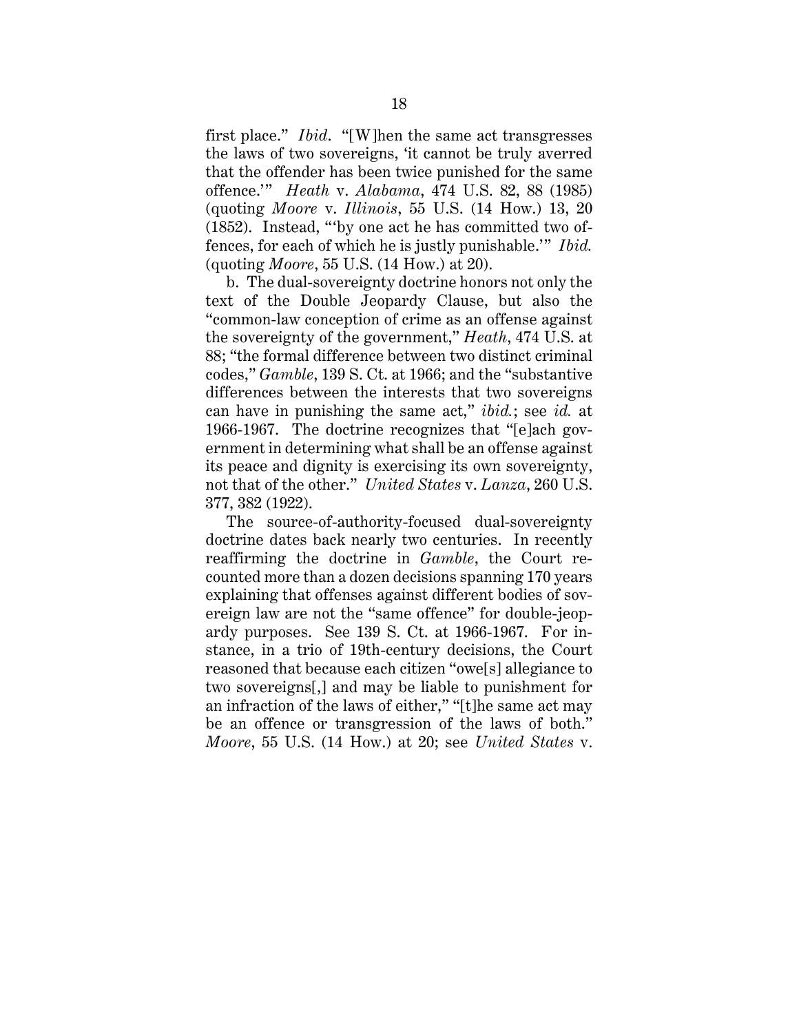first place." *Ibid*. "[W]hen the same act transgresses the laws of two sovereigns, 'it cannot be truly averred that the offender has been twice punished for the same offence.'" *Heath* v. *Alabama*, 474 U.S. 82, 88 (1985) (quoting *Moore* v. *Illinois*, 55 U.S. (14 How.) 13, 20 (1852). Instead, "'by one act he has committed two offences, for each of which he is justly punishable.'" *Ibid.* (quoting *Moore*, 55 U.S. (14 How.) at 20).

b. The dual-sovereignty doctrine honors not only the text of the Double Jeopardy Clause, but also the "common-law conception of crime as an offense against the sovereignty of the government," *Heath*, 474 U.S. at 88; "the formal difference between two distinct criminal codes," *Gamble*, 139 S. Ct. at 1966; and the "substantive differences between the interests that two sovereigns can have in punishing the same act," *ibid.*; see *id.* at 1966-1967. The doctrine recognizes that "[e]ach government in determining what shall be an offense against its peace and dignity is exercising its own sovereignty, not that of the other." *United States* v. *Lanza*, 260 U.S. 377, 382 (1922).

The source-of-authority-focused dual-sovereignty doctrine dates back nearly two centuries. In recently reaffirming the doctrine in *Gamble*, the Court recounted more than a dozen decisions spanning 170 years explaining that offenses against different bodies of sovereign law are not the "same offence" for double-jeopardy purposes. See 139 S. Ct. at 1966-1967. For instance, in a trio of 19th-century decisions, the Court reasoned that because each citizen "owe[s] allegiance to two sovereigns[,] and may be liable to punishment for an infraction of the laws of either," "[t]he same act may be an offence or transgression of the laws of both." *Moore*, 55 U.S. (14 How.) at 20; see *United States* v.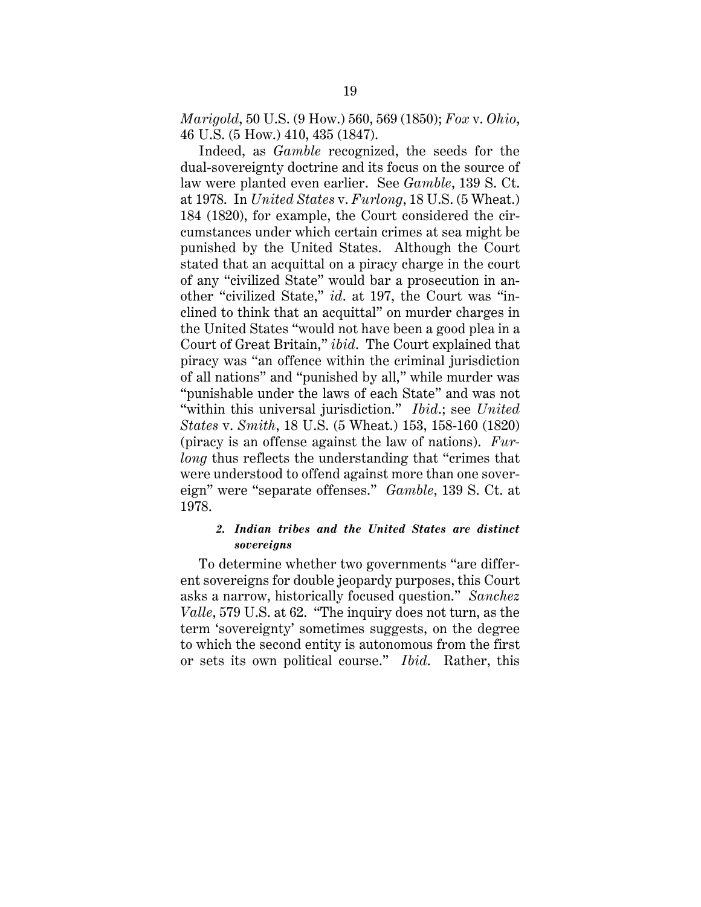*Marigold*, 50 U.S. (9 How.) 560, 569 (1850); *Fox* v. *Ohio*, 46 U.S. (5 How.) 410, 435 (1847).

Indeed, as *Gamble* recognized, the seeds for the dual-sovereignty doctrine and its focus on the source of law were planted even earlier. See *Gamble*, 139 S. Ct. at 1978. In *United States* v. *Furlong*, 18 U.S. (5 Wheat.) 184 (1820), for example, the Court considered the circumstances under which certain crimes at sea might be punished by the United States. Although the Court stated that an acquittal on a piracy charge in the court of any "civilized State" would bar a prosecution in another "civilized State," *id*. at 197, the Court was "inclined to think that an acquittal" on murder charges in the United States "would not have been a good plea in a Court of Great Britain," *ibid*. The Court explained that piracy was "an offence within the criminal jurisdiction of all nations" and "punished by all," while murder was "punishable under the laws of each State" and was not "within this universal jurisdiction." *Ibid*.; see *United States* v. *Smith*, 18 U.S. (5 Wheat.) 153, 158-160 (1820) (piracy is an offense against the law of nations). *Furlong* thus reflects the understanding that "crimes that were understood to offend against more than one sovereign" were "separate offenses." *Gamble*, 139 S. Ct. at 1978.

#### *2. Indian tribes and the United States are distinct sovereigns*

To determine whether two governments "are different sovereigns for double jeopardy purposes, this Court asks a narrow, historically focused question." *Sanchez Valle*, 579 U.S. at 62. "The inquiry does not turn, as the term 'sovereignty' sometimes suggests, on the degree to which the second entity is autonomous from the first or sets its own political course." *Ibid*. Rather, this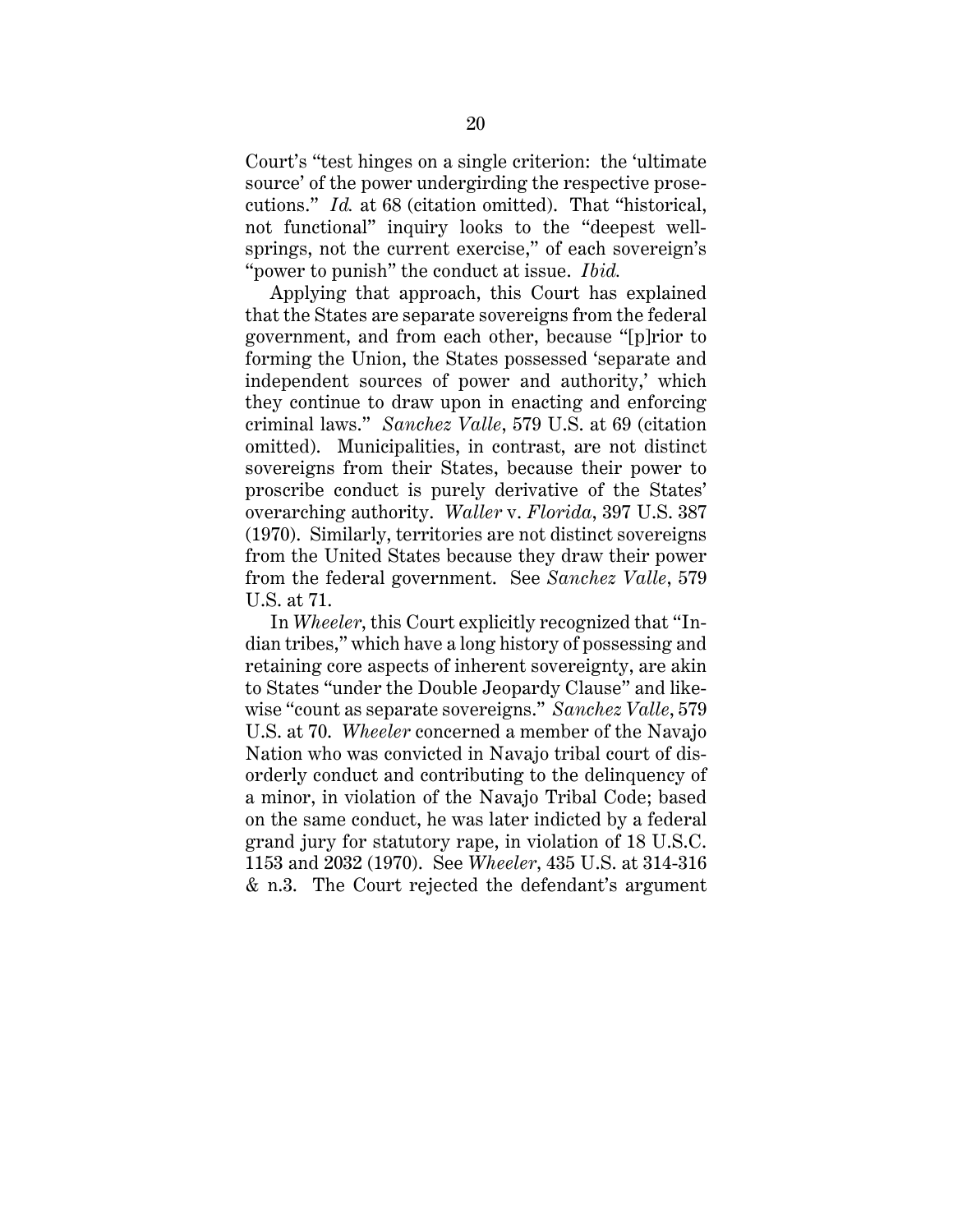Court's "test hinges on a single criterion: the 'ultimate source' of the power undergirding the respective prosecutions." *Id.* at 68 (citation omitted). That "historical, not functional" inquiry looks to the "deepest wellsprings, not the current exercise," of each sovereign's "power to punish" the conduct at issue. *Ibid.*

Applying that approach, this Court has explained that the States are separate sovereigns from the federal government, and from each other, because "[p]rior to forming the Union, the States possessed 'separate and independent sources of power and authority,' which they continue to draw upon in enacting and enforcing criminal laws." *Sanchez Valle*, 579 U.S. at 69 (citation omitted). Municipalities, in contrast, are not distinct sovereigns from their States, because their power to proscribe conduct is purely derivative of the States' overarching authority. *Waller* v. *Florida*, 397 U.S. 387 (1970). Similarly, territories are not distinct sovereigns from the United States because they draw their power from the federal government. See *Sanchez Valle*, 579 U.S. at 71.

In *Wheeler*, this Court explicitly recognized that "Indian tribes," which have a long history of possessing and retaining core aspects of inherent sovereignty, are akin to States "under the Double Jeopardy Clause" and likewise "count as separate sovereigns." *Sanchez Valle*, 579 U.S. at 70. *Wheeler* concerned a member of the Navajo Nation who was convicted in Navajo tribal court of disorderly conduct and contributing to the delinquency of a minor, in violation of the Navajo Tribal Code; based on the same conduct, he was later indicted by a federal grand jury for statutory rape, in violation of 18 U.S.C. 1153 and 2032 (1970). See *Wheeler*, 435 U.S. at 314-316 & n.3. The Court rejected the defendant's argument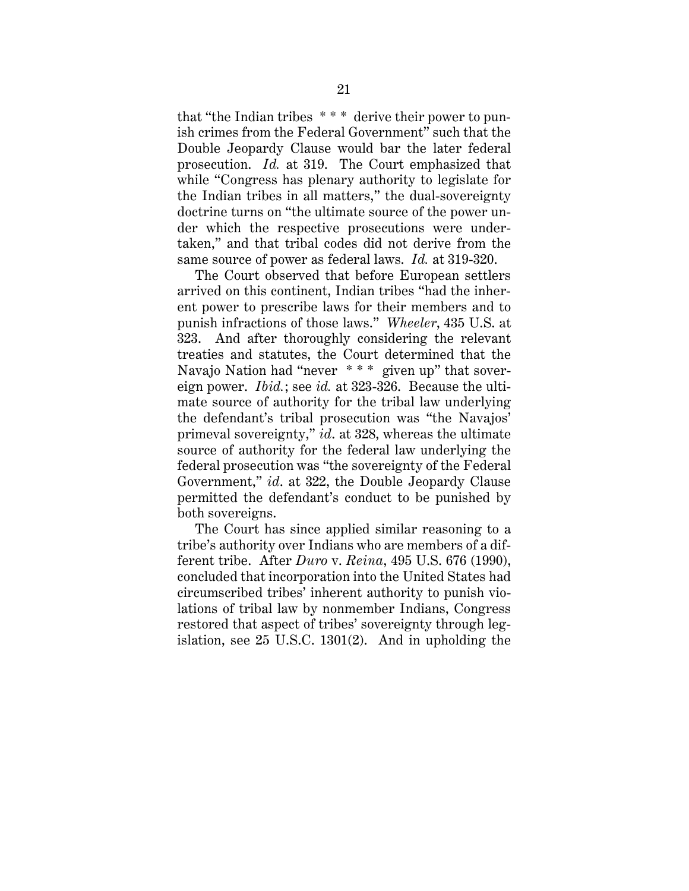that "the Indian tribes * * * derive their power to punish crimes from the Federal Government" such that the Double Jeopardy Clause would bar the later federal prosecution. *Id.* at 319. The Court emphasized that while "Congress has plenary authority to legislate for the Indian tribes in all matters," the dual-sovereignty doctrine turns on "the ultimate source of the power under which the respective prosecutions were undertaken," and that tribal codes did not derive from the same source of power as federal laws. *Id.* at 319-320.

The Court observed that before European settlers arrived on this continent, Indian tribes "had the inherent power to prescribe laws for their members and to punish infractions of those laws." *Wheeler*, 435 U.S. at 323. And after thoroughly considering the relevant treaties and statutes, the Court determined that the Navajo Nation had "never * * * given up" that sovereign power. *Ibid.*; see *id.* at 323-326. Because the ultimate source of authority for the tribal law underlying the defendant's tribal prosecution was "the Navajos' primeval sovereignty," *id*. at 328, whereas the ultimate source of authority for the federal law underlying the federal prosecution was "the sovereignty of the Federal Government," *id*. at 322, the Double Jeopardy Clause permitted the defendant's conduct to be punished by both sovereigns.

The Court has since applied similar reasoning to a tribe's authority over Indians who are members of a different tribe. After *Duro* v. *Reina*, 495 U.S. 676 (1990), concluded that incorporation into the United States had circumscribed tribes' inherent authority to punish violations of tribal law by nonmember Indians, Congress restored that aspect of tribes' sovereignty through legislation, see 25 U.S.C. 1301(2). And in upholding the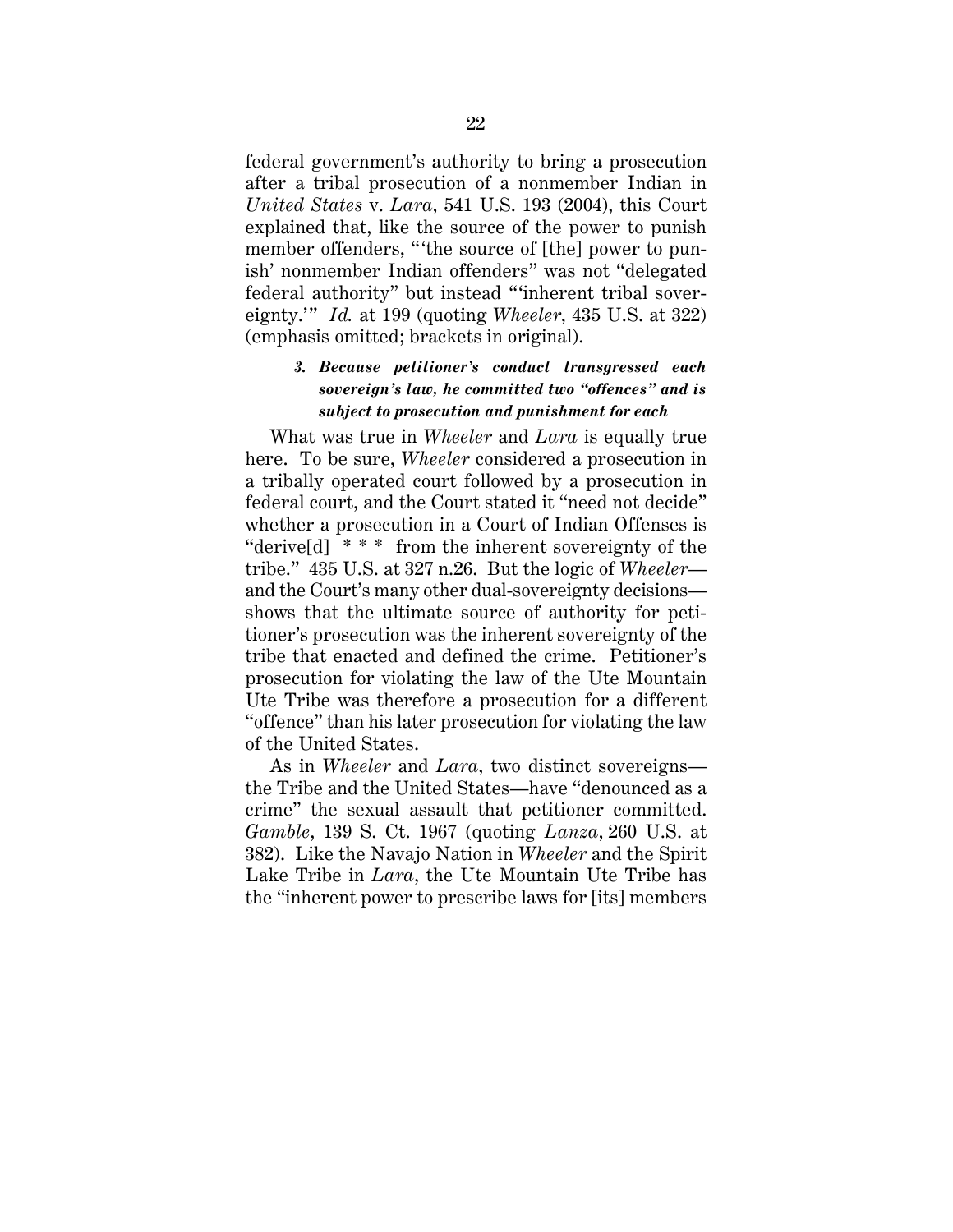federal government's authority to bring a prosecution after a tribal prosecution of a nonmember Indian in *United States* v. *Lara*, 541 U.S. 193 (2004), this Court explained that, like the source of the power to punish member offenders, "'the source of [the] power to punish' nonmember Indian offenders" was not "delegated federal authority" but instead "'inherent tribal sovereignty.'" *Id.* at 199 (quoting *Wheeler*, 435 U.S. at 322) (emphasis omitted; brackets in original).

### *3. Because petitioner's conduct transgressed each sovereign's law, he committed two "offences" and is subject to prosecution and punishment for each*

What was true in *Wheeler* and *Lara* is equally true here. To be sure, *Wheeler* considered a prosecution in a tribally operated court followed by a prosecution in federal court, and the Court stated it "need not decide" whether a prosecution in a Court of Indian Offenses is "derive[d] * * * from the inherent sovereignty of the tribe." 435 U.S. at 327 n.26. But the logic of *Wheeler*—and the Court's many other dual-sovereignty decisions—shows that the ultimate source of authority for petitioner's prosecution was the inherent sovereignty of the tribe that enacted and defined the crime. Petitioner's prosecution for violating the law of the Ute Mountain Ute Tribe was therefore a prosecution for a different "offence" than his later prosecution for violating the law of the United States.

As in *Wheeler* and *Lara*, two distinct sovereigns—the Tribe and the United States—have "denounced as a crime" the sexual assault that petitioner committed. *Gamble*, 139 S. Ct. 1967 (quoting *Lanza*, 260 U.S. at 382). Like the Navajo Nation in *Wheeler* and the Spirit Lake Tribe in *Lara*, the Ute Mountain Ute Tribe has the "inherent power to prescribe laws for [its] members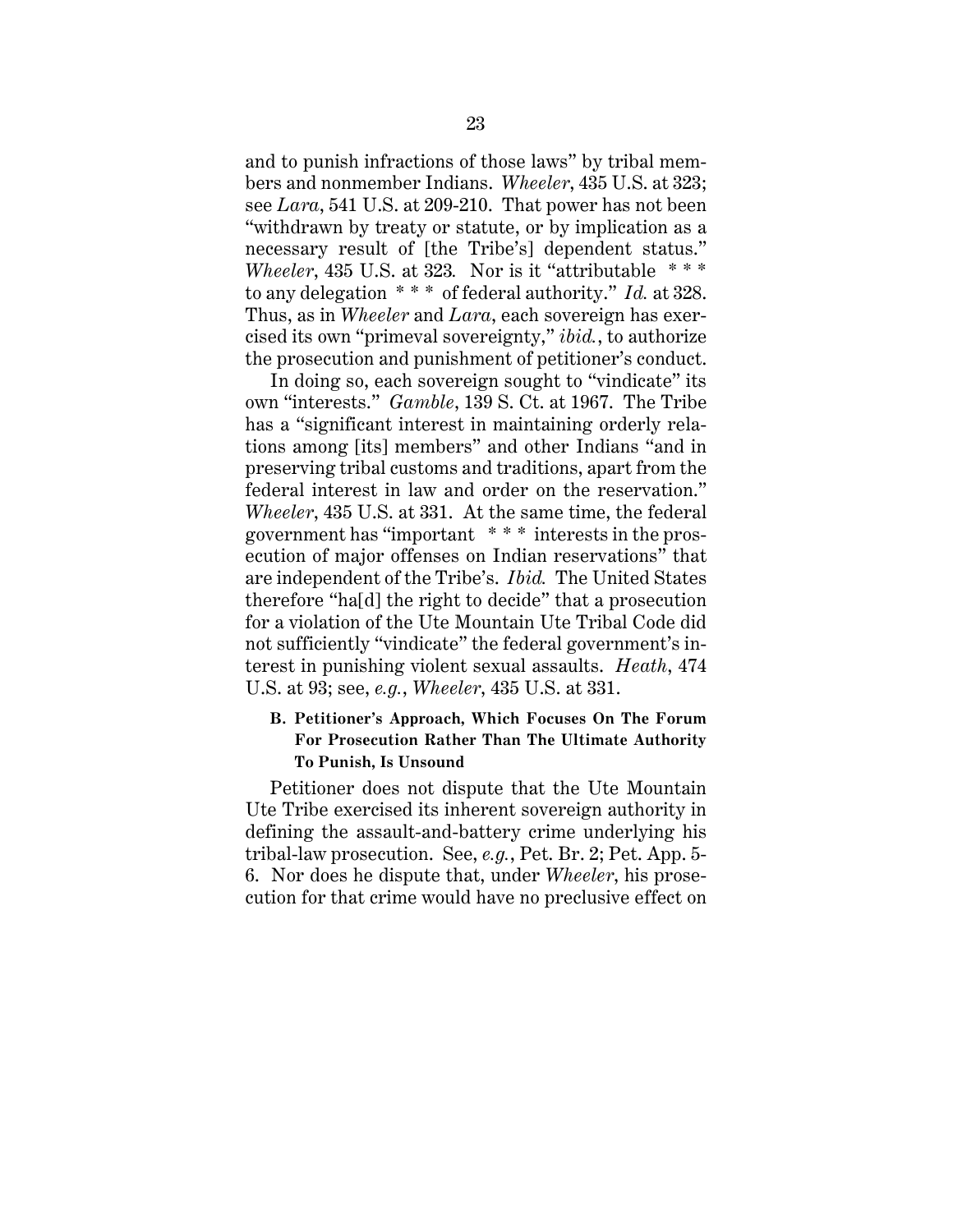and to punish infractions of those laws" by tribal members and nonmember Indians. *Wheeler*, 435 U.S. at 323; see *Lara*, 541 U.S. at 209-210. That power has not been "withdrawn by treaty or statute, or by implication as a necessary result of [the Tribe's] dependent status." *Wheeler*, 435 U.S. at 323. Nor is it "attributable * * * to any delegation * * * of federal authority." *Id.* at 328. Thus, as in *Wheeler* and *Lara*, each sovereign has exercised its own "primeval sovereignty," *ibid.*, to authorize the prosecution and punishment of petitioner's conduct.

In doing so, each sovereign sought to "vindicate" its own "interests." *Gamble*, 139 S. Ct. at 1967. The Tribe has a "significant interest in maintaining orderly relations among [its] members" and other Indians "and in preserving tribal customs and traditions, apart from the federal interest in law and order on the reservation." *Wheeler*, 435 U.S. at 331. At the same time, the federal government has "important * * * interests in the prosecution of major offenses on Indian reservations" that are independent of the Tribe's. *Ibid.* The United States therefore "ha[d] the right to decide" that a prosecution for a violation of the Ute Mountain Ute Tribal Code did not sufficiently "vindicate" the federal government's interest in punishing violent sexual assaults. *Heath*, 474 U.S. at 93; see, *e.g.*, *Wheeler*, 435 U.S. at 331.

### B. Petitioner's Approach, Which Focuses On The Forum For Prosecution Rather Than The Ultimate Authority To Punish, Is Unsound

Petitioner does not dispute that the Ute Mountain Ute Tribe exercised its inherent sovereign authority in defining the assault-and-battery crime underlying his tribal-law prosecution. See, *e.g.*, Pet. Br. 2; Pet. App. 5-6. Nor does he dispute that, under *Wheeler*, his prosecution for that crime would have no preclusive effect on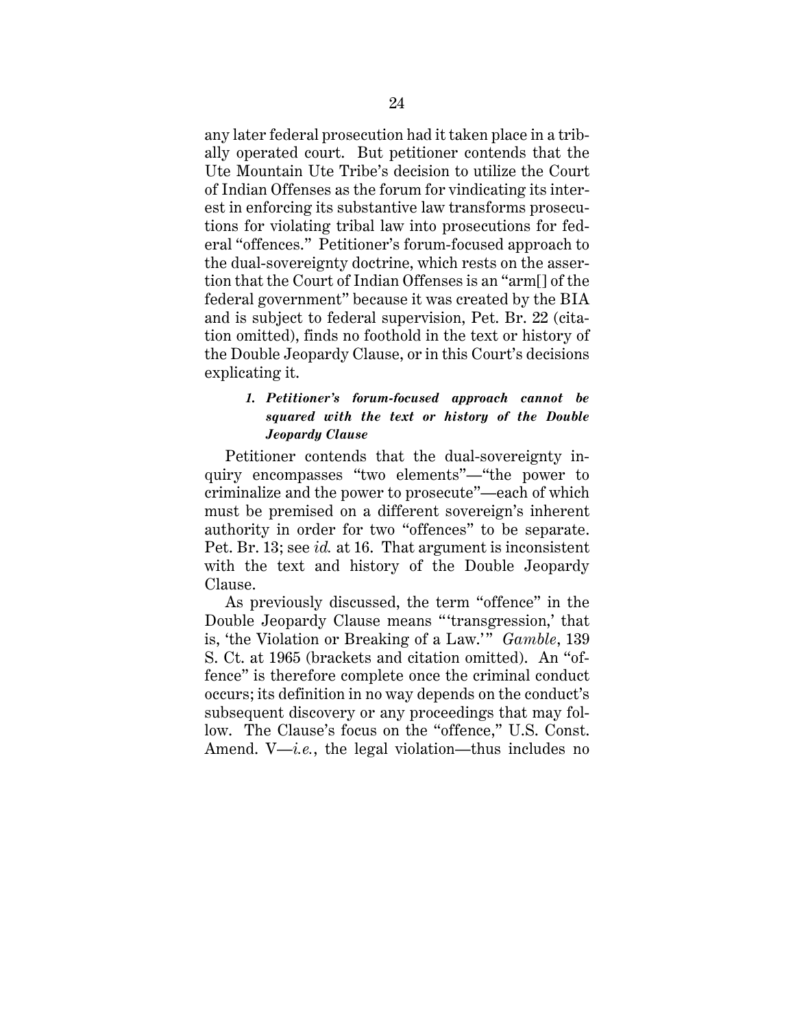any later federal prosecution had it taken place in a tribally operated court. But petitioner contends that the Ute Mountain Ute Tribe's decision to utilize the Court of Indian Offenses as the forum for vindicating its interest in enforcing its substantive law transforms prosecutions for violating tribal law into prosecutions for federal "offences." Petitioner's forum-focused approach to the dual-sovereignty doctrine, which rests on the assertion that the Court of Indian Offenses is an "arm[] of the federal government" because it was created by the BIA and is subject to federal supervision, Pet. Br. 22 (citation omitted), finds no foothold in the text or history of the Double Jeopardy Clause, or in this Court's decisions explicating it.

#### *1. Petitioner's forum-focused approach cannot be squared with the text or history of the Double Jeopardy Clause*

Petitioner contends that the dual-sovereignty inquiry encompasses "two elements"—"the power to criminalize and the power to prosecute"—each of which must be premised on a different sovereign's inherent authority in order for two "offences" to be separate. Pet. Br. 13; see *id.* at 16. That argument is inconsistent with the text and history of the Double Jeopardy Clause.

As previously discussed, the term "offence" in the Double Jeopardy Clause means "'transgression,' that is, 'the Violation or Breaking of a Law.'" *Gamble*, 139 S. Ct. at 1965 (brackets and citation omitted). An "offence" is therefore complete once the criminal conduct occurs; its definition in no way depends on the conduct's subsequent discovery or any proceedings that may follow. The Clause's focus on the "offence," U.S. Const. Amend. V—*i.e.*, the legal violation—thus includes no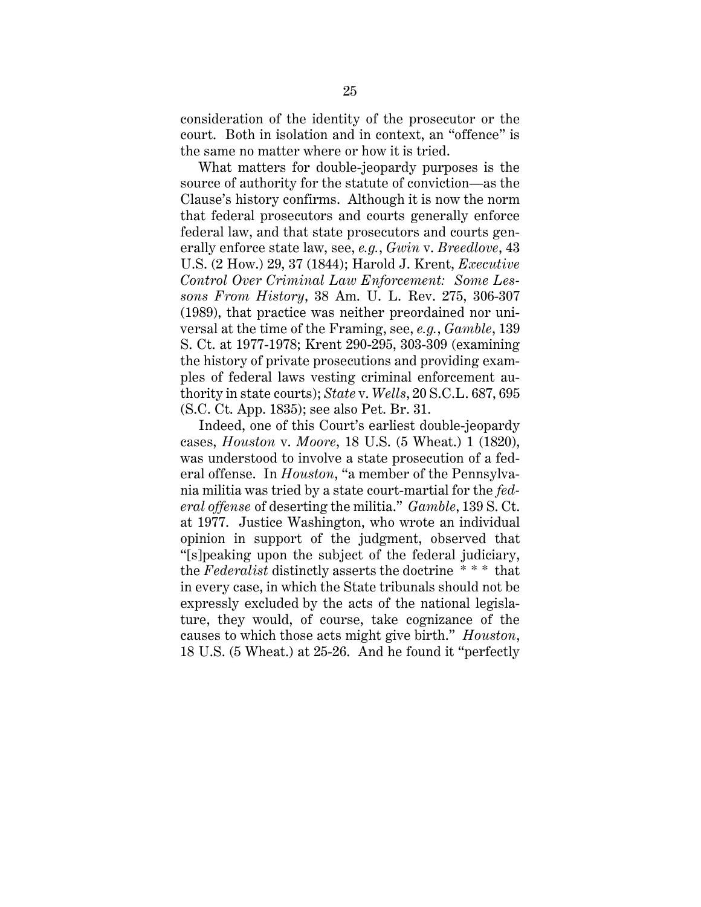consideration of the identity of the prosecutor or the court. Both in isolation and in context, an "offence" is the same no matter where or how it is tried.

What matters for double-jeopardy purposes is the source of authority for the statute of conviction—as the Clause's history confirms. Although it is now the norm that federal prosecutors and courts generally enforce federal law, and that state prosecutors and courts generally enforce state law, see, *e.g.*, *Gwin* v. *Breedlove*, 43 U.S. (2 How.) 29, 37 (1844); Harold J. Krent, *Executive Control Over Criminal Law Enforcement: Some Lessons From History*, 38 Am. U. L. Rev. 275, 306-307 (1989), that practice was neither preordained nor universal at the time of the Framing, see, *e.g.*, *Gamble*, 139 S. Ct. at 1977-1978; Krent 290-295, 303-309 (examining the history of private prosecutions and providing examples of federal laws vesting criminal enforcement authority in state courts); *State* v. *Wells*, 20 S.C.L. 687, 695 (S.C. Ct. App. 1835); see also Pet. Br. 31.

Indeed, one of this Court's earliest double-jeopardy cases, *Houston* v. *Moore*, 18 U.S. (5 Wheat.) 1 (1820), was understood to involve a state prosecution of a federal offense. In *Houston*, "a member of the Pennsylvania militia was tried by a state court-martial for the *federal offense* of deserting the militia." *Gamble*, 139 S. Ct. at 1977. Justice Washington, who wrote an individual opinion in support of the judgment, observed that "[s]peaking upon the subject of the federal judiciary, the *Federalist* distinctly asserts the doctrine \* \* \* that in every case, in which the State tribunals should not be expressly excluded by the acts of the national legislature, they would, of course, take cognizance of the causes to which those acts might give birth." *Houston*, 18 U.S. (5 Wheat.) at 25-26. And he found it "perfectly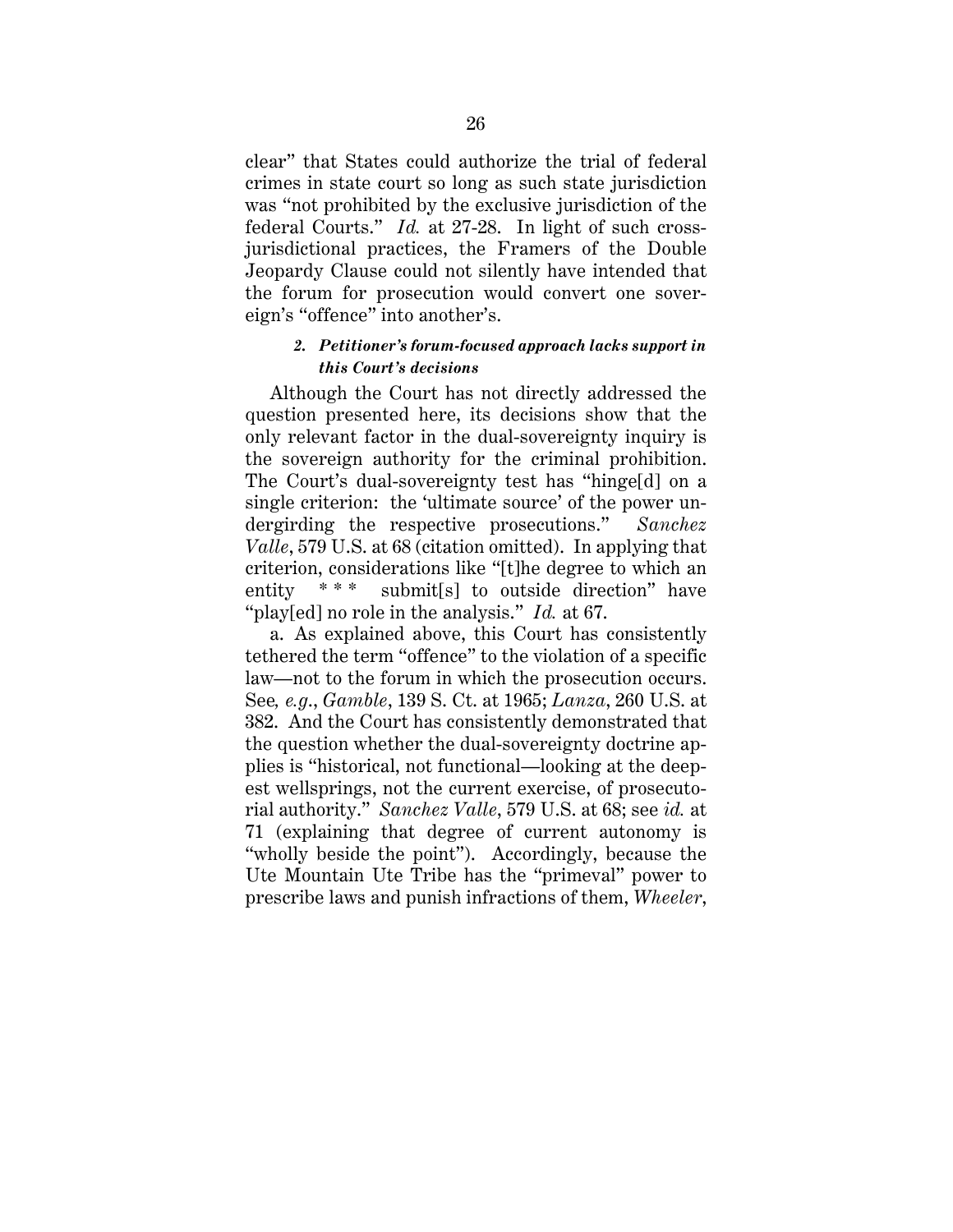clear" that States could authorize the trial of federal crimes in state court so long as such state jurisdiction was "not prohibited by the exclusive jurisdiction of the federal Courts." *Id.* at 27-28. In light of such cross-jurisdictional practices, the Framers of the Double Jeopardy Clause could not silently have intended that the forum for prosecution would convert one sovereign's "offence" into another's.

### *2. Petitioner's forum-focused approach lacks support in this Court's decisions*

Although the Court has not directly addressed the question presented here, its decisions show that the only relevant factor in the dual-sovereignty inquiry is the sovereign authority for the criminal prohibition. The Court's dual-sovereignty test has "hinge[d] on a single criterion: the 'ultimate source' of the power undergirding the respective prosecutions." *Sanchez Valle*, 579 U.S. at 68 (citation omitted). In applying that criterion, considerations like "[t]he degree to which an entity * * * submit[s] to outside direction" have "play[ed] no role in the analysis." *Id.* at 67.

a. As explained above, this Court has consistently tethered the term "offence" to the violation of a specific law—not to the forum in which the prosecution occurs. See*, e.g.*, *Gamble*, 139 S. Ct. at 1965; *Lanza*, 260 U.S. at 382. And the Court has consistently demonstrated that the question whether the dual-sovereignty doctrine applies is "historical, not functional—looking at the deepest wellsprings, not the current exercise, of prosecutorial authority." *Sanchez Valle*, 579 U.S. at 68; see *id.* at 71 (explaining that degree of current autonomy is "wholly beside the point"). Accordingly, because the Ute Mountain Ute Tribe has the "primeval" power to prescribe laws and punish infractions of them, *Wheeler*,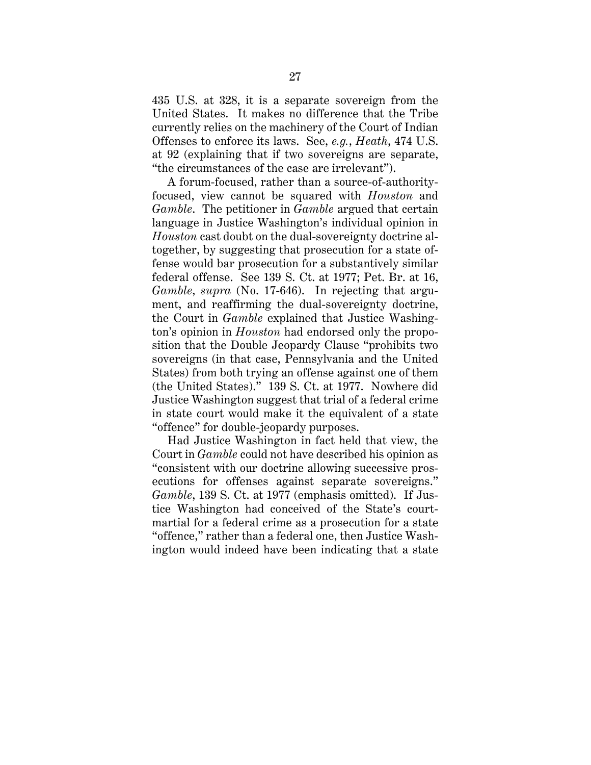435 U.S. at 328, it is a separate sovereign from the United States. It makes no difference that the Tribe currently relies on the machinery of the Court of Indian Offenses to enforce its laws. See, *e.g.*, *Heath*, 474 U.S. at 92 (explaining that if two sovereigns are separate, "the circumstances of the case are irrelevant").

A forum-focused, rather than a source-of-authority-focused, view cannot be squared with *Houston* and *Gamble*. The petitioner in *Gamble* argued that certain language in Justice Washington's individual opinion in *Houston* cast doubt on the dual-sovereignty doctrine altogether, by suggesting that prosecution for a state offense would bar prosecution for a substantively similar federal offense. See 139 S. Ct. at 1977; Pet. Br. at 16, *Gamble*, *supra* (No. 17-646). In rejecting that argument, and reaffirming the dual-sovereignty doctrine, the Court in *Gamble* explained that Justice Washington's opinion in *Houston* had endorsed only the proposition that the Double Jeopardy Clause "prohibits two sovereigns (in that case, Pennsylvania and the United States) from both trying an offense against one of them (the United States)." 139 S. Ct. at 1977. Nowhere did Justice Washington suggest that trial of a federal crime in state court would make it the equivalent of a state "offence" for double-jeopardy purposes.

Had Justice Washington in fact held that view, the Court in *Gamble* could not have described his opinion as "consistent with our doctrine allowing successive prosecutions for offenses against separate sovereigns." *Gamble*, 139 S. Ct. at 1977 (emphasis omitted). If Justice Washington had conceived of the State's court-martial for a federal crime as a prosecution for a state "offence," rather than a federal one, then Justice Washington would indeed have been indicating that a state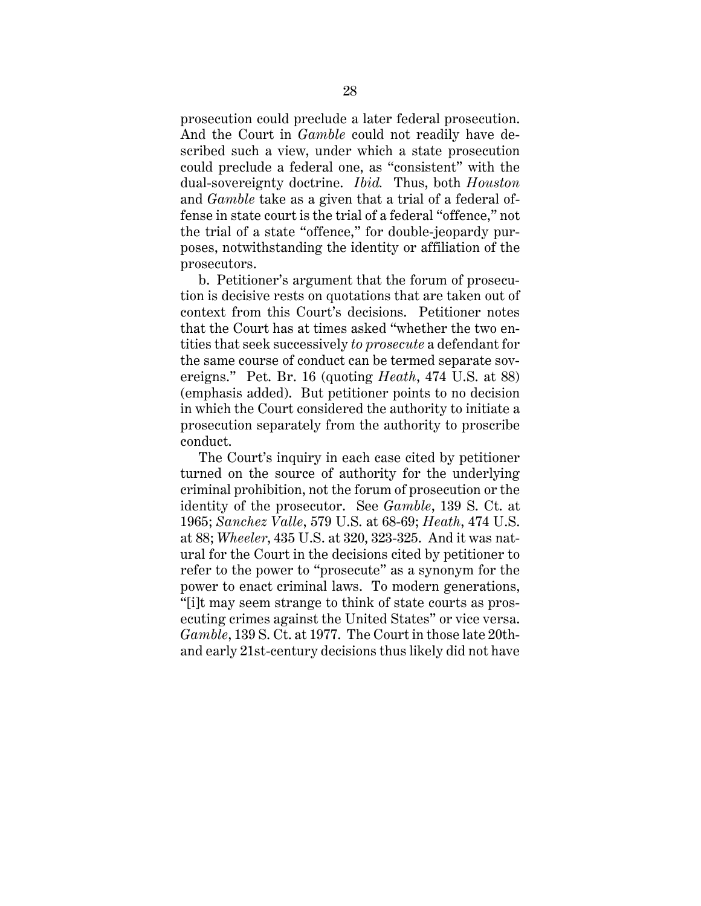prosecution could preclude a later federal prosecution. And the Court in *Gamble* could not readily have described such a view, under which a state prosecution could preclude a federal one, as "consistent" with the dual-sovereignty doctrine. *Ibid.* Thus, both *Houston* and *Gamble* take as a given that a trial of a federal offense in state court is the trial of a federal "offence," not the trial of a state "offence," for double-jeopardy purposes, notwithstanding the identity or affiliation of the prosecutors.

b. Petitioner's argument that the forum of prosecution is decisive rests on quotations that are taken out of context from this Court's decisions. Petitioner notes that the Court has at times asked "whether the two entities that seek successively *to prosecute* a defendant for the same course of conduct can be termed separate sovereigns." Pet. Br. 16 (quoting *Heath*, 474 U.S. at 88) (emphasis added). But petitioner points to no decision in which the Court considered the authority to initiate a prosecution separately from the authority to proscribe conduct.

The Court's inquiry in each case cited by petitioner turned on the source of authority for the underlying criminal prohibition, not the forum of prosecution or the identity of the prosecutor. See *Gamble*, 139 S. Ct. at 1965; *Sanchez Valle*, 579 U.S. at 68-69; *Heath*, 474 U.S. at 88; *Wheeler*, 435 U.S. at 320, 323-325. And it was natural for the Court in the decisions cited by petitioner to refer to the power to "prosecute" as a synonym for the power to enact criminal laws. To modern generations, "[i]t may seem strange to think of state courts as prosecuting crimes against the United States" or vice versa. *Gamble*, 139 S. Ct. at 1977. The Court in those late 20th- and early 21st-century decisions thus likely did not have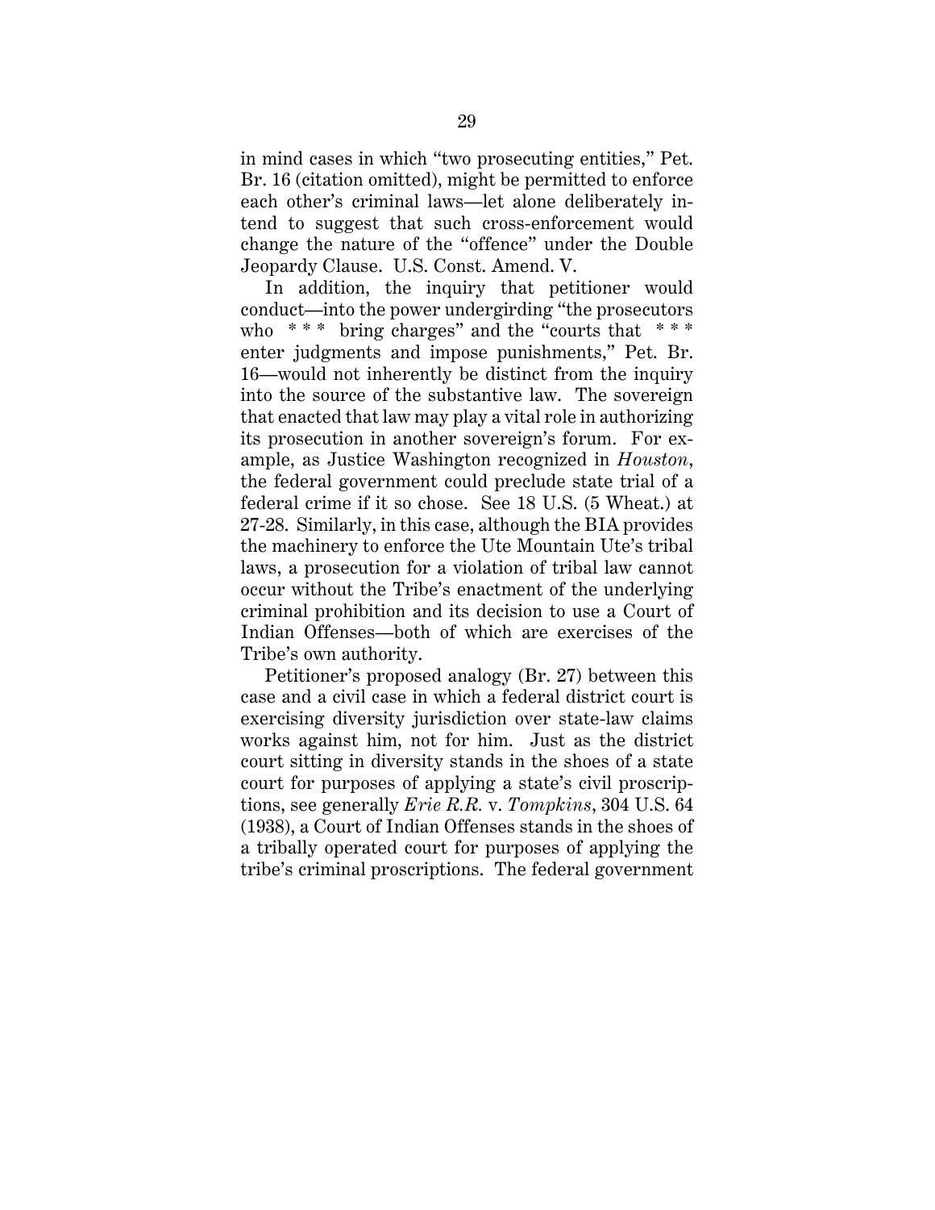in mind cases in which "two prosecuting entities," Pet. Br. 16 (citation omitted), might be permitted to enforce each other's criminal laws—let alone deliberately intend to suggest that such cross-enforcement would change the nature of the "offence" under the Double Jeopardy Clause. U.S. Const. Amend. V.

In addition, the inquiry that petitioner would conduct—into the power undergirding "the prosecutors who * * * bring charges" and the "courts that * * * enter judgments and impose punishments," Pet. Br. 16—would not inherently be distinct from the inquiry into the source of the substantive law. The sovereign that enacted that law may play a vital role in authorizing its prosecution in another sovereign's forum. For example, as Justice Washington recognized in *Houston*, the federal government could preclude state trial of a federal crime if it so chose. See 18 U.S. (5 Wheat.) at 27-28. Similarly, in this case, although the BIA provides the machinery to enforce the Ute Mountain Ute's tribal laws, a prosecution for a violation of tribal law cannot occur without the Tribe's enactment of the underlying criminal prohibition and its decision to use a Court of Indian Offenses—both of which are exercises of the Tribe's own authority.

Petitioner's proposed analogy (Br. 27) between this case and a civil case in which a federal district court is exercising diversity jurisdiction over state-law claims works against him, not for him. Just as the district court sitting in diversity stands in the shoes of a state court for purposes of applying a state's civil proscriptions, see generally *Erie R.R.* v. *Tompkins*, 304 U.S. 64 (1938), a Court of Indian Offenses stands in the shoes of a tribally operated court for purposes of applying the tribe's criminal proscriptions. The federal government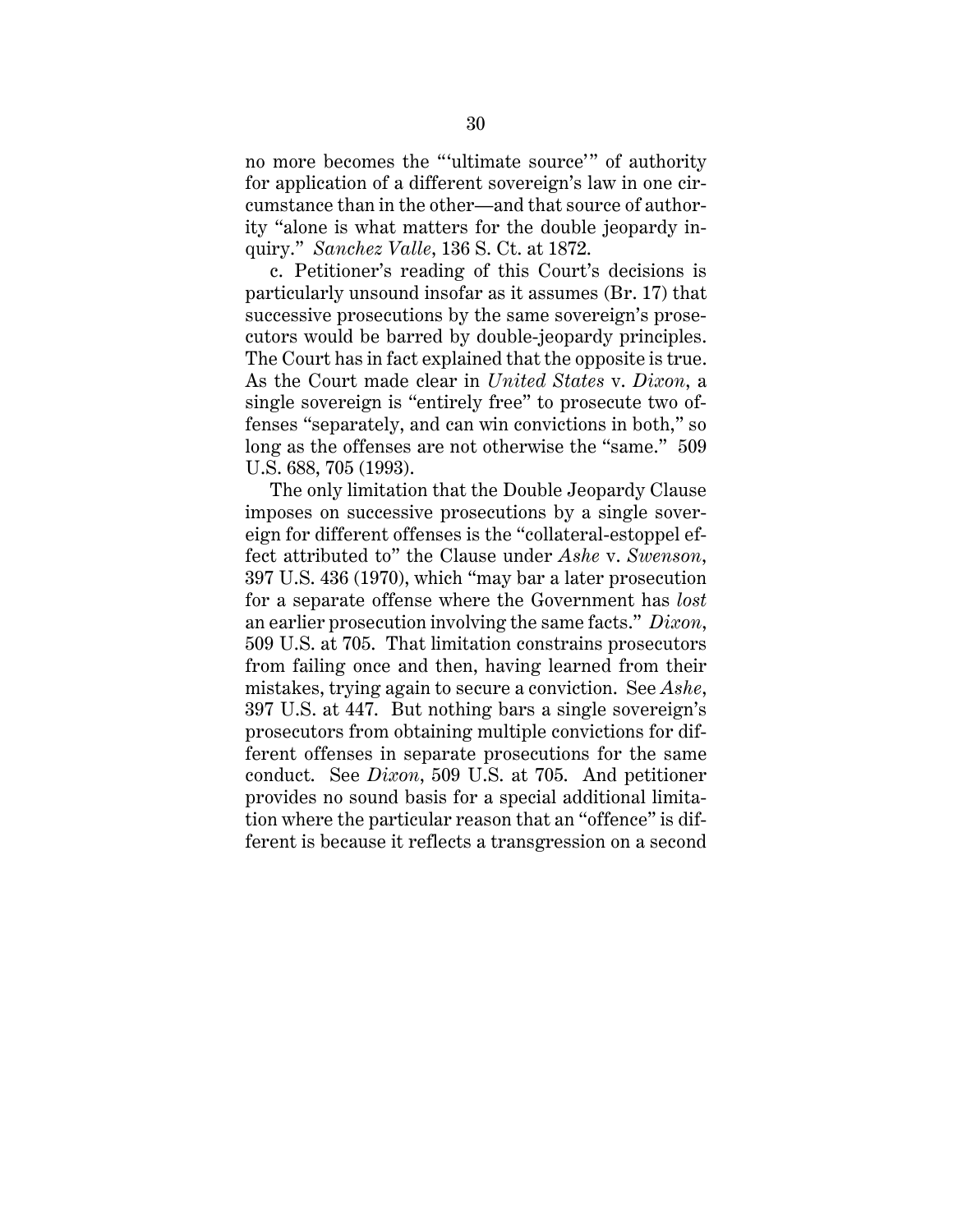no more becomes the "'ultimate source'" of authority for application of a different sovereign's law in one circumstance than in the other—and that source of authority "alone is what matters for the double jeopardy inquiry." *Sanchez Valle*, 136 S. Ct. at 1872.

c. Petitioner's reading of this Court's decisions is particularly unsound insofar as it assumes (Br. 17) that successive prosecutions by the same sovereign's prosecutors would be barred by double-jeopardy principles. The Court has in fact explained that the opposite is true. As the Court made clear in *United States* v. *Dixon*, a single sovereign is "entirely free" to prosecute two offenses "separately, and can win convictions in both," so long as the offenses are not otherwise the "same." 509 U.S. 688, 705 (1993).

The only limitation that the Double Jeopardy Clause imposes on successive prosecutions by a single sovereign for different offenses is the "collateral-estoppel effect attributed to" the Clause under *Ashe* v. *Swenson*, 397 U.S. 436 (1970), which "may bar a later prosecution for a separate offense where the Government has *lost* an earlier prosecution involving the same facts." *Dixon*, 509 U.S. at 705. That limitation constrains prosecutors from failing once and then, having learned from their mistakes, trying again to secure a conviction. See *Ashe*, 397 U.S. at 447. But nothing bars a single sovereign's prosecutors from obtaining multiple convictions for different offenses in separate prosecutions for the same conduct. See *Dixon*, 509 U.S. at 705. And petitioner provides no sound basis for a special additional limitation where the particular reason that an "offence" is different is because it reflects a transgression on a second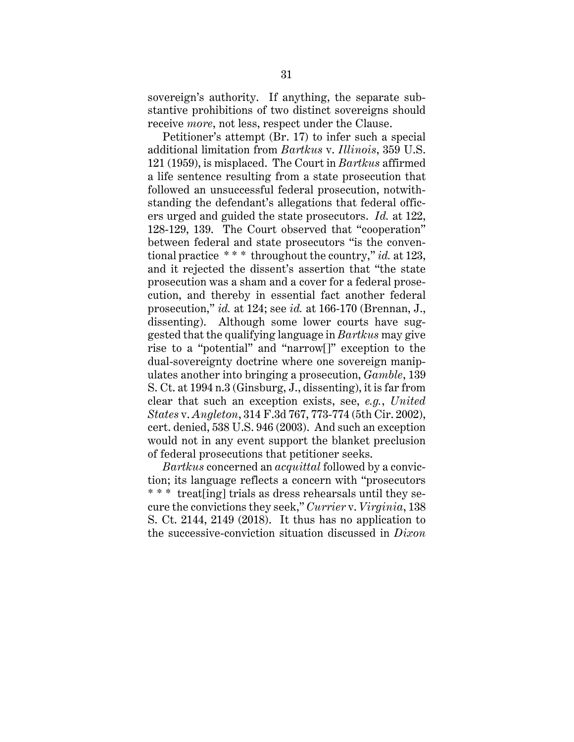sovereign's authority. If anything, the separate substantive prohibitions of two distinct sovereigns should receive *more*, not less, respect under the Clause.

Petitioner's attempt (Br. 17) to infer such a special additional limitation from *Bartkus* v. *Illinois*, 359 U.S. 121 (1959), is misplaced. The Court in *Bartkus* affirmed a life sentence resulting from a state prosecution that followed an unsuccessful federal prosecution, notwithstanding the defendant's allegations that federal officers urged and guided the state prosecutors. *Id.* at 122, 128-129, 139. The Court observed that "cooperation" between federal and state prosecutors "is the conventional practice * * * throughout the country," *id.* at 123, and it rejected the dissent's assertion that "the state prosecution was a sham and a cover for a federal prosecution, and thereby in essential fact another federal prosecution," *id.* at 124; see *id.* at 166-170 (Brennan, J., dissenting). Although some lower courts have suggested that the qualifying language in *Bartkus* may give rise to a "potential" and "narrow[]" exception to the dual-sovereignty doctrine where one sovereign manipulates another into bringing a prosecution, *Gamble*, 139 S. Ct. at 1994 n.3 (Ginsburg, J., dissenting), it is far from clear that such an exception exists, see, *e.g.*, *United States* v. *Angleton*, 314 F.3d 767, 773-774 (5th Cir. 2002), cert. denied, 538 U.S. 946 (2003). And such an exception would not in any event support the blanket preclusion of federal prosecutions that petitioner seeks.

*Bartkus* concerned an *acquittal* followed by a conviction; its language reflects a concern with "prosecutors * * * treat[ing] trials as dress rehearsals until they secure the convictions they seek," *Currier* v. *Virginia*, 138 S. Ct. 2144, 2149 (2018). It thus has no application to the successive-conviction situation discussed in *Dixon*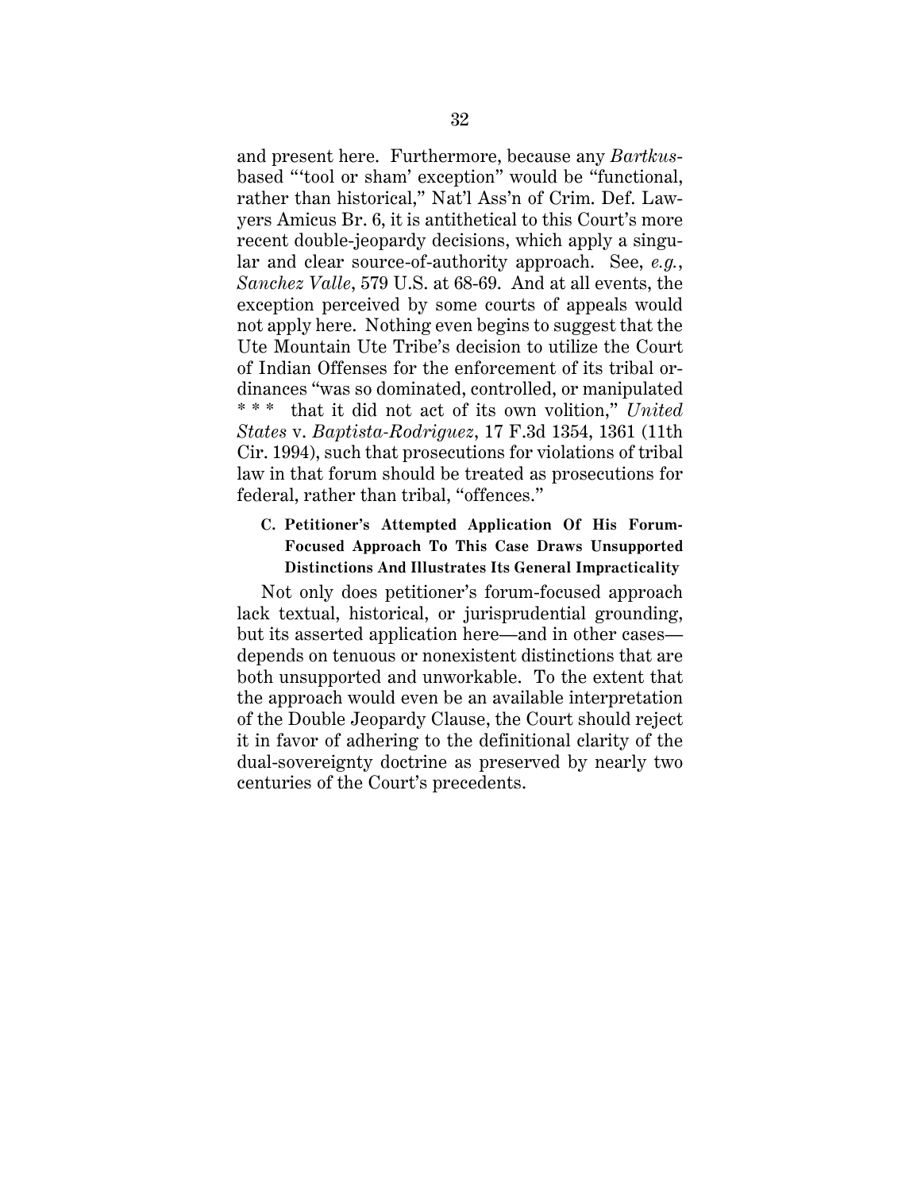and present here. Furthermore, because any *Bartkus*-based "'tool or sham' exception" would be "functional, rather than historical," Nat'l Ass'n of Crim. Def. Lawyers Amicus Br. 6, it is antithetical to this Court's more recent double-jeopardy decisions, which apply a singular and clear source-of-authority approach. See, *e.g.*, *Sanchez Valle*, 579 U.S. at 68-69. And at all events, the exception perceived by some courts of appeals would not apply here. Nothing even begins to suggest that the Ute Mountain Ute Tribe's decision to utilize the Court of Indian Offenses for the enforcement of its tribal ordinances "was so dominated, controlled, or manipulated * * * that it did not act of its own volition," *United States* v. *Baptista-Rodriguez*, 17 F.3d 1354, 1361 (11th Cir. 1994), such that prosecutions for violations of tribal law in that forum should be treated as prosecutions for federal, rather than tribal, "offences."

### C. Petitioner's Attempted Application Of His Forum-Focused Approach To This Case Draws Unsupported Distinctions And Illustrates Its General Impracticality

Not only does petitioner's forum-focused approach lack textual, historical, or jurisprudential grounding, but its asserted application here—and in other cases—depends on tenuous or nonexistent distinctions that are both unsupported and unworkable. To the extent that the approach would even be an available interpretation of the Double Jeopardy Clause, the Court should reject it in favor of adhering to the definitional clarity of the dual-sovereignty doctrine as preserved by nearly two centuries of the Court's precedents.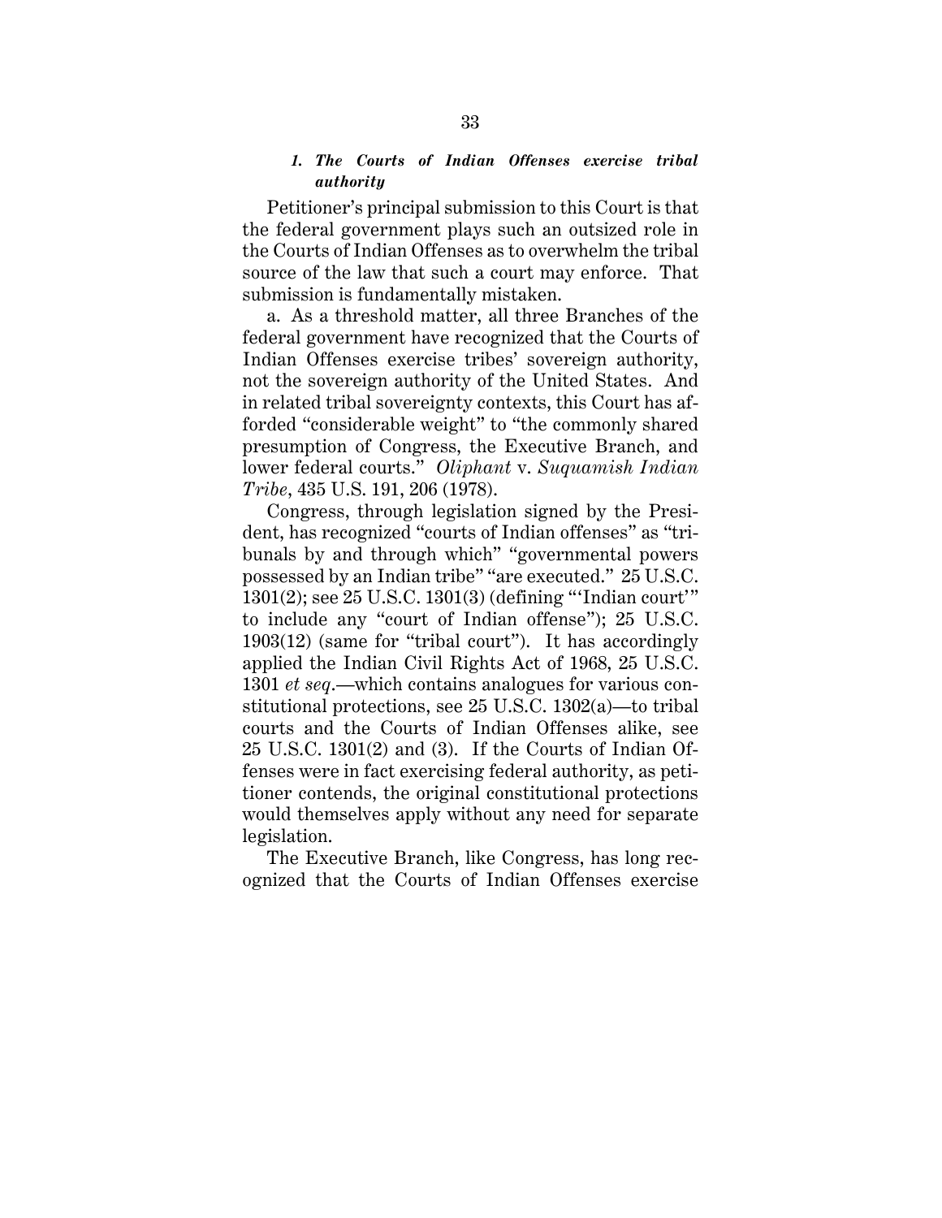### *1. The Courts of Indian Offenses exercise tribal authority*

Petitioner's principal submission to this Court is that the federal government plays such an outsized role in the Courts of Indian Offenses as to overwhelm the tribal source of the law that such a court may enforce. That submission is fundamentally mistaken.

a. As a threshold matter, all three Branches of the federal government have recognized that the Courts of Indian Offenses exercise tribes' sovereign authority, not the sovereign authority of the United States. And in related tribal sovereignty contexts, this Court has afforded "considerable weight" to "the commonly shared presumption of Congress, the Executive Branch, and lower federal courts." *Oliphant* v. *Suquamish Indian Tribe*, 435 U.S. 191, 206 (1978).

Congress, through legislation signed by the President, has recognized "courts of Indian offenses" as "tribunals by and through which" "governmental powers possessed by an Indian tribe" "are executed." 25 U.S.C. 1301(2); see 25 U.S.C. 1301(3) (defining "'Indian court'" to include any "court of Indian offense"); 25 U.S.C. 1903(12) (same for "tribal court"). It has accordingly applied the Indian Civil Rights Act of 1968, 25 U.S.C. 1301 *et seq.*—which contains analogues for various constitutional protections, see 25 U.S.C. 1302(a)—to tribal courts and the Courts of Indian Offenses alike, see 25 U.S.C. 1301(2) and (3). If the Courts of Indian Offenses were in fact exercising federal authority, as petitioner contends, the original constitutional protections would themselves apply without any need for separate legislation.

The Executive Branch, like Congress, has long recognized that the Courts of Indian Offenses exercise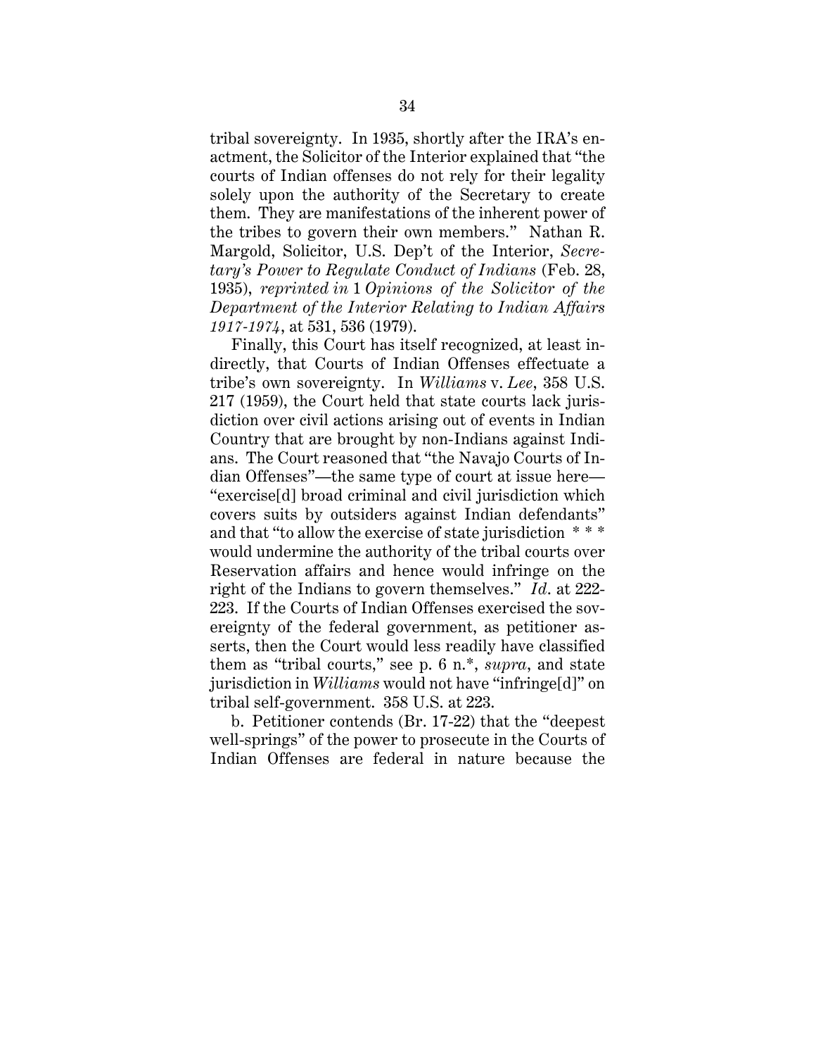tribal sovereignty. In 1935, shortly after the IRA's enactment, the Solicitor of the Interior explained that "the courts of Indian offenses do not rely for their legality solely upon the authority of the Secretary to create them. They are manifestations of the inherent power of the tribes to govern their own members." Nathan R. Margold, Solicitor, U.S. Dep't of the Interior, *Secretary's Power to Regulate Conduct of Indians* (Feb. 28, 1935), *reprinted in* 1 *Opinions of the Solicitor of the Department of the Interior Relating to Indian Affairs 1917-1974*, at 531, 536 (1979).

Finally, this Court has itself recognized, at least indirectly, that Courts of Indian Offenses effectuate a tribe's own sovereignty. In *Williams* v. *Lee*, 358 U.S. 217 (1959), the Court held that state courts lack jurisdiction over civil actions arising out of events in Indian Country that are brought by non-Indians against Indians. The Court reasoned that "the Navajo Courts of Indian Offenses"—the same type of court at issue here—"exercise[d] broad criminal and civil jurisdiction which covers suits by outsiders against Indian defendants" and that "to allow the exercise of state jurisdiction * * * would undermine the authority of the tribal courts over Reservation affairs and hence would infringe on the right of the Indians to govern themselves." *Id*. at 222-223. If the Courts of Indian Offenses exercised the sovereignty of the federal government, as petitioner asserts, then the Court would less readily have classified them as "tribal courts," see p. 6 n.*, *supra*, and state jurisdiction in *Williams* would not have "infringe[d]" on tribal self-government. 358 U.S. at 223.

b. Petitioner contends (Br. 17-22) that the "deepest well-springs" of the power to prosecute in the Courts of Indian Offenses are federal in nature because the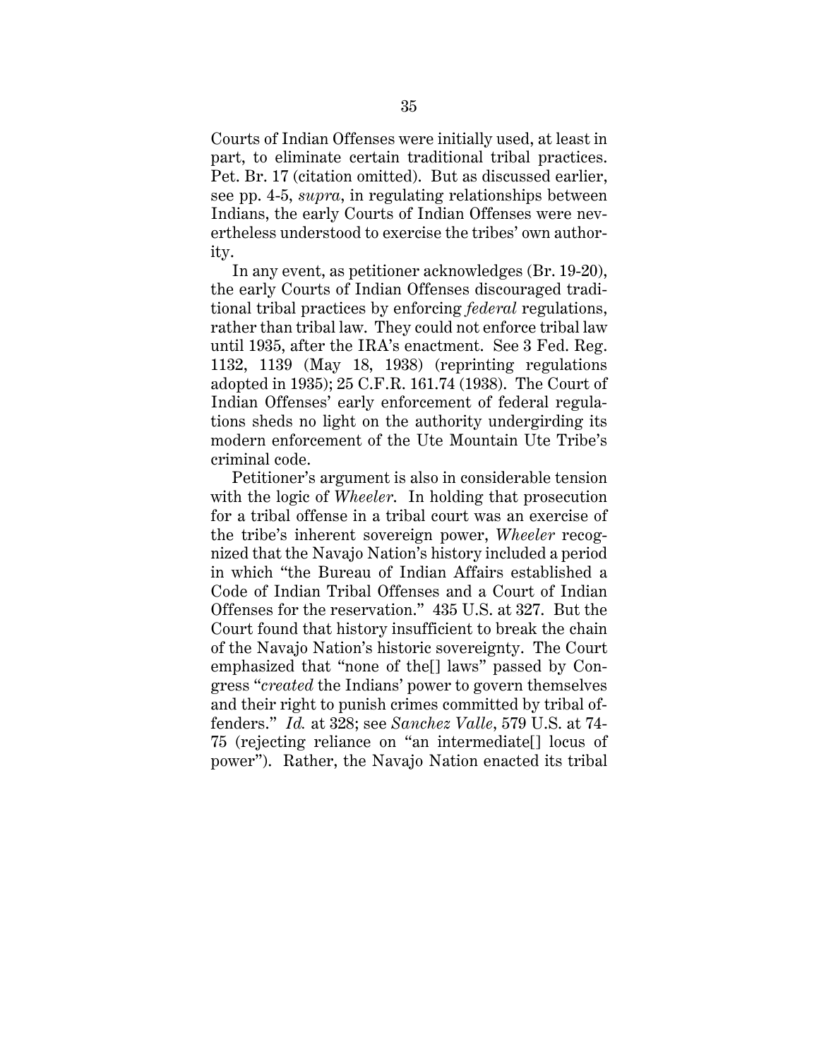Courts of Indian Offenses were initially used, at least in part, to eliminate certain traditional tribal practices. Pet. Br. 17 (citation omitted). But as discussed earlier, see pp. 4-5, *supra*, in regulating relationships between Indians, the early Courts of Indian Offenses were nevertheless understood to exercise the tribes' own authority.

In any event, as petitioner acknowledges (Br. 19-20), the early Courts of Indian Offenses discouraged traditional tribal practices by enforcing *federal* regulations, rather than tribal law. They could not enforce tribal law until 1935, after the IRA's enactment. See 3 Fed. Reg. 1132, 1139 (May 18, 1938) (reprinting regulations adopted in 1935); 25 C.F.R. 161.74 (1938). The Court of Indian Offenses' early enforcement of federal regulations sheds no light on the authority undergirding its modern enforcement of the Ute Mountain Ute Tribe's criminal code.

Petitioner's argument is also in considerable tension with the logic of *Wheeler*. In holding that prosecution for a tribal offense in a tribal court was an exercise of the tribe's inherent sovereign power, *Wheeler* recognized that the Navajo Nation's history included a period in which "the Bureau of Indian Affairs established a Code of Indian Tribal Offenses and a Court of Indian Offenses for the reservation." 435 U.S. at 327. But the Court found that history insufficient to break the chain of the Navajo Nation's historic sovereignty. The Court emphasized that "none of the[] laws" passed by Congress "*created* the Indians' power to govern themselves and their right to punish crimes committed by tribal offenders." *Id.* at 328; see *Sanchez Valle*, 579 U.S. at 74-75 (rejecting reliance on "an intermediate[] locus of power"). Rather, the Navajo Nation enacted its tribal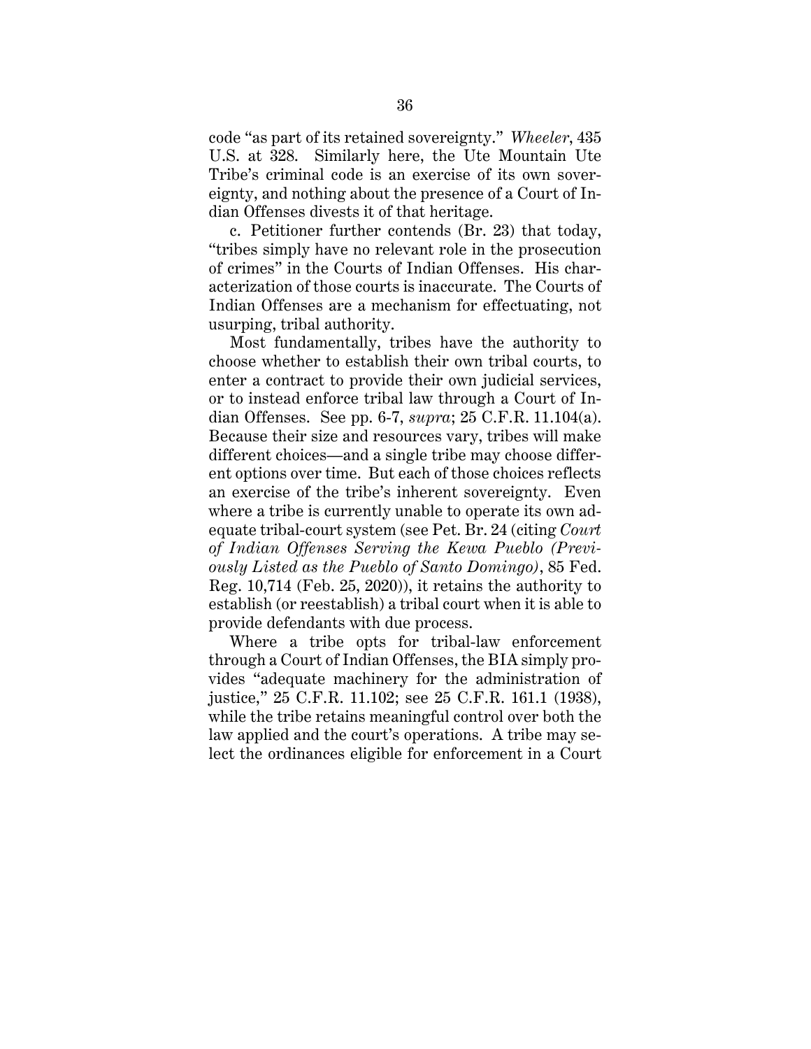code "as part of its retained sovereignty." *Wheeler*, 435 U.S. at 328. Similarly here, the Ute Mountain Ute Tribe's criminal code is an exercise of its own sovereignty, and nothing about the presence of a Court of Indian Offenses divests it of that heritage.

c. Petitioner further contends (Br. 23) that today, "tribes simply have no relevant role in the prosecution of crimes" in the Courts of Indian Offenses. His characterization of those courts is inaccurate. The Courts of Indian Offenses are a mechanism for effectuating, not usurping, tribal authority.

Most fundamentally, tribes have the authority to choose whether to establish their own tribal courts, to enter a contract to provide their own judicial services, or to instead enforce tribal law through a Court of Indian Offenses. See pp. 6-7, *supra*; 25 C.F.R. 11.104(a). Because their size and resources vary, tribes will make different choices—and a single tribe may choose different options over time. But each of those choices reflects an exercise of the tribe's inherent sovereignty. Even where a tribe is currently unable to operate its own adequate tribal-court system (see Pet. Br. 24 (citing *Court of Indian Offenses Serving the Kewa Pueblo (Previously Listed as the Pueblo of Santo Domingo)*, 85 Fed. Reg. 10,714 (Feb. 25, 2020)), it retains the authority to establish (or reestablish) a tribal court when it is able to provide defendants with due process.

Where a tribe opts for tribal-law enforcement through a Court of Indian Offenses, the BIA simply provides "adequate machinery for the administration of justice," 25 C.F.R. 11.102; see 25 C.F.R. 161.1 (1938), while the tribe retains meaningful control over both the law applied and the court's operations. A tribe may select the ordinances eligible for enforcement in a Court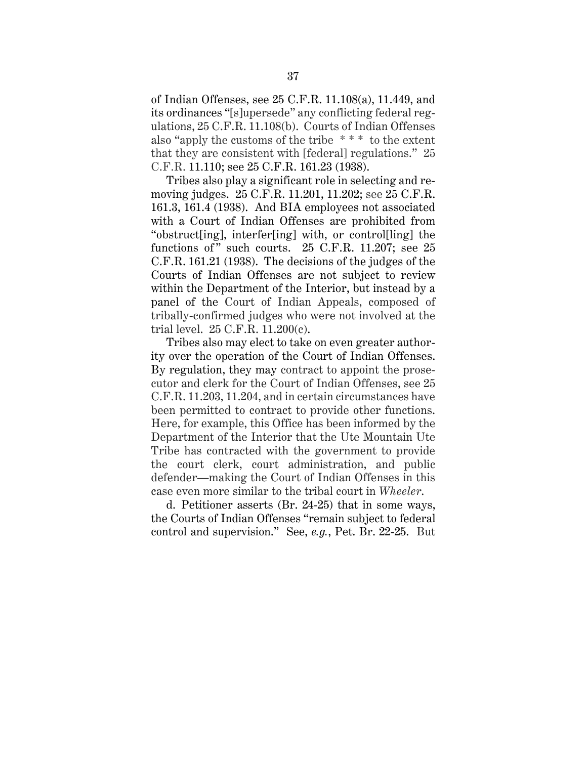of Indian Offenses, see 25 C.F.R. 11.108(a), 11.449, and its ordinances "[s]upersede" any conflicting federal regulations, 25 C.F.R. 11.108(b). Courts of Indian Offenses also "apply the customs of the tribe * * * to the extent that they are consistent with [federal] regulations." 25 C.F.R. 11.110; see 25 C.F.R. 161.23 (1938).

Tribes also play a significant role in selecting and removing judges. 25 C.F.R. 11.201, 11.202; see 25 C.F.R. 161.3, 161.4 (1938). And BIA employees not associated with a Court of Indian Offenses are prohibited from "obstruct[ing], interfer[ing] with, or control[ling] the functions of" such courts. 25 C.F.R. 11.207; see 25 C.F.R. 161.21 (1938). The decisions of the judges of the Courts of Indian Offenses are not subject to review within the Department of the Interior, but instead by a panel of the Court of Indian Appeals, composed of tribally-confirmed judges who were not involved at the trial level. 25 C.F.R. 11.200(c).

Tribes also may elect to take on even greater authority over the operation of the Court of Indian Offenses. By regulation, they may contract to appoint the prosecutor and clerk for the Court of Indian Offenses, see 25 C.F.R. 11.203, 11.204, and in certain circumstances have been permitted to contract to provide other functions. Here, for example, this Office has been informed by the Department of the Interior that the Ute Mountain Ute Tribe has contracted with the government to provide the court clerk, court administration, and public defender—making the Court of Indian Offenses in this case even more similar to the tribal court in *Wheeler*.

d. Petitioner asserts (Br. 24-25) that in some ways, the Courts of Indian Offenses "remain subject to federal control and supervision." See, *e.g.*, Pet. Br. 22-25. But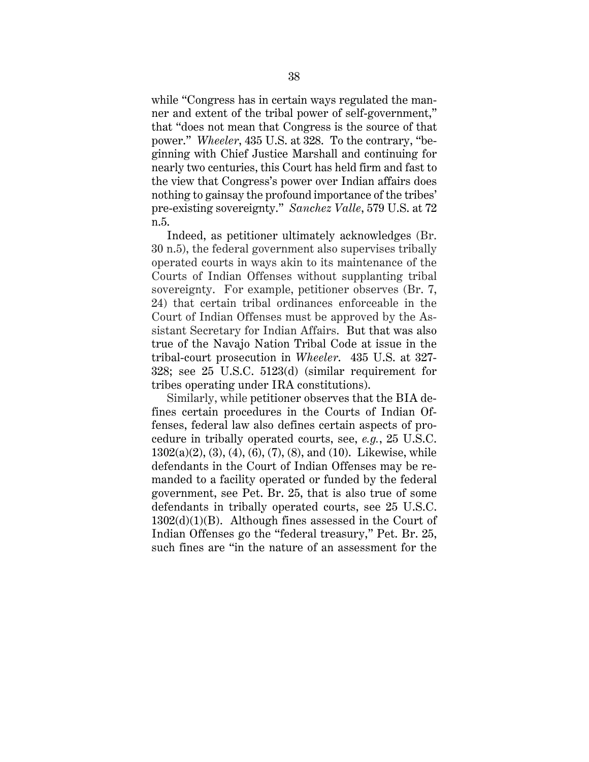while "Congress has in certain ways regulated the manner and extent of the tribal power of self-government," that "does not mean that Congress is the source of that power." *Wheeler*, 435 U.S. at 328. To the contrary, "beginning with Chief Justice Marshall and continuing for nearly two centuries, this Court has held firm and fast to the view that Congress's power over Indian affairs does nothing to gainsay the profound importance of the tribes' pre-existing sovereignty." *Sanchez Valle*, 579 U.S. at 72 n.5.

Indeed, as petitioner ultimately acknowledges (Br. 30 n.5), the federal government also supervises tribally operated courts in ways akin to its maintenance of the Courts of Indian Offenses without supplanting tribal sovereignty. For example, petitioner observes (Br. 7, 24) that certain tribal ordinances enforceable in the Court of Indian Offenses must be approved by the Assistant Secretary for Indian Affairs. But that was also true of the Navajo Nation Tribal Code at issue in the tribal-court prosecution in *Wheeler*. 435 U.S. at 327-328; see 25 U.S.C. 5123(d) (similar requirement for tribes operating under IRA constitutions).

Similarly, while petitioner observes that the BIA defines certain procedures in the Courts of Indian Offenses, federal law also defines certain aspects of procedure in tribally operated courts, see, *e.g.*, 25 U.S.C. 1302(a)(2), (3), (4), (6), (7), (8), and (10). Likewise, while defendants in the Court of Indian Offenses may be remanded to a facility operated or funded by the federal government, see Pet. Br. 25, that is also true of some defendants in tribally operated courts, see 25 U.S.C. 1302(d)(1)(B). Although fines assessed in the Court of Indian Offenses go the "federal treasury," Pet. Br. 25, such fines are "in the nature of an assessment for the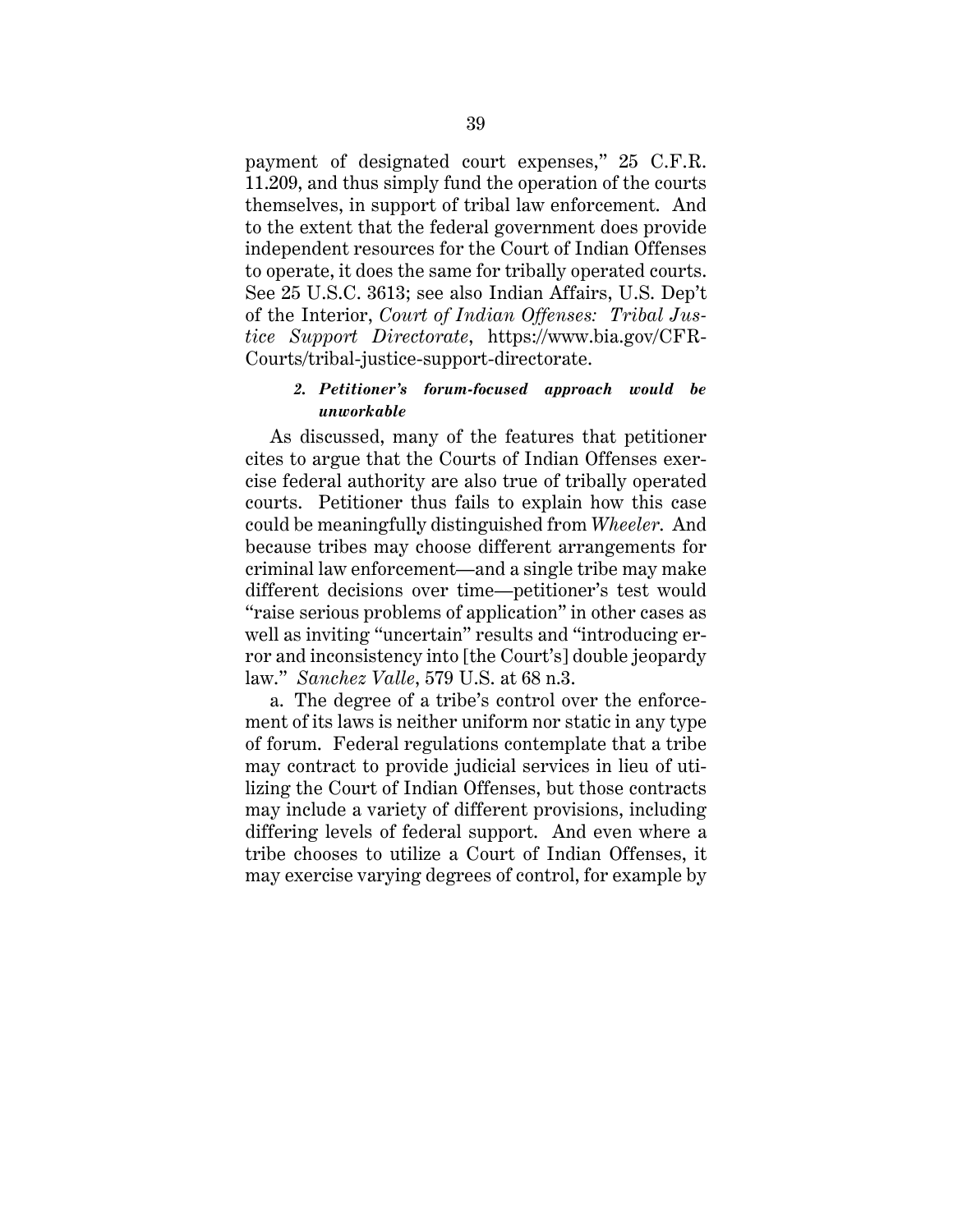payment of designated court expenses," 25 C.F.R. 11.209, and thus simply fund the operation of the courts themselves, in support of tribal law enforcement. And to the extent that the federal government does provide independent resources for the Court of Indian Offenses to operate, it does the same for tribally operated courts. See 25 U.S.C. 3613; see also Indian Affairs, U.S. Dep't of the Interior, *Court of Indian Offenses: Tribal Justice Support Directorate*, https://www.bia.gov/CFR-Courts/tribal-justice-support-directorate.

#### 2. *Petitioner's forum-focused approach would be unworkable*

As discussed, many of the features that petitioner cites to argue that the Courts of Indian Offenses exercise federal authority are also true of tribally operated courts. Petitioner thus fails to explain how this case could be meaningfully distinguished from *Wheeler*. And because tribes may choose different arrangements for criminal law enforcement—and a single tribe may make different decisions over time—petitioner's test would "raise serious problems of application" in other cases as well as inviting "uncertain" results and "introducing error and inconsistency into [the Court's] double jeopardy law." *Sanchez Valle*, 579 U.S. at 68 n.3.

a. The degree of a tribe's control over the enforcement of its laws is neither uniform nor static in any type of forum. Federal regulations contemplate that a tribe may contract to provide judicial services in lieu of utilizing the Court of Indian Offenses, but those contracts may include a variety of different provisions, including differing levels of federal support. And even where a tribe chooses to utilize a Court of Indian Offenses, it may exercise varying degrees of control, for example by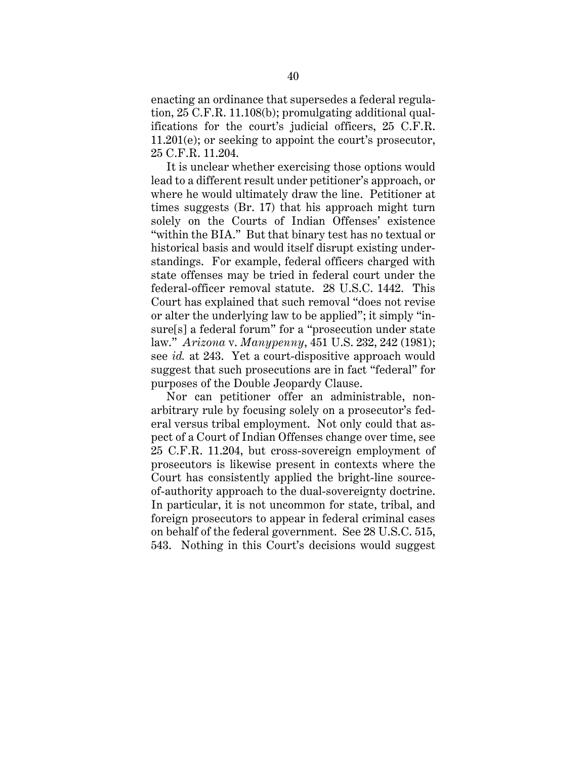enacting an ordinance that supersedes a federal regulation, 25 C.F.R. 11.108(b); promulgating additional qualifications for the court's judicial officers, 25 C.F.R. 11.201(e); or seeking to appoint the court's prosecutor, 25 C.F.R. 11.204.

It is unclear whether exercising those options would lead to a different result under petitioner's approach, or where he would ultimately draw the line. Petitioner at times suggests (Br. 17) that his approach might turn solely on the Courts of Indian Offenses' existence "within the BIA." But that binary test has no textual or historical basis and would itself disrupt existing understandings. For example, federal officers charged with state offenses may be tried in federal court under the federal-officer removal statute. 28 U.S.C. 1442. This Court has explained that such removal "does not revise or alter the underlying law to be applied"; it simply "insure[s] a federal forum" for a "prosecution under state law." *Arizona* v. *Manypenny*, 451 U.S. 232, 242 (1981); see *id.* at 243. Yet a court-dispositive approach would suggest that such prosecutions are in fact "federal" for purposes of the Double Jeopardy Clause.

Nor can petitioner offer an administrable, non-arbitrary rule by focusing solely on a prosecutor's federal versus tribal employment. Not only could that aspect of a Court of Indian Offenses change over time, see 25 C.F.R. 11.204, but cross-sovereign employment of prosecutors is likewise present in contexts where the Court has consistently applied the bright-line source-of-authority approach to the dual-sovereignty doctrine. In particular, it is not uncommon for state, tribal, and foreign prosecutors to appear in federal criminal cases on behalf of the federal government. See 28 U.S.C. 515, 543. Nothing in this Court's decisions would suggest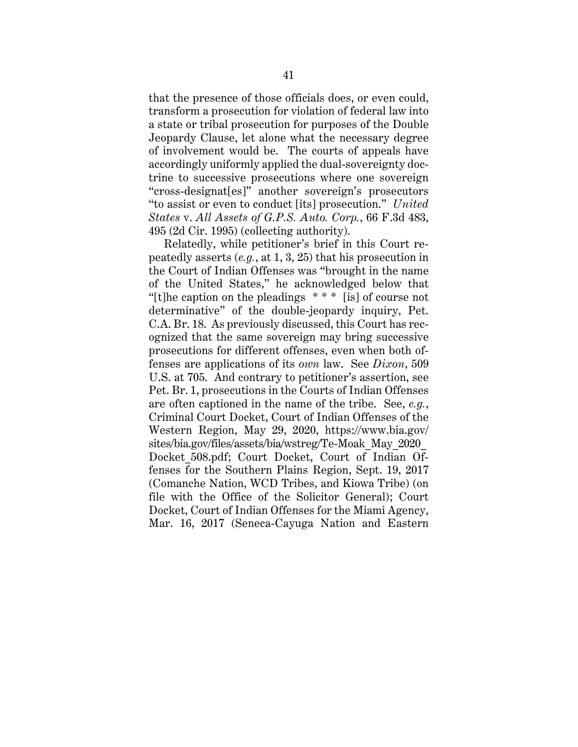that the presence of those officials does, or even could, transform a prosecution for violation of federal law into a state or tribal prosecution for purposes of the Double Jeopardy Clause, let alone what the necessary degree of involvement would be. The courts of appeals have accordingly uniformly applied the dual-sovereignty doctrine to successive prosecutions where one sovereign "cross-designat[es]" another sovereign's prosecutors "to assist or even to conduct [its] prosecution." *United States* v. *All Assets of G.P.S. Auto. Corp.*, 66 F.3d 483, 495 (2d Cir. 1995) (collecting authority).

Relatedly, while petitioner's brief in this Court repeatedly asserts (*e.g.*, at 1, 3, 25) that his prosecution in the Court of Indian Offenses was "brought in the name of the United States," he acknowledged below that "[t]he caption on the pleadings \* \* \* [is] of course not determinative" of the double-jeopardy inquiry, Pet. C.A. Br. 18. As previously discussed, this Court has recognized that the same sovereign may bring successive prosecutions for different offenses, even when both offenses are applications of its *own* law. See *Dixon*, 509 U.S. at 705. And contrary to petitioner's assertion, see Pet. Br. 1, prosecutions in the Courts of Indian Offenses are often captioned in the name of the tribe. See, *e.g.*, Criminal Court Docket, Court of Indian Offenses of the Western Region, May 29, 2020, https://www.bia.gov/sites/bia.gov/files/assets/bia/wstreg/Te-Moak_May_2020_Docket_508.pdf; Court Docket, Court of Indian Offenses for the Southern Plains Region, Sept. 19, 2017 (Comanche Nation, WCD Tribes, and Kiowa Tribe) (on file with the Office of the Solicitor General); Court Docket, Court of Indian Offenses for the Miami Agency, Mar. 16, 2017 (Seneca-Cayuga Nation and Eastern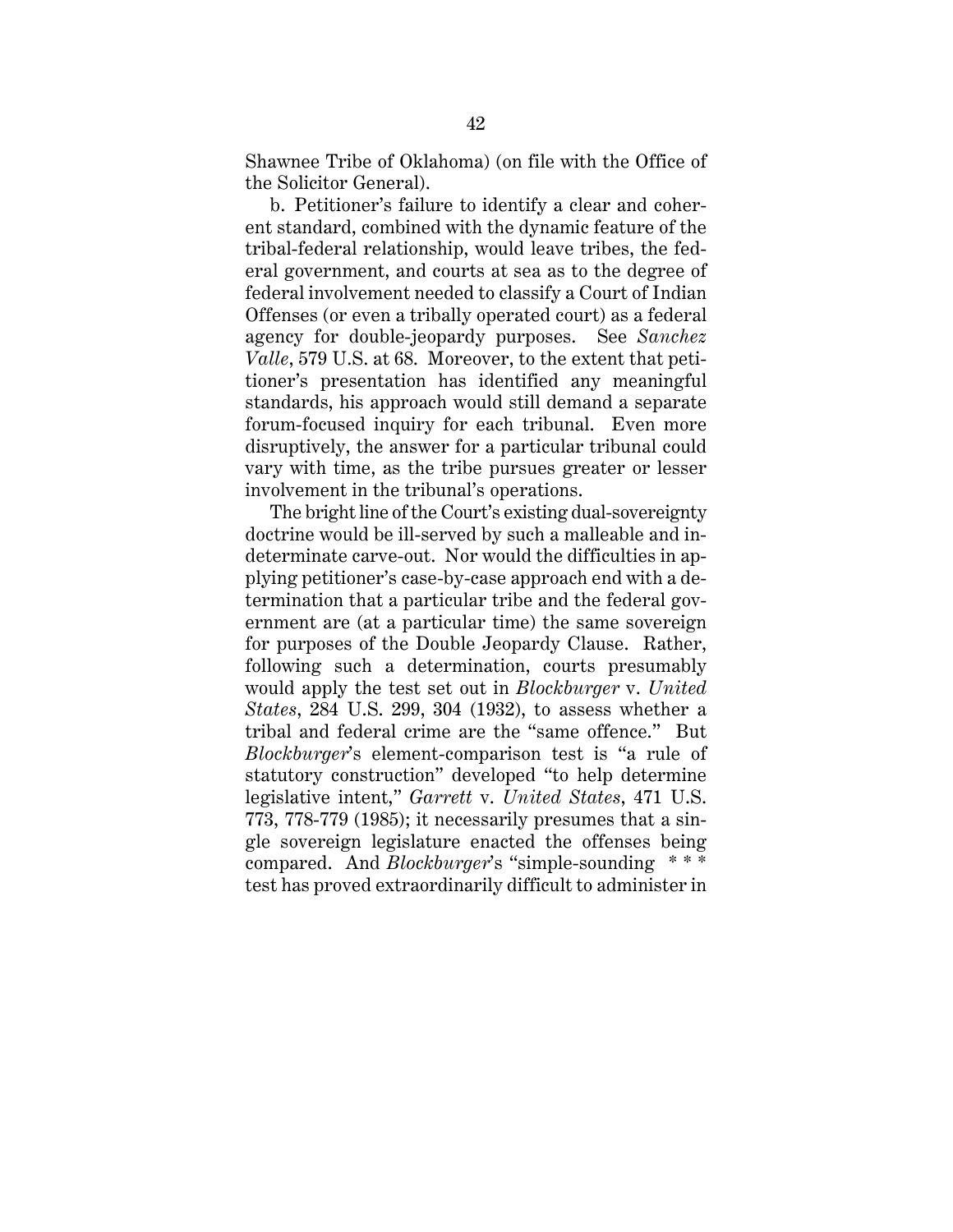Shawnee Tribe of Oklahoma) (on file with the Office of the Solicitor General).

b. Petitioner's failure to identify a clear and coherent standard, combined with the dynamic feature of the tribal-federal relationship, would leave tribes, the federal government, and courts at sea as to the degree of federal involvement needed to classify a Court of Indian Offenses (or even a tribally operated court) as a federal agency for double-jeopardy purposes. See *Sanchez Valle*, 579 U.S. at 68. Moreover, to the extent that petitioner's presentation has identified any meaningful standards, his approach would still demand a separate forum-focused inquiry for each tribunal. Even more disruptively, the answer for a particular tribunal could vary with time, as the tribe pursues greater or lesser involvement in the tribunal's operations.

The bright line of the Court's existing dual-sovereignty doctrine would be ill-served by such a malleable and indeterminate carve-out. Nor would the difficulties in applying petitioner's case-by-case approach end with a determination that a particular tribe and the federal government are (at a particular time) the same sovereign for purposes of the Double Jeopardy Clause. Rather, following such a determination, courts presumably would apply the test set out in *Blockburger* v. *United States*, 284 U.S. 299, 304 (1932), to assess whether a tribal and federal crime are the "same offence." But *Blockburger*'s element-comparison test is "a rule of statutory construction" developed "to help determine legislative intent," *Garrett* v. *United States*, 471 U.S. 773, 778-779 (1985); it necessarily presumes that a single sovereign legislature enacted the offenses being compared. And *Blockburger*'s "simple-sounding * * * test has proved extraordinarily difficult to administer in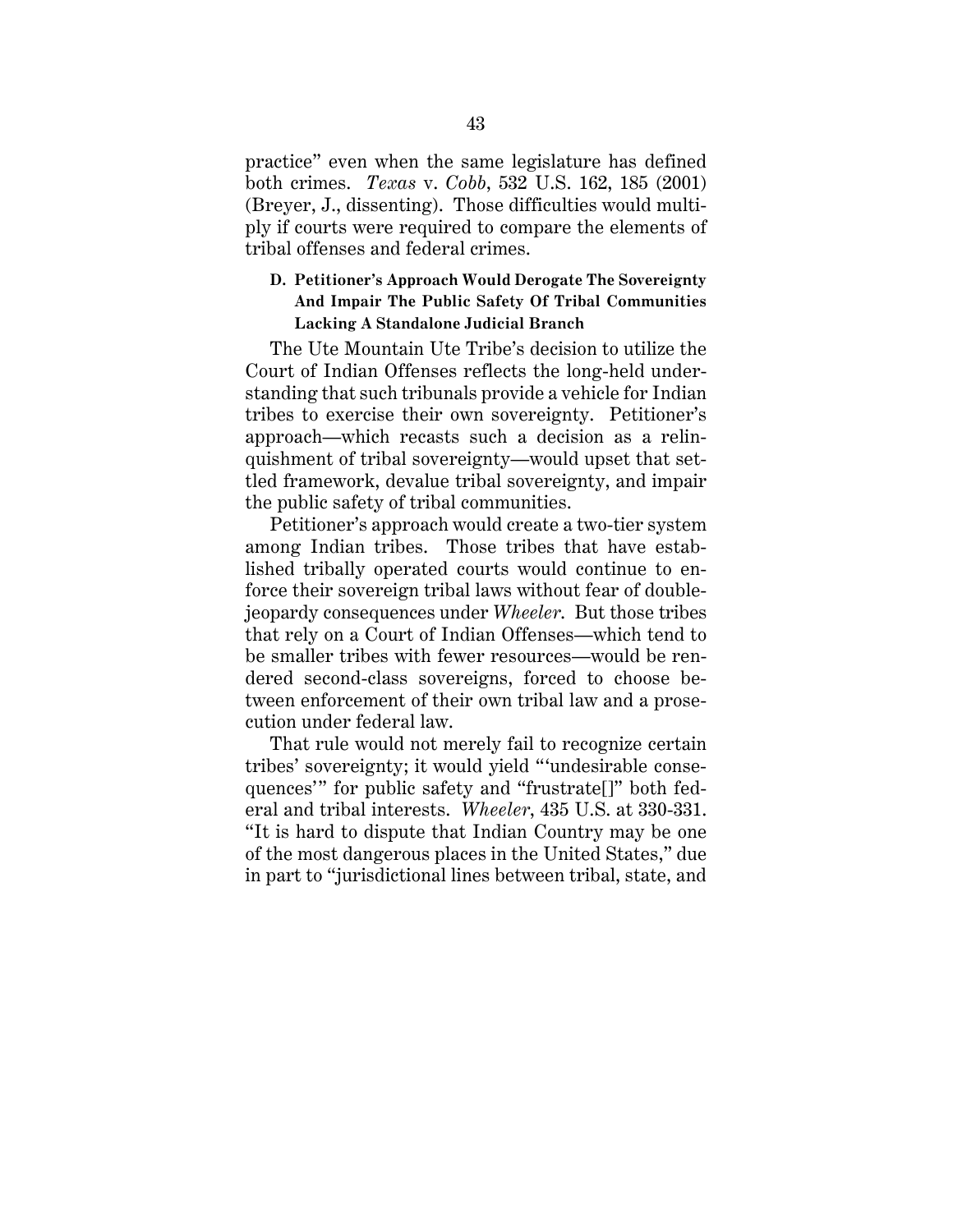practice" even when the same legislature has defined both crimes. *Texas* v. *Cobb*, 532 U.S. 162, 185 (2001) (Breyer, J., dissenting). Those difficulties would multiply if courts were required to compare the elements of tribal offenses and federal crimes.

### D. Petitioner's Approach Would Derogate The Sovereignty And Impair The Public Safety Of Tribal Communities Lacking A Standalone Judicial Branch

The Ute Mountain Ute Tribe's decision to utilize the Court of Indian Offenses reflects the long-held understanding that such tribunals provide a vehicle for Indian tribes to exercise their own sovereignty. Petitioner's approach—which recasts such a decision as a relinquishment of tribal sovereignty—would upset that settled framework, devalue tribal sovereignty, and impair the public safety of tribal communities.

Petitioner's approach would create a two-tier system among Indian tribes. Those tribes that have established tribally operated courts would continue to enforce their sovereign tribal laws without fear of double-jeopardy consequences under *Wheeler*. But those tribes that rely on a Court of Indian Offenses—which tend to be smaller tribes with fewer resources—would be rendered second-class sovereigns, forced to choose between enforcement of their own tribal law and a prosecution under federal law.

That rule would not merely fail to recognize certain tribes' sovereignty; it would yield "'undesirable consequences'" for public safety and "frustrate[]" both federal and tribal interests. *Wheeler*, 435 U.S. at 330-331. "It is hard to dispute that Indian Country may be one of the most dangerous places in the United States," due in part to "jurisdictional lines between tribal, state, and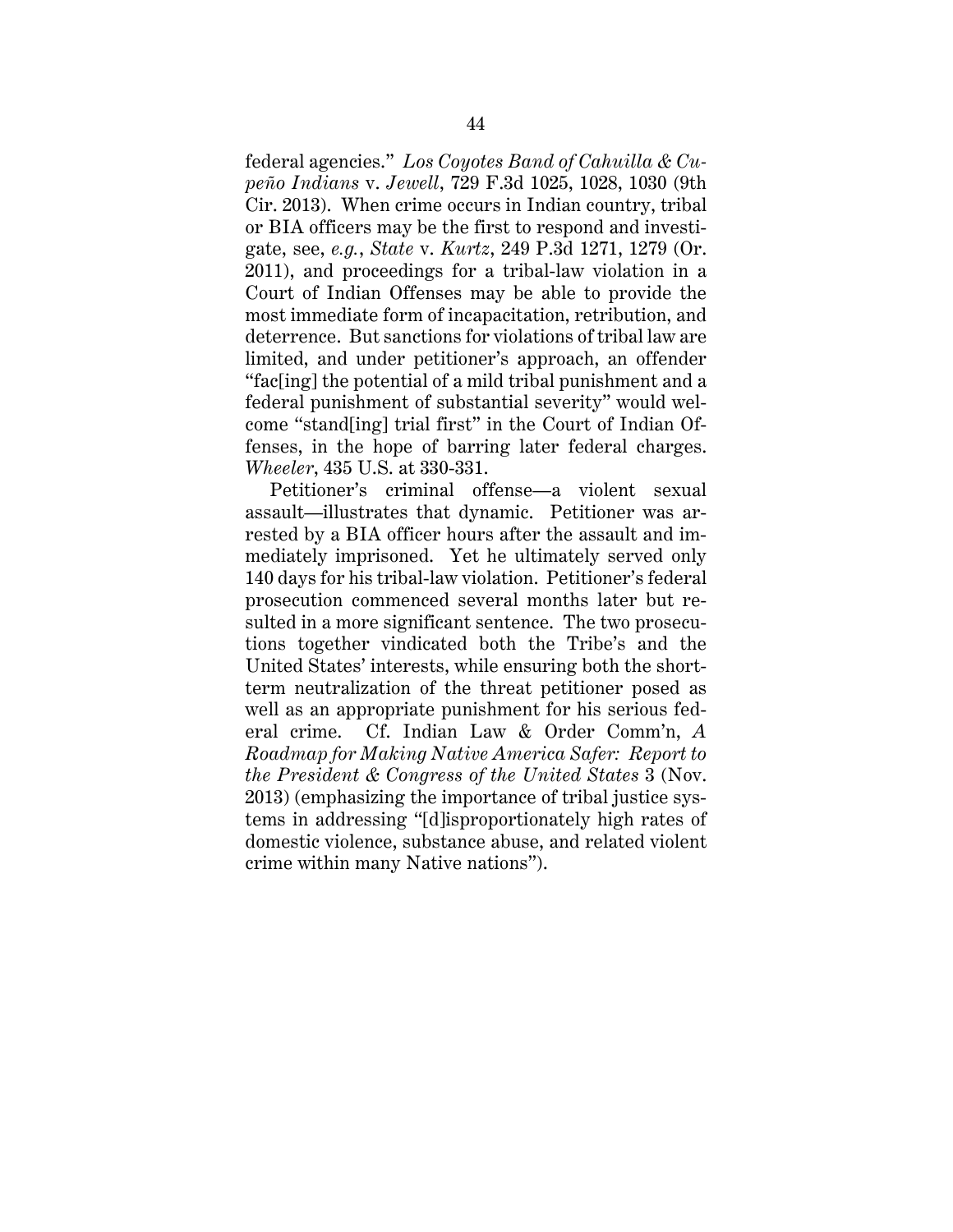federal agencies." *Los Coyotes Band of Cahuilla & Cupeño Indians* v. *Jewell*, 729 F.3d 1025, 1028, 1030 (9th Cir. 2013). When crime occurs in Indian country, tribal or BIA officers may be the first to respond and investigate, see, *e.g.*, *State* v. *Kurtz*, 249 P.3d 1271, 1279 (Or. 2011), and proceedings for a tribal-law violation in a Court of Indian Offenses may be able to provide the most immediate form of incapacitation, retribution, and deterrence. But sanctions for violations of tribal law are limited, and under petitioner's approach, an offender "fac[ing] the potential of a mild tribal punishment and a federal punishment of substantial severity" would welcome "stand[ing] trial first" in the Court of Indian Offenses, in the hope of barring later federal charges. *Wheeler*, 435 U.S. at 330-331.

Petitioner's criminal offense—a violent sexual assault—illustrates that dynamic. Petitioner was arrested by a BIA officer hours after the assault and immediately imprisoned. Yet he ultimately served only 140 days for his tribal-law violation. Petitioner's federal prosecution commenced several months later but resulted in a more significant sentence. The two prosecutions together vindicated both the Tribe's and the United States' interests, while ensuring both the short-term neutralization of the threat petitioner posed as well as an appropriate punishment for his serious federal crime. Cf. Indian Law & Order Comm'n, *A Roadmap for Making Native America Safer: Report to the President & Congress of the United States* 3 (Nov. 2013) (emphasizing the importance of tribal justice systems in addressing "[d]isproportionately high rates of domestic violence, substance abuse, and related violent crime within many Native nations").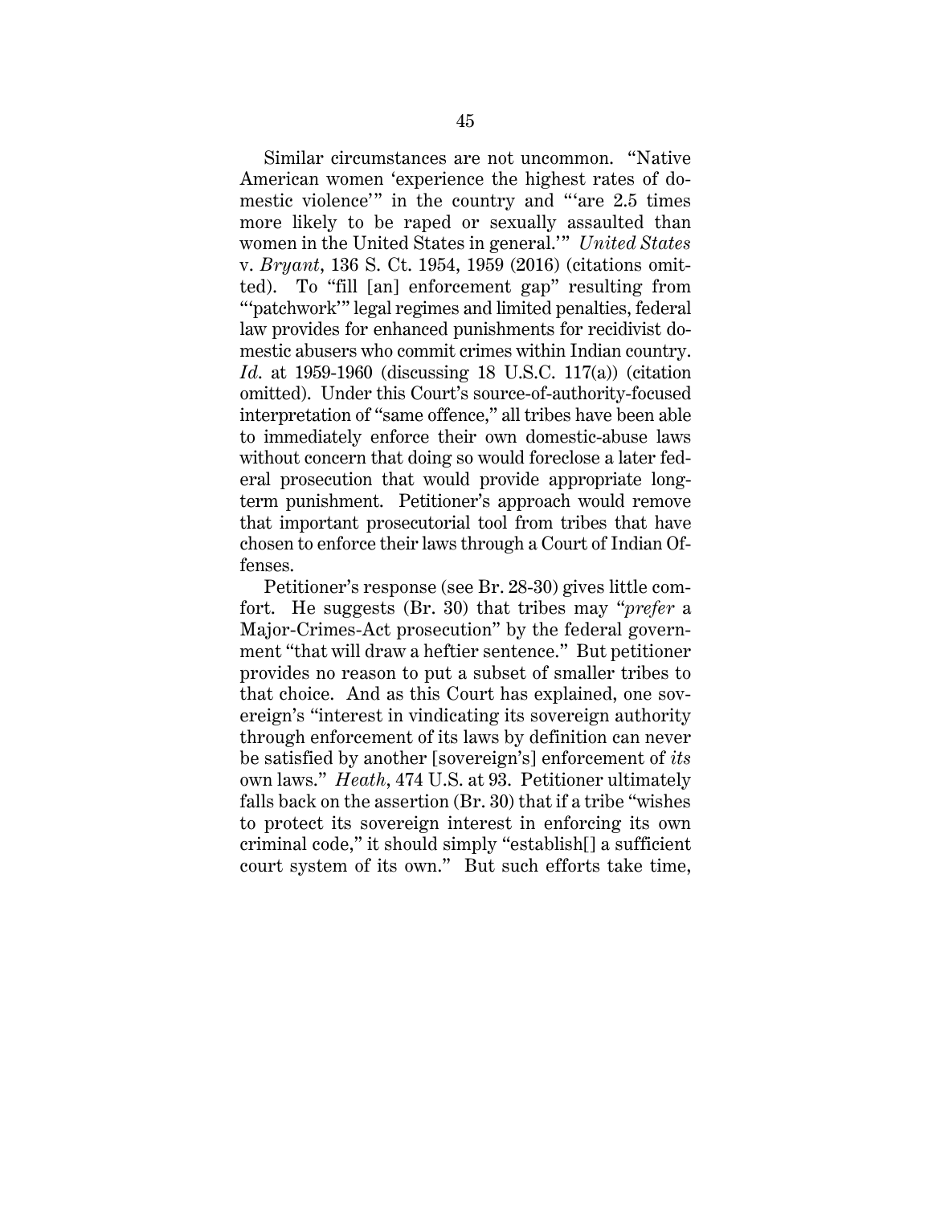Similar circumstances are not uncommon. "Native American women 'experience the highest rates of domestic violence'" in the country and "'are 2.5 times more likely to be raped or sexually assaulted than women in the United States in general.'" *United States* v. *Bryant*, 136 S. Ct. 1954, 1959 (2016) (citations omitted). To "fill [an] enforcement gap" resulting from "'patchwork'" legal regimes and limited penalties, federal law provides for enhanced punishments for recidivist domestic abusers who commit crimes within Indian country. *Id.* at 1959-1960 (discussing 18 U.S.C. 117(a)) (citation omitted). Under this Court's source-of-authority-focused interpretation of "same offence," all tribes have been able to immediately enforce their own domestic-abuse laws without concern that doing so would foreclose a later federal prosecution that would provide appropriate long-term punishment. Petitioner's approach would remove that important prosecutorial tool from tribes that have chosen to enforce their laws through a Court of Indian Offenses.

Petitioner's response (see Br. 28-30) gives little comfort. He suggests (Br. 30) that tribes may "*prefer* a Major-Crimes-Act prosecution" by the federal government "that will draw a heftier sentence." But petitioner provides no reason to put a subset of smaller tribes to that choice. And as this Court has explained, one sovereign's "interest in vindicating its sovereign authority through enforcement of its laws by definition can never be satisfied by another [sovereign's] enforcement of *its* own laws." *Heath*, 474 U.S. at 93. Petitioner ultimately falls back on the assertion (Br. 30) that if a tribe "wishes to protect its sovereign interest in enforcing its own criminal code," it should simply "establish[] a sufficient court system of its own." But such efforts take time,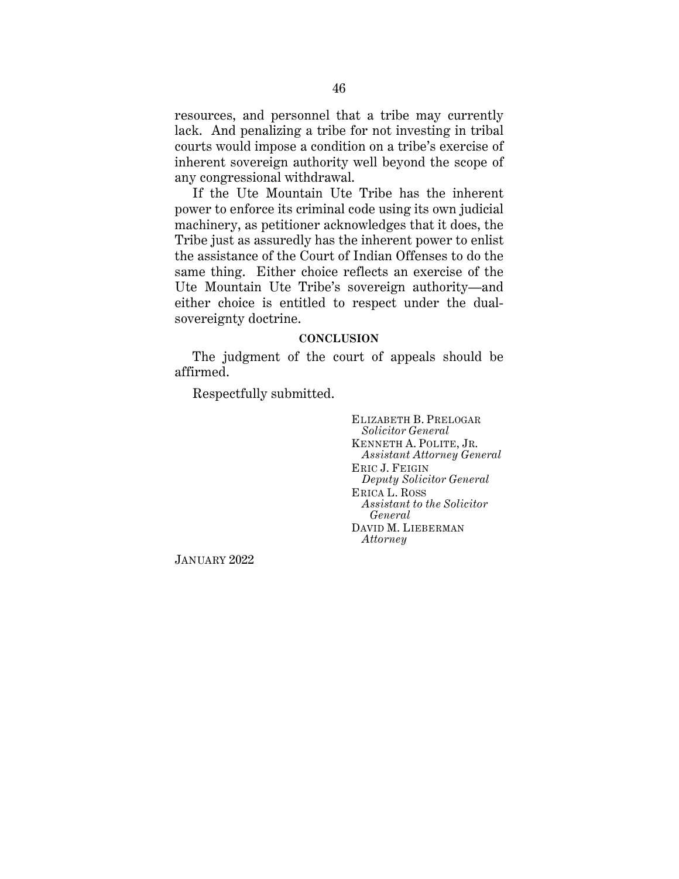resources, and personnel that a tribe may currently lack. And penalizing a tribe for not investing in tribal courts would impose a condition on a tribe's exercise of inherent sovereign authority well beyond the scope of any congressional withdrawal.

If the Ute Mountain Ute Tribe has the inherent power to enforce its criminal code using its own judicial machinery, as petitioner acknowledges that it does, the Tribe just as assuredly has the inherent power to enlist the assistance of the Court of Indian Offenses to do the same thing. Either choice reflects an exercise of the Ute Mountain Ute Tribe's sovereign authority—and either choice is entitled to respect under the dual-sovereignty doctrine.

## CONCLUSION

The judgment of the court of appeals should be affirmed.

Respectfully submitted.

ELIZABETH B. PRELOGAR
*Solicitor General*
KENNETH A. POLITE, JR.
*Assistant Attorney General*
ERIC J. FEIGIN
*Deputy Solicitor General*
ERICA L. ROSS
*Assistant to the Solicitor General*
DAVID M. LIEBERMAN
*Attorney*

JANUARY 2022